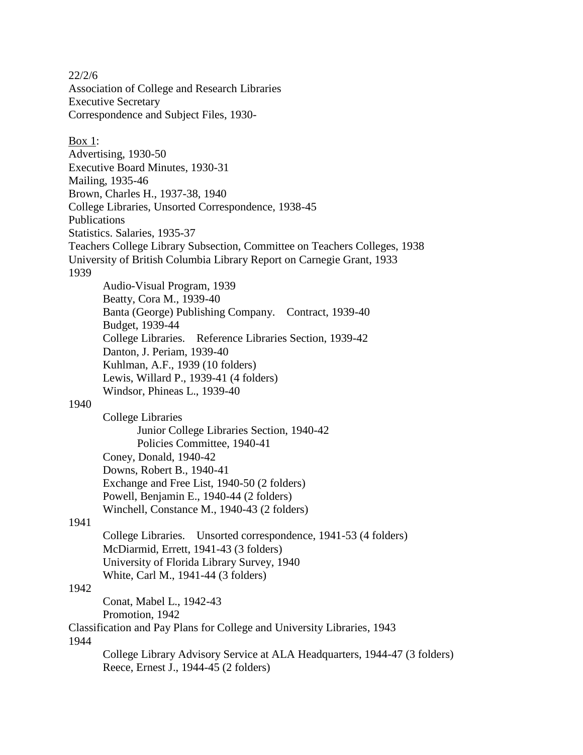22/2/6
Association of College and Research Libraries
Executive Secretary
Correspondence and Subject Files, 1930-

<u>Box 1</u>:

Advertising, 1930-50
Executive Board Minutes, 1930-31
Mailing, 1935-46
Brown, Charles H., 1937-38, 1940
College Libraries, Unsorted Correspondence, 1938-45
Publications
Statistics. Salaries, 1935-37
Teachers College Library Subsection, Committee on Teachers Colleges, 1938
University of British Columbia Library Report on Carnegie Grant, 1933

1939

- Audio-Visual Program, 1939
- Beatty, Cora M., 1939-40
- Banta (George) Publishing Company. Contract, 1939-40
- Budget, 1939-44
- College Libraries. Reference Libraries Section, 1939-42
- Danton, J. Periam, 1939-40
- Kuhlman, A.F., 1939 (10 folders)
- Lewis, Willard P., 1939-41 (4 folders)
- Windsor, Phineas L., 1939-40

1940

- College Libraries
    - Junior College Libraries Section, 1940-42
    - Policies Committee, 1940-41
- Coney, Donald, 1940-42
- Downs, Robert B., 1940-41
- Exchange and Free List, 1940-50 (2 folders)
- Powell, Benjamin E., 1940-44 (2 folders)
- Winchell, Constance M., 1940-43 (2 folders)

1941

- College Libraries. Unsorted correspondence, 1941-53 (4 folders)
- McDiarmid, Errett, 1941-43 (3 folders)
- University of Florida Library Survey, 1940
- White, Carl M., 1941-44 (3 folders)

1942

- Conat, Mabel L., 1942-43
- Promotion, 1942

Classification and Pay Plans for College and University Libraries, 1943

1944

- College Library Advisory Service at ALA Headquarters, 1944-47 (3 folders)
- Reece, Ernest J., 1944-45 (2 folders)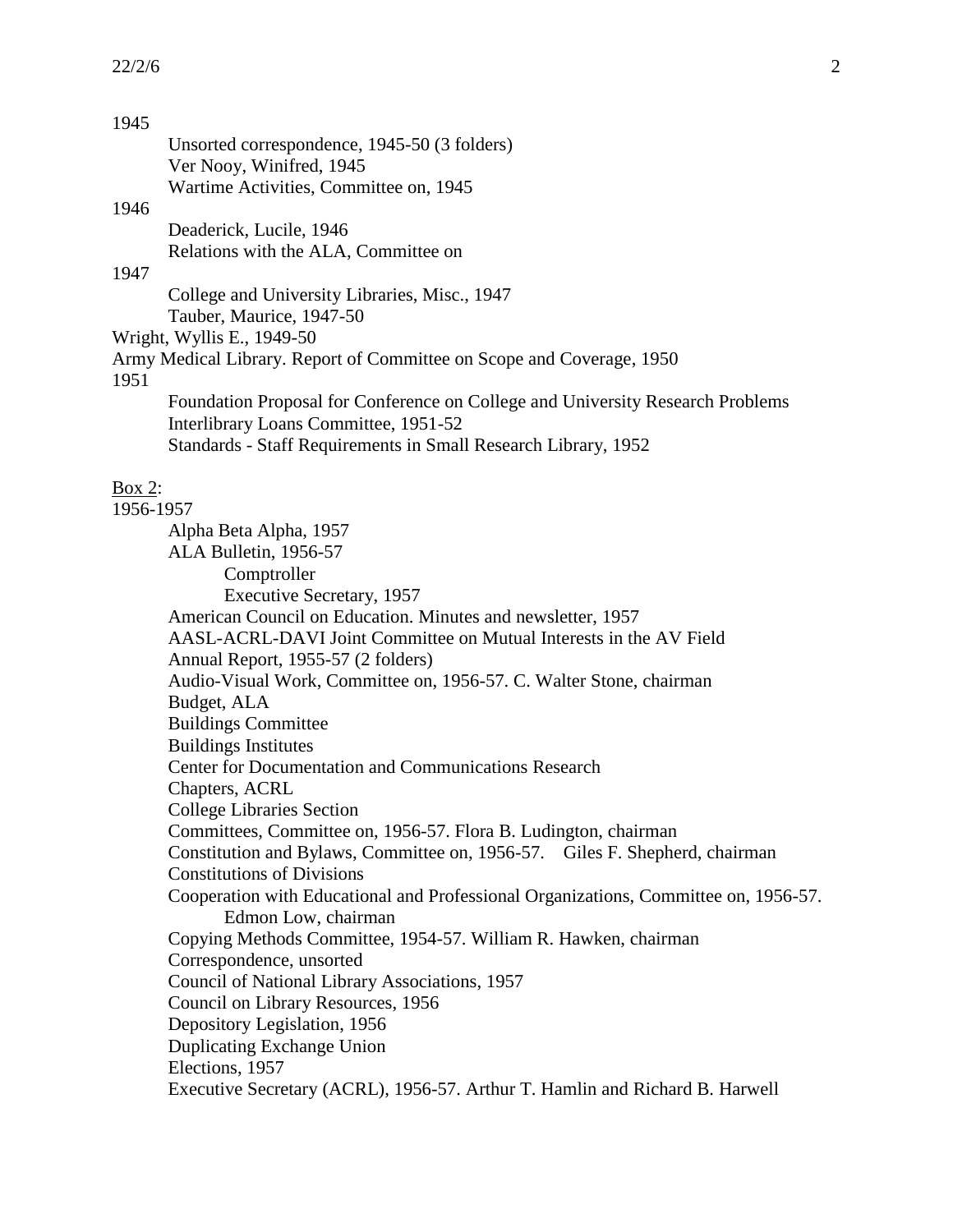1945

- Unsorted correspondence, 1945-50 (3 folders)
- Ver Nooy, Winifred, 1945
- Wartime Activities, Committee on, 1945

1946

- Deaderick, Lucile, 1946
- Relations with the ALA, Committee on

1947

- College and University Libraries, Misc., 1947
- Tauber, Maurice, 1947-50

Wright, Wyllis E., 1949-50

Army Medical Library. Report of Committee on Scope and Coverage, 1950

1951

- Foundation Proposal for Conference on College and University Research Problems
- Interlibrary Loans Committee, 1951-52
- Standards - Staff Requirements in Small Research Library, 1952

<u>Box 2</u>:

1956-1957

- Alpha Beta Alpha, 1957
- ALA Bulletin, 1956-57
  - Comptroller
  - Executive Secretary, 1957
- American Council on Education. Minutes and newsletter, 1957
- AASL-ACRL-DAVI Joint Committee on Mutual Interests in the AV Field
- Annual Report, 1955-57 (2 folders)
- Audio-Visual Work, Committee on, 1956-57. C. Walter Stone, chairman
- Budget, ALA
- Buildings Committee
- Buildings Institutes
- Center for Documentation and Communications Research
- Chapters, ACRL
- College Libraries Section
- Committees, Committee on, 1956-57. Flora B. Ludington, chairman
- Constitution and Bylaws, Committee on, 1956-57. Giles F. Shepherd, chairman
- Constitutions of Divisions
- Cooperation with Educational and Professional Organizations, Committee on, 1956-57. Edmon Low, chairman
- Copying Methods Committee, 1954-57. William R. Hawken, chairman
- Correspondence, unsorted
- Council of National Library Associations, 1957
- Council on Library Resources, 1956
- Depository Legislation, 1956
- Duplicating Exchange Union
- Elections, 1957
- Executive Secretary (ACRL), 1956-57. Arthur T. Hamlin and Richard B. Harwell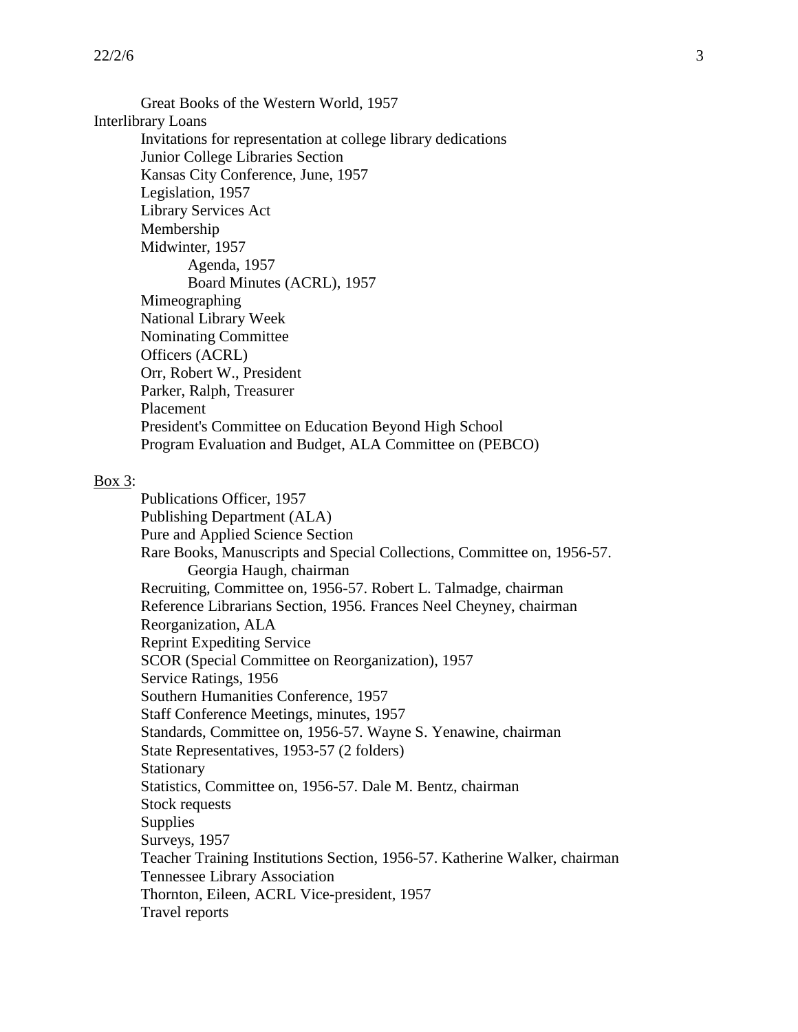Great Books of the Western World, 1957

Interlibrary Loans

Invitations for representation at college library dedications
Junior College Libraries Section
Kansas City Conference, June, 1957
Legislation, 1957
Library Services Act
Membership
Midwinter, 1957
  Agenda, 1957
  Board Minutes (ACRL), 1957
Mimeographing
National Library Week
Nominating Committee
Officers (ACRL)
Orr, Robert W., President
Parker, Ralph, Treasurer
Placement
President's Committee on Education Beyond High School
Program Evaluation and Budget, ALA Committee on (PEBCO)

Box 3:

Publications Officer, 1957
Publishing Department (ALA)
Pure and Applied Science Section
Rare Books, Manuscripts and Special Collections, Committee on, 1956-57.
  Georgia Haugh, chairman
Recruiting, Committee on, 1956-57. Robert L. Talmadge, chairman
Reference Librarians Section, 1956. Frances Neel Cheyney, chairman
Reorganization, ALA
Reprint Expediting Service
SCOR (Special Committee on Reorganization), 1957
Service Ratings, 1956
Southern Humanities Conference, 1957
Staff Conference Meetings, minutes, 1957
Standards, Committee on, 1956-57. Wayne S. Yenawine, chairman
State Representatives, 1953-57 (2 folders)
Stationary
Statistics, Committee on, 1956-57. Dale M. Bentz, chairman
Stock requests
Supplies
Surveys, 1957
Teacher Training Institutions Section, 1956-57. Katherine Walker, chairman
Tennessee Library Association
Thornton, Eileen, ACRL Vice-president, 1957
Travel reports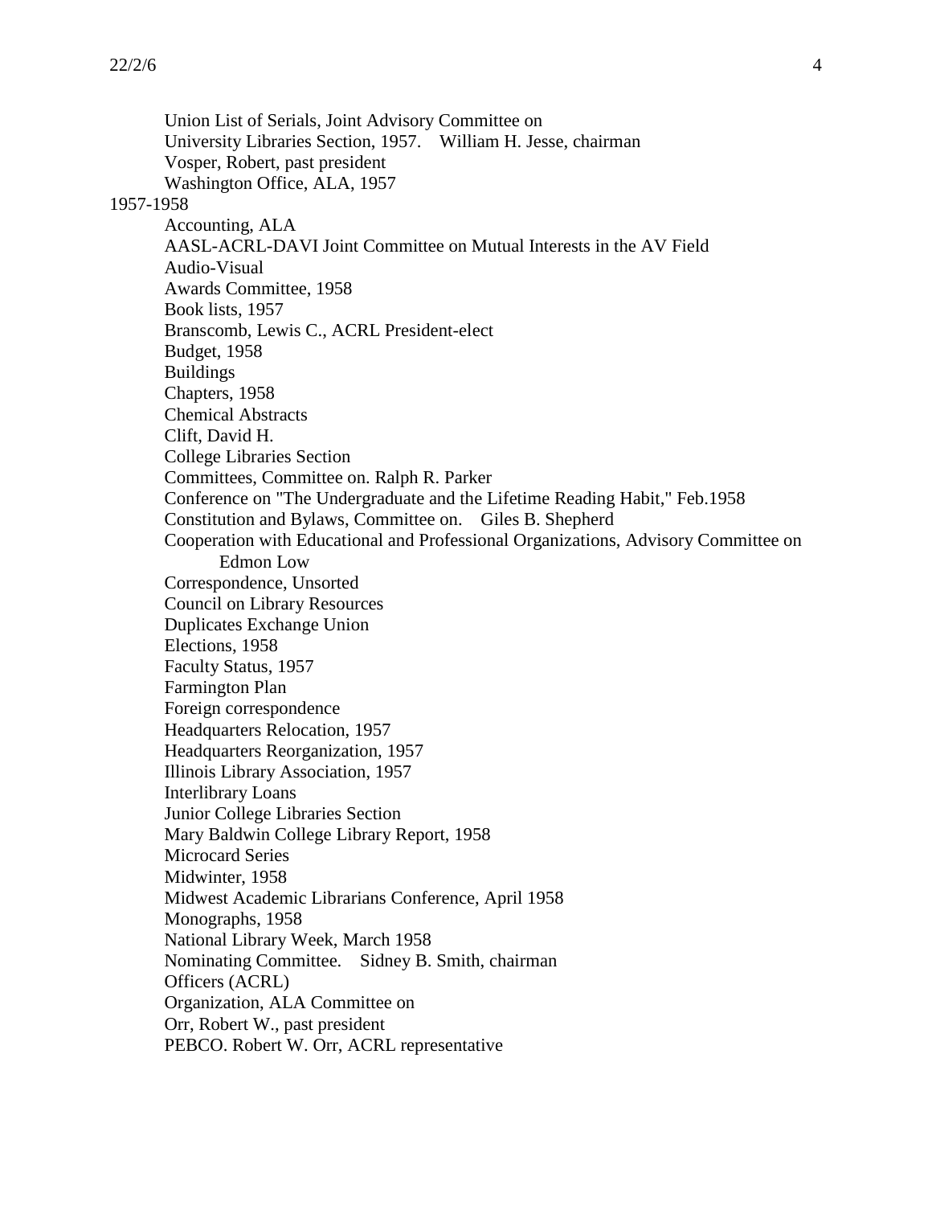- Union List of Serials, Joint Advisory Committee on
- University Libraries Section, 1957. William H. Jesse, chairman
- Vosper, Robert, past president
- Washington Office, ALA, 1957

1957-1958

- Accounting, ALA
- AASL-ACRL-DAVI Joint Committee on Mutual Interests in the AV Field
- Audio-Visual
- Awards Committee, 1958
- Book lists, 1957
- Branscomb, Lewis C., ACRL President-elect
- Budget, 1958
- Buildings
- Chapters, 1958
- Chemical Abstracts
- Clift, David H.
- College Libraries Section
- Committees, Committee on. Ralph R. Parker
- Conference on "The Undergraduate and the Lifetime Reading Habit," Feb.1958
- Constitution and Bylaws, Committee on. Giles B. Shepherd
- Cooperation with Educational and Professional Organizations, Advisory Committee on
  Edmon Low
- Correspondence, Unsorted
- Council on Library Resources
- Duplicates Exchange Union
- Elections, 1958
- Faculty Status, 1957
- Farmington Plan
- Foreign correspondence
- Headquarters Relocation, 1957
- Headquarters Reorganization, 1957
- Illinois Library Association, 1957
- Interlibrary Loans
- Junior College Libraries Section
- Mary Baldwin College Library Report, 1958
- Microcard Series
- Midwinter, 1958
- Midwest Academic Librarians Conference, April 1958
- Monographs, 1958
- National Library Week, March 1958
- Nominating Committee. Sidney B. Smith, chairman
- Officers (ACRL)
- Organization, ALA Committee on
- Orr, Robert W., past president
- PEBCO. Robert W. Orr, ACRL representative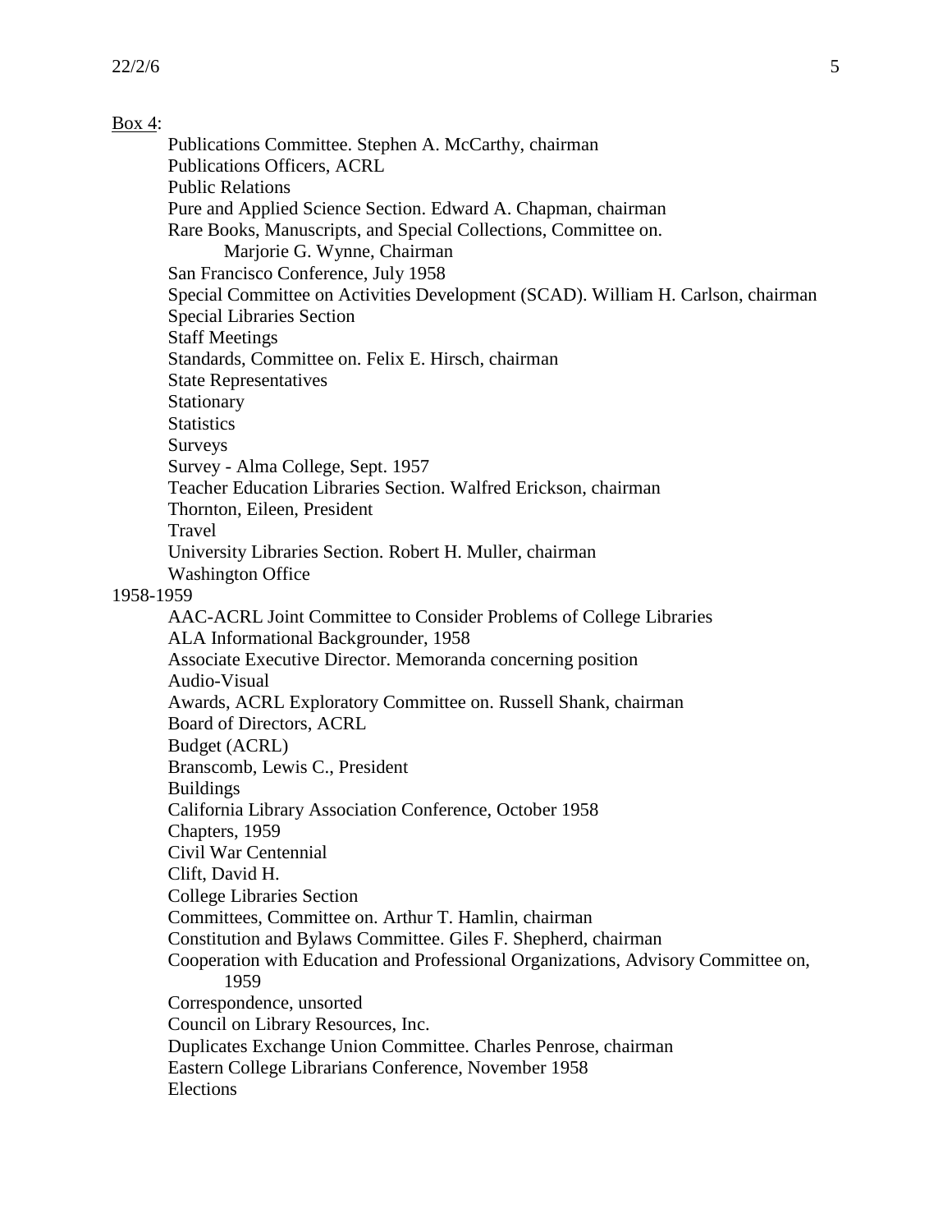<u>Box 4</u>:

- Publications Committee. Stephen A. McCarthy, chairman
- Publications Officers, ACRL
- Public Relations
- Pure and Applied Science Section. Edward A. Chapman, chairman
- Rare Books, Manuscripts, and Special Collections, Committee on.
  Marjorie G. Wynne, Chairman
- San Francisco Conference, July 1958
- Special Committee on Activities Development (SCAD). William H. Carlson, chairman
- Special Libraries Section
- Staff Meetings
- Standards, Committee on. Felix E. Hirsch, chairman
- State Representatives
- Stationary
- Statistics
- Surveys
- Survey - Alma College, Sept. 1957
- Teacher Education Libraries Section. Walfred Erickson, chairman
- Thornton, Eileen, President
- Travel
- University Libraries Section. Robert H. Muller, chairman
- Washington Office

1958-1959

- AAC-ACRL Joint Committee to Consider Problems of College Libraries
- ALA Informational Backgrounder, 1958
- Associate Executive Director. Memoranda concerning position
- Audio-Visual
- Awards, ACRL Exploratory Committee on. Russell Shank, chairman
- Board of Directors, ACRL
- Budget (ACRL)
- Branscomb, Lewis C., President
- Buildings
- California Library Association Conference, October 1958
- Chapters, 1959
- Civil War Centennial
- Clift, David H.
- College Libraries Section
- Committees, Committee on. Arthur T. Hamlin, chairman
- Constitution and Bylaws Committee. Giles F. Shepherd, chairman
- Cooperation with Education and Professional Organizations, Advisory Committee on,
  1959
- Correspondence, unsorted
- Council on Library Resources, Inc.
- Duplicates Exchange Union Committee. Charles Penrose, chairman
- Eastern College Librarians Conference, November 1958
- Elections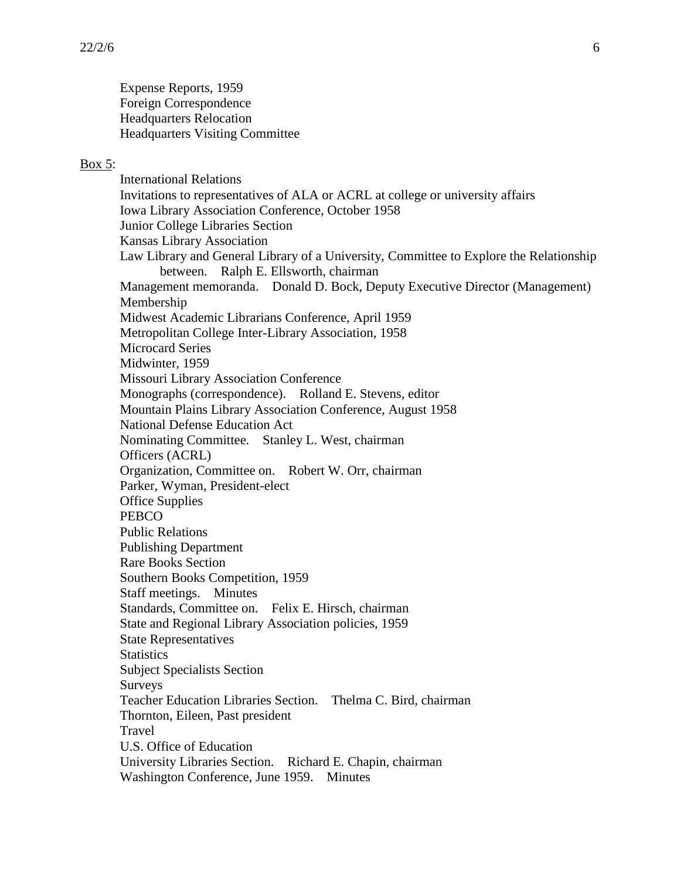Expense Reports, 1959
Foreign Correspondence
Headquarters Relocation
Headquarters Visiting Committee

Box 5:

International Relations
Invitations to representatives of ALA or ACRL at college or university affairs
Iowa Library Association Conference, October 1958
Junior College Libraries Section
Kansas Library Association
Law Library and General Library of a University, Committee to Explore the Relationship between. Ralph E. Ellsworth, chairman
Management memoranda. Donald D. Bock, Deputy Executive Director (Management)
Membership
Midwest Academic Librarians Conference, April 1959
Metropolitan College Inter-Library Association, 1958
Microcard Series
Midwinter, 1959
Missouri Library Association Conference
Monographs (correspondence). Rolland E. Stevens, editor
Mountain Plains Library Association Conference, August 1958
National Defense Education Act
Nominating Committee. Stanley L. West, chairman
Officers (ACRL)
Organization, Committee on. Robert W. Orr, chairman
Parker, Wyman, President-elect
Office Supplies
PEBCO
Public Relations
Publishing Department
Rare Books Section
Southern Books Competition, 1959
Staff meetings. Minutes
Standards, Committee on. Felix E. Hirsch, chairman
State and Regional Library Association policies, 1959
State Representatives
Statistics
Subject Specialists Section
Surveys
Teacher Education Libraries Section. Thelma C. Bird, chairman
Thornton, Eileen, Past president
Travel
U.S. Office of Education
University Libraries Section. Richard E. Chapin, chairman
Washington Conference, June 1959. Minutes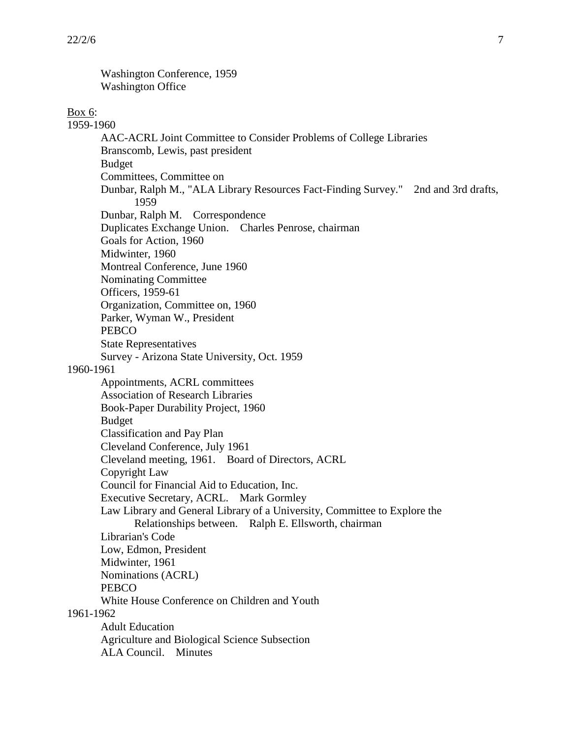Washington Conference, 1959
Washington Office

Box 6:

1959-1960

- AAC-ACRL Joint Committee to Consider Problems of College Libraries
- Branscomb, Lewis, past president
- Budget
- Committees, Committee on
- Dunbar, Ralph M., "ALA Library Resources Fact-Finding Survey." 2nd and 3rd drafts, 1959
- Dunbar, Ralph M. Correspondence
- Duplicates Exchange Union. Charles Penrose, chairman
- Goals for Action, 1960
- Midwinter, 1960
- Montreal Conference, June 1960
- Nominating Committee
- Officers, 1959-61
- Organization, Committee on, 1960
- Parker, Wyman W., President
- PEBCO
- State Representatives
- Survey - Arizona State University, Oct. 1959

1960-1961

- Appointments, ACRL committees
- Association of Research Libraries
- Book-Paper Durability Project, 1960
- Budget
- Classification and Pay Plan
- Cleveland Conference, July 1961
- Cleveland meeting, 1961. Board of Directors, ACRL
- Copyright Law
- Council for Financial Aid to Education, Inc.
- Executive Secretary, ACRL. Mark Gormley
- Law Library and General Library of a University, Committee to Explore the Relationships between. Ralph E. Ellsworth, chairman
- Librarian's Code
- Low, Edmon, President
- Midwinter, 1961
- Nominations (ACRL)
- PEBCO
- White House Conference on Children and Youth

1961-1962

- Adult Education
- Agriculture and Biological Science Subsection
- ALA Council. Minutes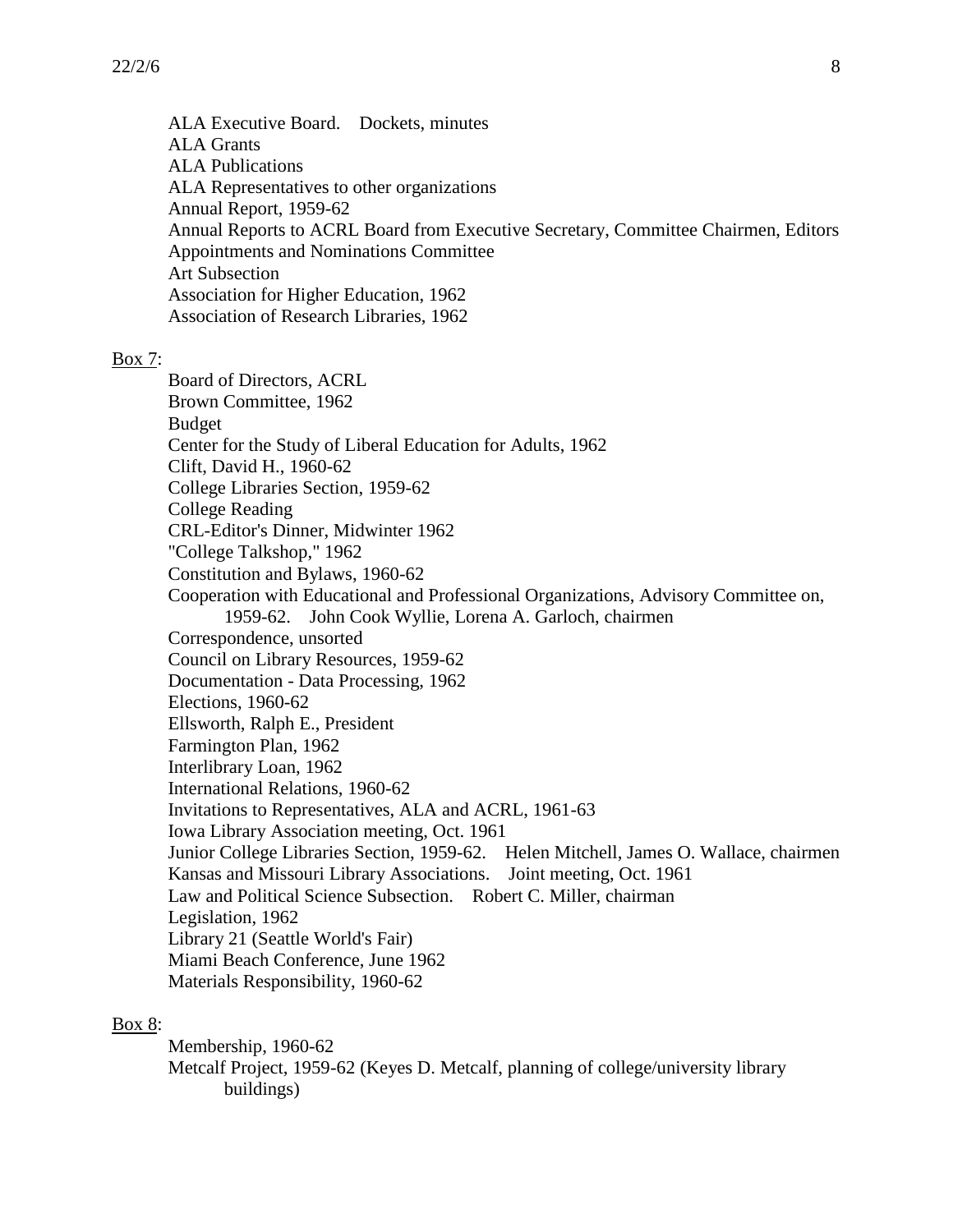ALA Executive Board. Dockets, minutes
ALA Grants
ALA Publications
ALA Representatives to other organizations
Annual Report, 1959-62
Annual Reports to ACRL Board from Executive Secretary, Committee Chairmen, Editors
Appointments and Nominations Committee
Art Subsection
Association for Higher Education, 1962
Association of Research Libraries, 1962

Box 7:

Board of Directors, ACRL
Brown Committee, 1962
Budget
Center for the Study of Liberal Education for Adults, 1962
Clift, David H., 1960-62
College Libraries Section, 1959-62
College Reading
CRL-Editor's Dinner, Midwinter 1962
"College Talkshop," 1962
Constitution and Bylaws, 1960-62
Cooperation with Educational and Professional Organizations, Advisory Committee on, 1959-62. John Cook Wyllie, Lorena A. Garloch, chairmen
Correspondence, unsorted
Council on Library Resources, 1959-62
Documentation - Data Processing, 1962
Elections, 1960-62
Ellsworth, Ralph E., President
Farmington Plan, 1962
Interlibrary Loan, 1962
International Relations, 1960-62
Invitations to Representatives, ALA and ACRL, 1961-63
Iowa Library Association meeting, Oct. 1961
Junior College Libraries Section, 1959-62. Helen Mitchell, James O. Wallace, chairmen
Kansas and Missouri Library Associations. Joint meeting, Oct. 1961
Law and Political Science Subsection. Robert C. Miller, chairman
Legislation, 1962
Library 21 (Seattle World's Fair)
Miami Beach Conference, June 1962
Materials Responsibility, 1960-62

Box 8:

Membership, 1960-62
Metcalf Project, 1959-62 (Keyes D. Metcalf, planning of college/university library buildings)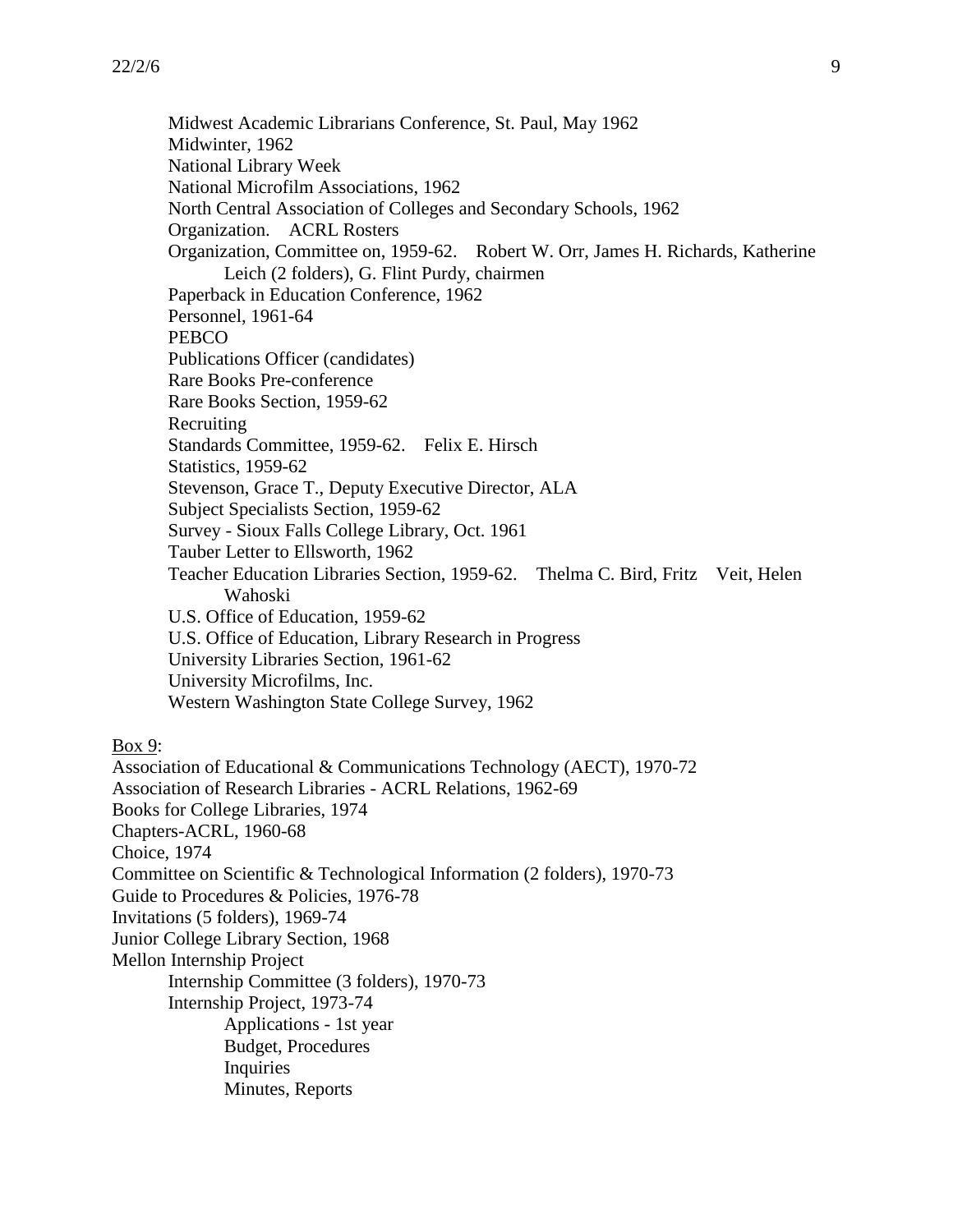Midwest Academic Librarians Conference, St. Paul, May 1962
Midwinter, 1962
National Library Week
National Microfilm Associations, 1962
North Central Association of Colleges and Secondary Schools, 1962
Organization. ACRL Rosters
Organization, Committee on, 1959-62. Robert W. Orr, James H. Richards, Katherine Leich (2 folders), G. Flint Purdy, chairmen
Paperback in Education Conference, 1962
Personnel, 1961-64
PEBCO
Publications Officer (candidates)
Rare Books Pre-conference
Rare Books Section, 1959-62
Recruiting
Standards Committee, 1959-62. Felix E. Hirsch
Statistics, 1959-62
Stevenson, Grace T., Deputy Executive Director, ALA
Subject Specialists Section, 1959-62
Survey - Sioux Falls College Library, Oct. 1961
Tauber Letter to Ellsworth, 1962
Teacher Education Libraries Section, 1959-62. Thelma C. Bird, Fritz Veit, Helen Wahoski
U.S. Office of Education, 1959-62
U.S. Office of Education, Library Research in Progress
University Libraries Section, 1961-62
University Microfilms, Inc.
Western Washington State College Survey, 1962

Box 9:
Association of Educational & Communications Technology (AECT), 1970-72
Association of Research Libraries - ACRL Relations, 1962-69
Books for College Libraries, 1974
Chapters-ACRL, 1960-68
Choice, 1974
Committee on Scientific & Technological Information (2 folders), 1970-73
Guide to Procedures & Policies, 1976-78
Invitations (5 folders), 1969-74
Junior College Library Section, 1968
Mellon Internship Project
- Internship Committee (3 folders), 1970-73
- Internship Project, 1973-74
  - Applications - 1st year
  - Budget, Procedures
  - Inquiries
  - Minutes, Reports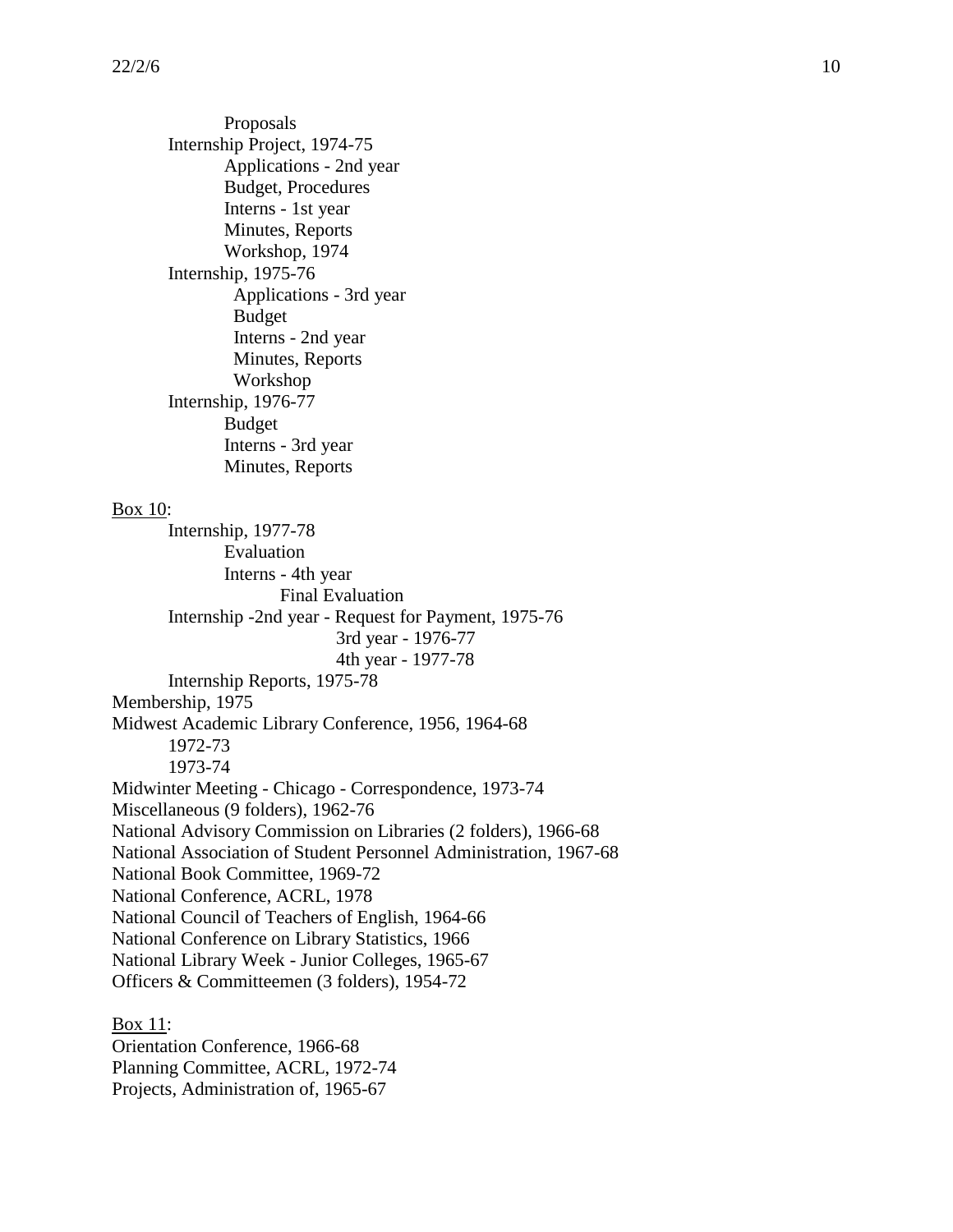Proposals
    Internship Project, 1974-75
        Applications - 2nd year
        Budget, Procedures
        Interns - 1st year
        Minutes, Reports
        Workshop, 1974
    Internship, 1975-76
        Applications - 3rd year
        Budget
        Interns - 2nd year
        Minutes, Reports
        Workshop
    Internship, 1976-77
        Budget
        Interns - 3rd year
        Minutes, Reports

<u>Box 10</u>:
    Internship, 1977-78
        Evaluation
        Interns - 4th year
            Final Evaluation
    Internship -2nd year - Request for Payment, 1975-76
                3rd year - 1976-77
                4th year - 1977-78
    Internship Reports, 1975-78
Membership, 1975
Midwest Academic Library Conference, 1956, 1964-68
    1972-73
    1973-74
Midwinter Meeting - Chicago - Correspondence, 1973-74
Miscellaneous (9 folders), 1962-76
National Advisory Commission on Libraries (2 folders), 1966-68
National Association of Student Personnel Administration, 1967-68
National Book Committee, 1969-72
National Conference, ACRL, 1978
National Council of Teachers of English, 1964-66
National Conference on Library Statistics, 1966
National Library Week - Junior Colleges, 1965-67
Officers & Committeemen (3 folders), 1954-72

<u>Box 11</u>:
Orientation Conference, 1966-68
Planning Committee, ACRL, 1972-74
Projects, Administration of, 1965-67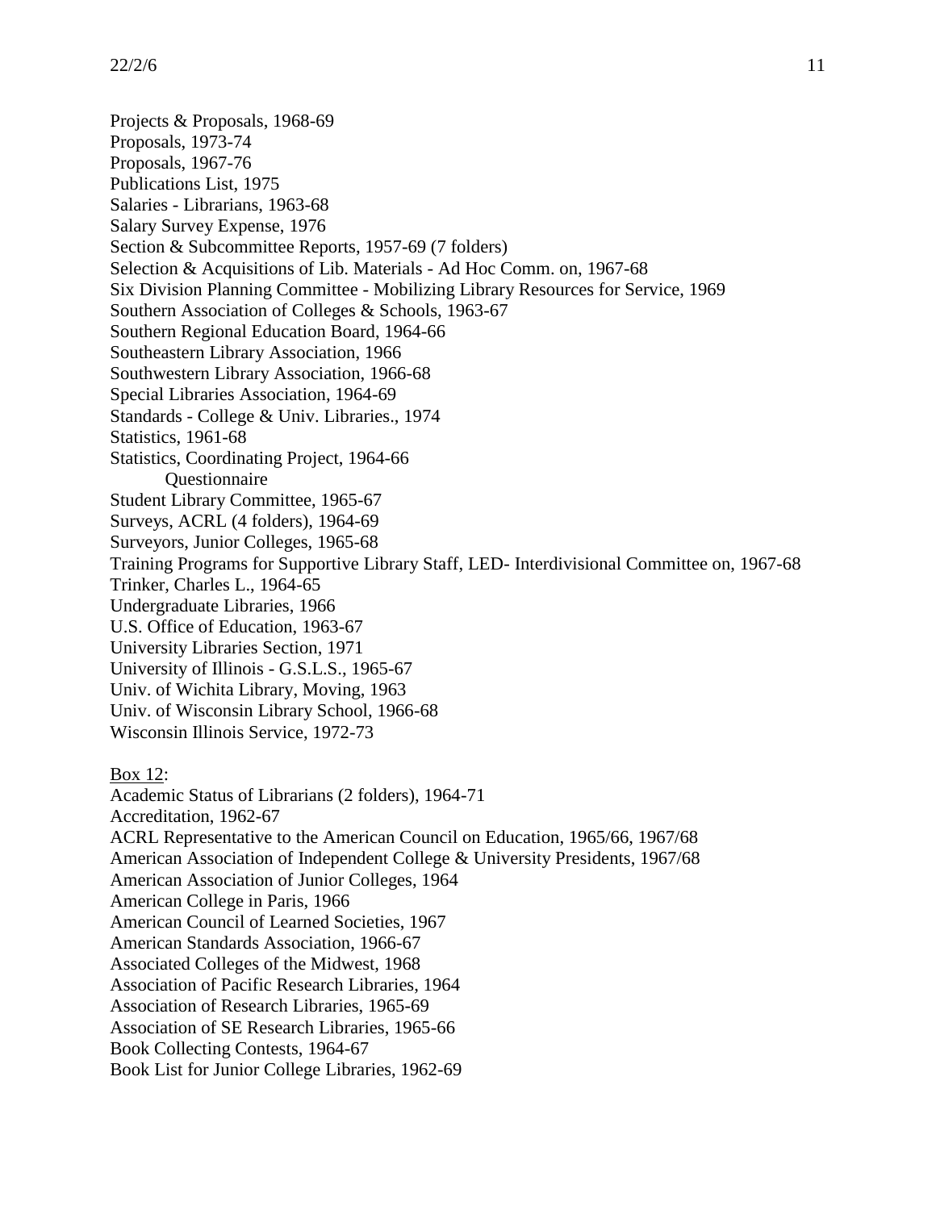Projects & Proposals, 1968-69
Proposals, 1973-74
Proposals, 1967-76
Publications List, 1975
Salaries - Librarians, 1963-68
Salary Survey Expense, 1976
Section & Subcommittee Reports, 1957-69 (7 folders)
Selection & Acquisitions of Lib. Materials - Ad Hoc Comm. on, 1967-68
Six Division Planning Committee - Mobilizing Library Resources for Service, 1969
Southern Association of Colleges & Schools, 1963-67
Southern Regional Education Board, 1964-66
Southeastern Library Association, 1966
Southwestern Library Association, 1966-68
Special Libraries Association, 1964-69
Standards - College & Univ. Libraries., 1974
Statistics, 1961-68
Statistics, Coordinating Project, 1964-66
    Questionnaire
Student Library Committee, 1965-67
Surveys, ACRL (4 folders), 1964-69
Surveyors, Junior Colleges, 1965-68
Training Programs for Supportive Library Staff, LED- Interdivisional Committee on, 1967-68
Trinker, Charles L., 1964-65
Undergraduate Libraries, 1966
U.S. Office of Education, 1963-67
University Libraries Section, 1971
University of Illinois - G.S.L.S., 1965-67
Univ. of Wichita Library, Moving, 1963
Univ. of Wisconsin Library School, 1966-68
Wisconsin Illinois Service, 1972-73

Box 12:
Academic Status of Librarians (2 folders), 1964-71
Accreditation, 1962-67
ACRL Representative to the American Council on Education, 1965/66, 1967/68
American Association of Independent College & University Presidents, 1967/68
American Association of Junior Colleges, 1964
American College in Paris, 1966
American Council of Learned Societies, 1967
American Standards Association, 1966-67
Associated Colleges of the Midwest, 1968
Association of Pacific Research Libraries, 1964
Association of Research Libraries, 1965-69
Association of SE Research Libraries, 1965-66
Book Collecting Contests, 1964-67
Book List for Junior College Libraries, 1962-69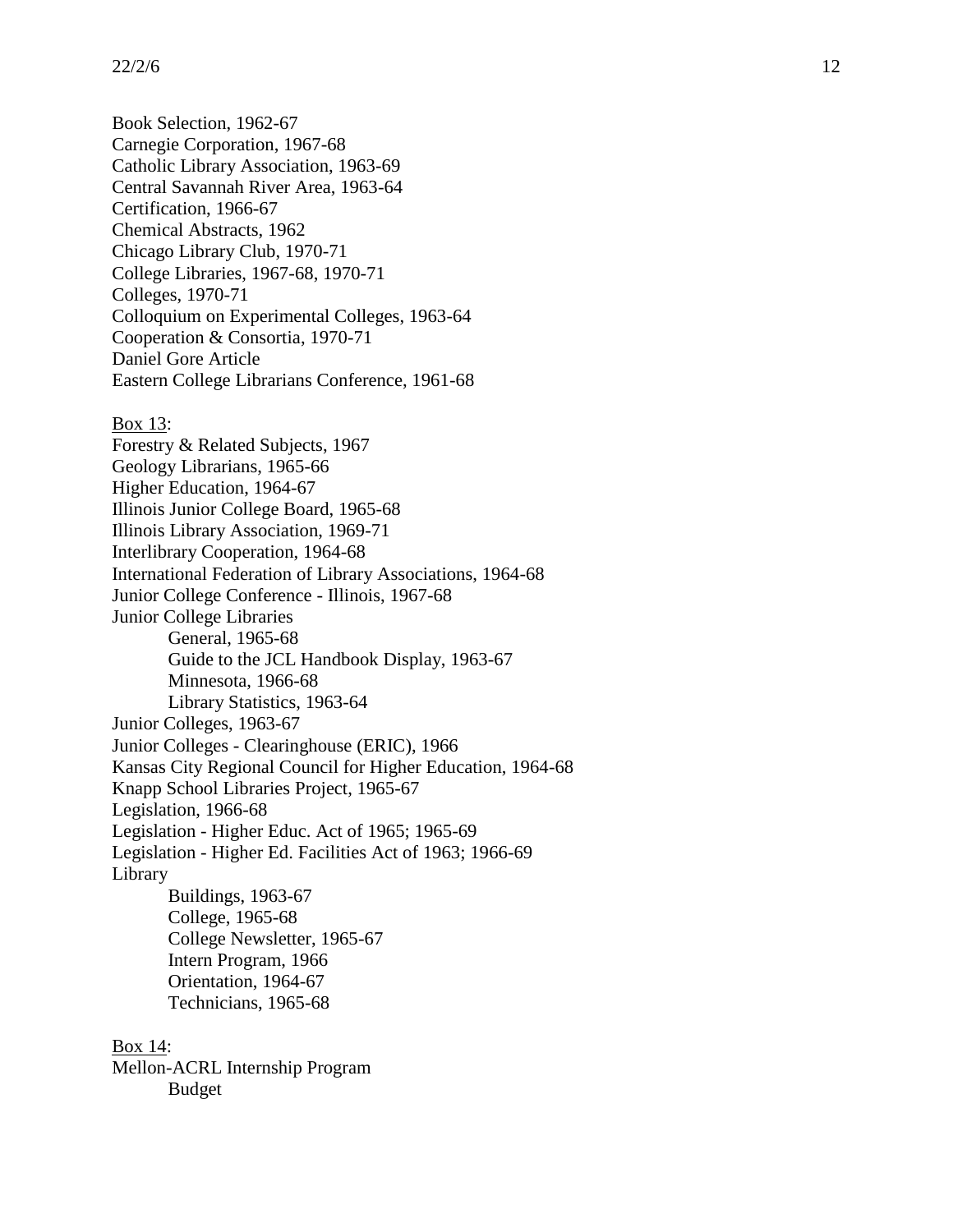Book Selection, 1962-67
Carnegie Corporation, 1967-68
Catholic Library Association, 1963-69
Central Savannah River Area, 1963-64
Certification, 1966-67
Chemical Abstracts, 1962
Chicago Library Club, 1970-71
College Libraries, 1967-68, 1970-71
Colleges, 1970-71
Colloquium on Experimental Colleges, 1963-64
Cooperation & Consortia, 1970-71
Daniel Gore Article
Eastern College Librarians Conference, 1961-68

<u>Box 13</u>:
Forestry & Related Subjects, 1967
Geology Librarians, 1965-66
Higher Education, 1964-67
Illinois Junior College Board, 1965-68
Illinois Library Association, 1969-71
Interlibrary Cooperation, 1964-68
International Federation of Library Associations, 1964-68
Junior College Conference - Illinois, 1967-68
Junior College Libraries
- General, 1965-68
- Guide to the JCL Handbook Display, 1963-67
- Minnesota, 1966-68
- Library Statistics, 1963-64

Junior Colleges, 1963-67
Junior Colleges - Clearinghouse (ERIC), 1966
Kansas City Regional Council for Higher Education, 1964-68
Knapp School Libraries Project, 1965-67
Legislation, 1966-68
Legislation - Higher Educ. Act of 1965; 1965-69
Legislation - Higher Ed. Facilities Act of 1963; 1966-69
Library
- Buildings, 1963-67
- College, 1965-68
- College Newsletter, 1965-67
- Intern Program, 1966
- Orientation, 1964-67
- Technicians, 1965-68

<u>Box 14</u>:
Mellon-ACRL Internship Program
- Budget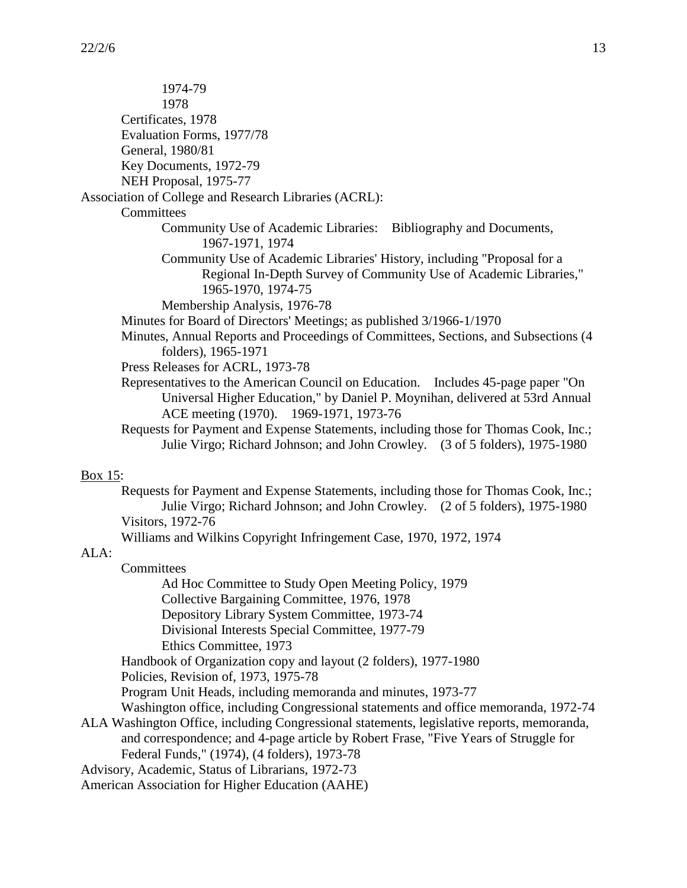1974-79
1978
Certificates, 1978
Evaluation Forms, 1977/78
General, 1980/81
Key Documents, 1972-79
NEH Proposal, 1975-77

Association of College and Research Libraries (ACRL):
- Committees
  - Community Use of Academic Libraries: Bibliography and Documents, 1967-1971, 1974
  - Community Use of Academic Libraries' History, including "Proposal for a Regional In-Depth Survey of Community Use of Academic Libraries," 1965-1970, 1974-75
  - Membership Analysis, 1976-78
- Minutes for Board of Directors' Meetings; as published 3/1966-1/1970
- Minutes, Annual Reports and Proceedings of Committees, Sections, and Subsections (4 folders), 1965-1971
- Press Releases for ACRL, 1973-78
- Representatives to the American Council on Education. Includes 45-page paper "On Universal Higher Education," by Daniel P. Moynihan, delivered at 53rd Annual ACE meeting (1970). 1969-1971, 1973-76
- Requests for Payment and Expense Statements, including those for Thomas Cook, Inc.; Julie Virgo; Richard Johnson; and John Crowley. (3 of 5 folders), 1975-1980

<u>Box 15</u>:

- Requests for Payment and Expense Statements, including those for Thomas Cook, Inc.; Julie Virgo; Richard Johnson; and John Crowley. (2 of 5 folders), 1975-1980
- Visitors, 1972-76
- Williams and Wilkins Copyright Infringement Case, 1970, 1972, 1974

ALA:
- Committees
  - Ad Hoc Committee to Study Open Meeting Policy, 1979
  - Collective Bargaining Committee, 1976, 1978
  - Depository Library System Committee, 1973-74
  - Divisional Interests Special Committee, 1977-79
  - Ethics Committee, 1973
- Handbook of Organization copy and layout (2 folders), 1977-1980
- Policies, Revision of, 1973, 1975-78
- Program Unit Heads, including memoranda and minutes, 1973-77
- Washington office, including Congressional statements and office memoranda, 1972-74

ALA Washington Office, including Congressional statements, legislative reports, memoranda, and correspondence; and 4-page article by Robert Frase, "Five Years of Struggle for Federal Funds," (1974), (4 folders), 1973-78

Advisory, Academic, Status of Librarians, 1972-73

American Association for Higher Education (AAHE)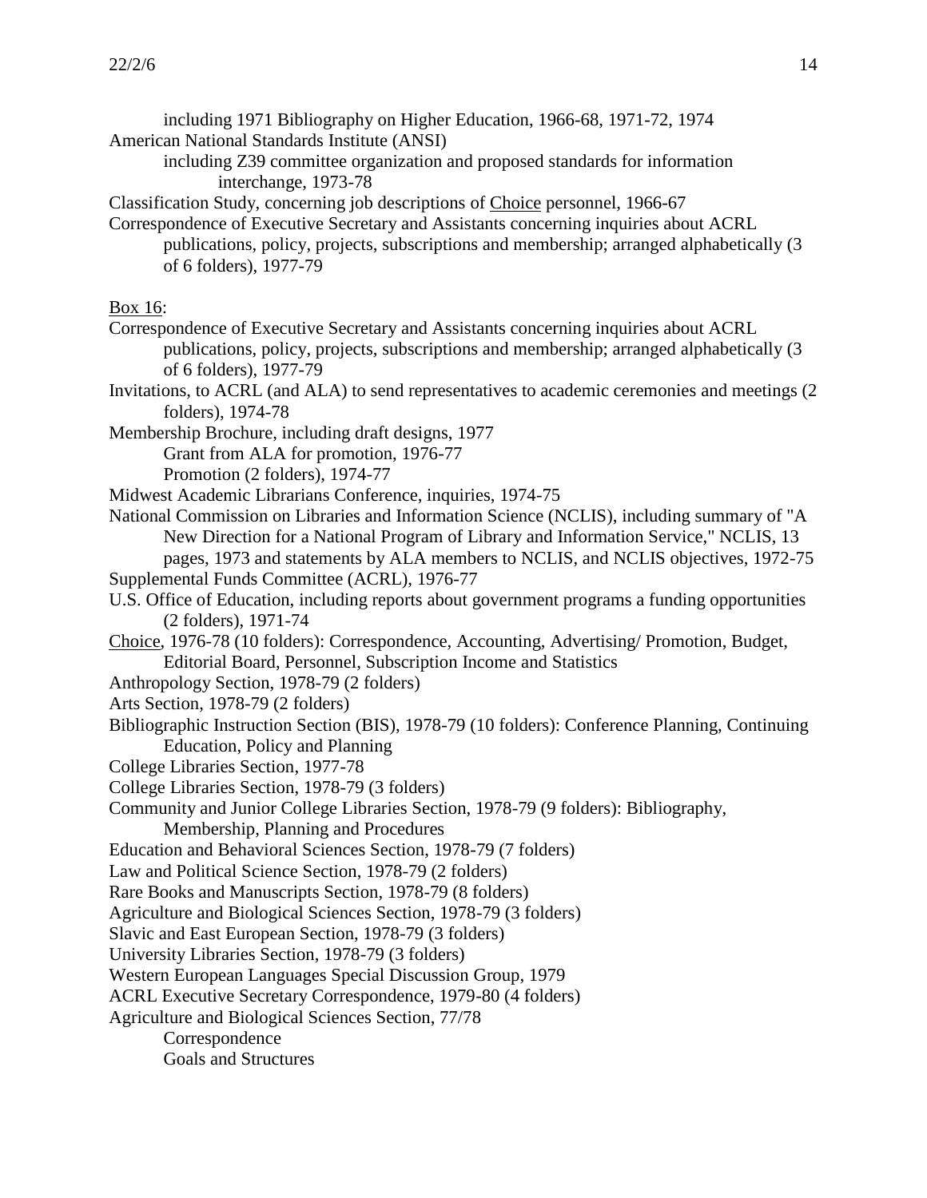including 1971 Bibliography on Higher Education, 1966-68, 1971-72, 1974

American National Standards Institute (ANSI)

including Z39 committee organization and proposed standards for information interchange, 1973-78

Classification Study, concerning job descriptions of Choice personnel, 1966-67

Correspondence of Executive Secretary and Assistants concerning inquiries about ACRL publications, policy, projects, subscriptions and membership; arranged alphabetically (3 of 6 folders), 1977-79

Box 16:

Correspondence of Executive Secretary and Assistants concerning inquiries about ACRL publications, policy, projects, subscriptions and membership; arranged alphabetically (3 of 6 folders), 1977-79

Invitations, to ACRL (and ALA) to send representatives to academic ceremonies and meetings (2 folders), 1974-78

Membership Brochure, including draft designs, 1977

Grant from ALA for promotion, 1976-77

Promotion (2 folders), 1974-77

Midwest Academic Librarians Conference, inquiries, 1974-75

National Commission on Libraries and Information Science (NCLIS), including summary of "A New Direction for a National Program of Library and Information Service," NCLIS, 13 pages, 1973 and statements by ALA members to NCLIS, and NCLIS objectives, 1972-75

Supplemental Funds Committee (ACRL), 1976-77

U.S. Office of Education, including reports about government programs a funding opportunities (2 folders), 1971-74

Choice, 1976-78 (10 folders): Correspondence, Accounting, Advertising/ Promotion, Budget, Editorial Board, Personnel, Subscription Income and Statistics

Anthropology Section, 1978-79 (2 folders)

Arts Section, 1978-79 (2 folders)

Bibliographic Instruction Section (BIS), 1978-79 (10 folders): Conference Planning, Continuing Education, Policy and Planning

College Libraries Section, 1977-78

College Libraries Section, 1978-79 (3 folders)

Community and Junior College Libraries Section, 1978-79 (9 folders): Bibliography, Membership, Planning and Procedures

Education and Behavioral Sciences Section, 1978-79 (7 folders)

Law and Political Science Section, 1978-79 (2 folders)

Rare Books and Manuscripts Section, 1978-79 (8 folders)

Agriculture and Biological Sciences Section, 1978-79 (3 folders)

Slavic and East European Section, 1978-79 (3 folders)

University Libraries Section, 1978-79 (3 folders)

Western European Languages Special Discussion Group, 1979

ACRL Executive Secretary Correspondence, 1979-80 (4 folders)

Agriculture and Biological Sciences Section, 77/78

Correspondence

Goals and Structures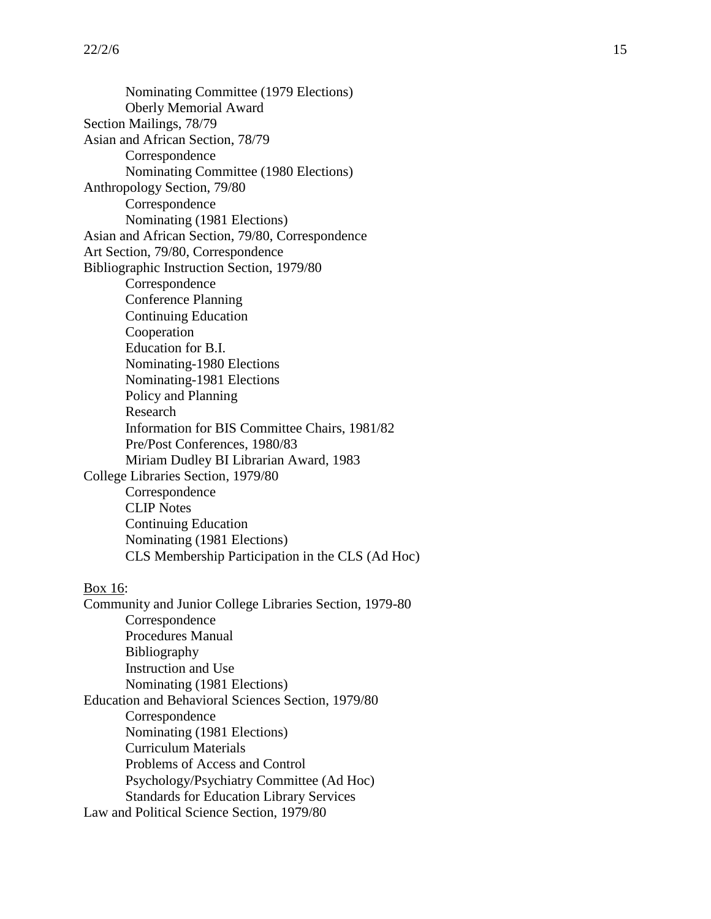Nominating Committee (1979 Elections)
Oberly Memorial Award
Section Mailings, 78/79
Asian and African Section, 78/79
Correspondence
Nominating Committee (1980 Elections)
Anthropology Section, 79/80
Correspondence
Nominating (1981 Elections)
Asian and African Section, 79/80, Correspondence
Art Section, 79/80, Correspondence
Bibliographic Instruction Section, 1979/80
Correspondence
Conference Planning
Continuing Education
Cooperation
Education for B.I.
Nominating-1980 Elections
Nominating-1981 Elections
Policy and Planning
Research
Information for BIS Committee Chairs, 1981/82
Pre/Post Conferences, 1980/83
Miriam Dudley BI Librarian Award, 1983
College Libraries Section, 1979/80
Correspondence
CLIP Notes
Continuing Education
Nominating (1981 Elections)
CLS Membership Participation in the CLS (Ad Hoc)

<u>Box 16</u>:
Community and Junior College Libraries Section, 1979-80
Correspondence
Procedures Manual
Bibliography
Instruction and Use
Nominating (1981 Elections)
Education and Behavioral Sciences Section, 1979/80
Correspondence
Nominating (1981 Elections)
Curriculum Materials
Problems of Access and Control
Psychology/Psychiatry Committee (Ad Hoc)
Standards for Education Library Services
Law and Political Science Section, 1979/80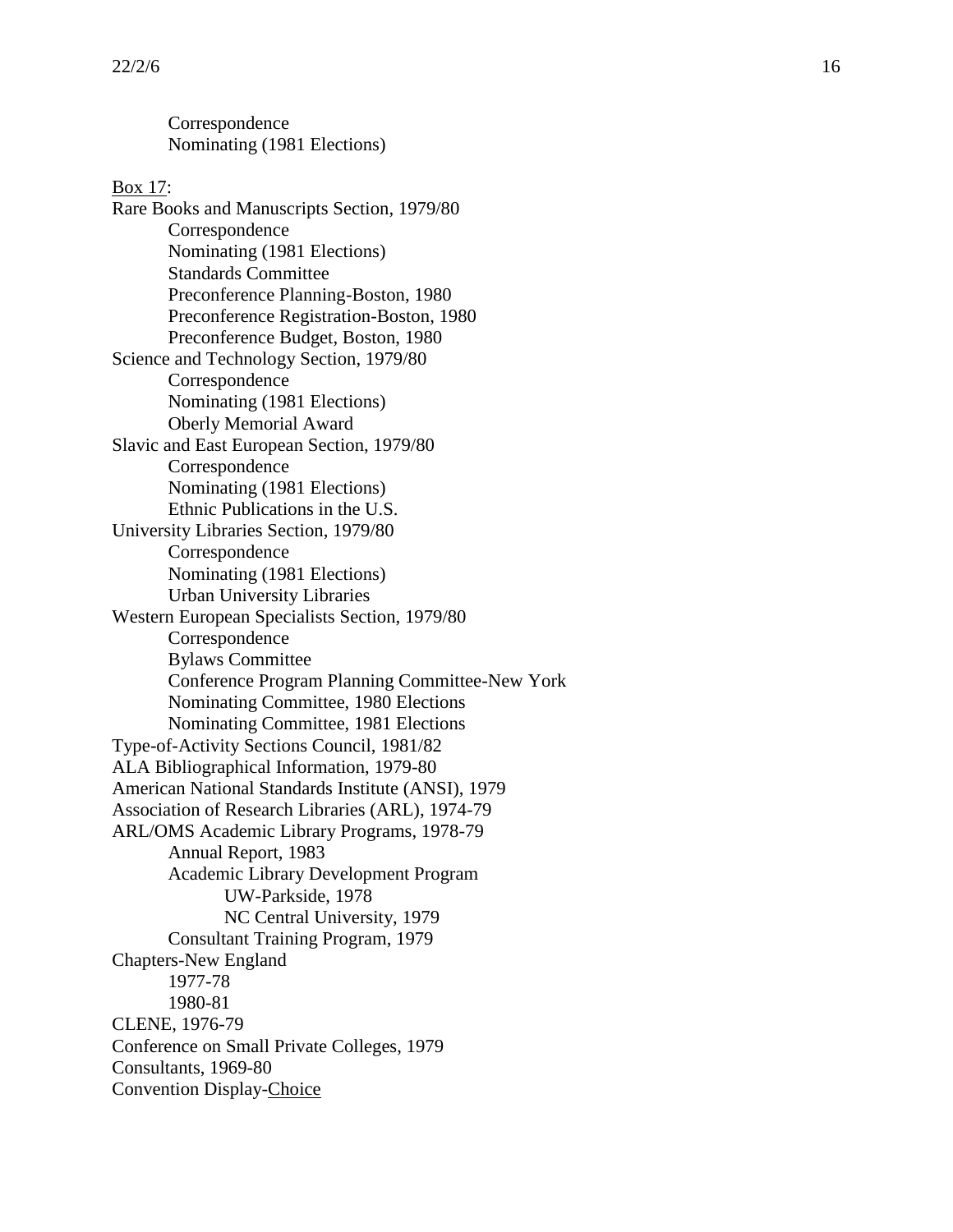Correspondence
Nominating (1981 Elections)

<u>Box 17</u>:

Rare Books and Manuscripts Section, 1979/80
- Correspondence
- Nominating (1981 Elections)
- Standards Committee
- Preconference Planning-Boston, 1980
- Preconference Registration-Boston, 1980
- Preconference Budget, Boston, 1980

Science and Technology Section, 1979/80
- Correspondence
- Nominating (1981 Elections)
- Oberly Memorial Award

Slavic and East European Section, 1979/80
- Correspondence
- Nominating (1981 Elections)
- Ethnic Publications in the U.S.

University Libraries Section, 1979/80
- Correspondence
- Nominating (1981 Elections)
- Urban University Libraries

Western European Specialists Section, 1979/80
- Correspondence
- Bylaws Committee
- Conference Program Planning Committee-New York
- Nominating Committee, 1980 Elections
- Nominating Committee, 1981 Elections

Type-of-Activity Sections Council, 1981/82

ALA Bibliographical Information, 1979-80

American National Standards Institute (ANSI), 1979

Association of Research Libraries (ARL), 1974-79

ARL/OMS Academic Library Programs, 1978-79
- Annual Report, 1983
- Academic Library Development Program
  - UW-Parkside, 1978
  - NC Central University, 1979
- Consultant Training Program, 1979

Chapters-New England
- 1977-78
- 1980-81

CLENE, 1976-79

Conference on Small Private Colleges, 1979

Consultants, 1969-80

Convention Display-<u>Choice</u>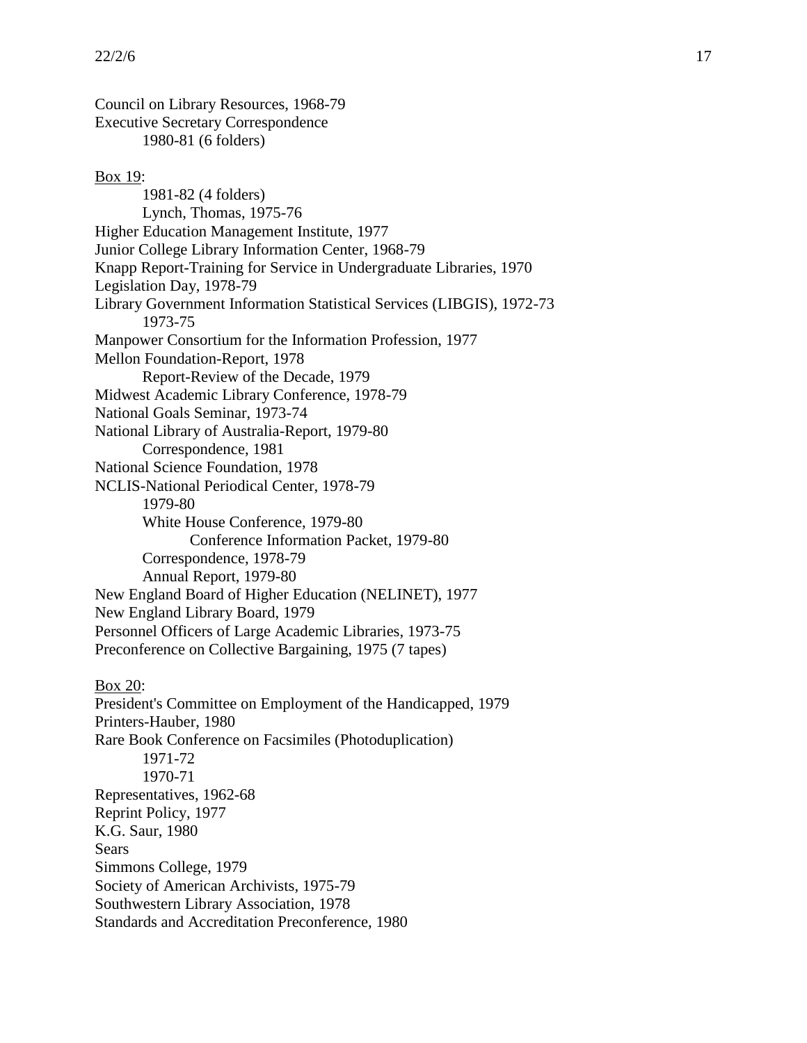Council on Library Resources, 1968-79
Executive Secretary Correspondence
    1980-81 (6 folders)

<u>Box 19</u>:
    1981-82 (4 folders)
    Lynch, Thomas, 1975-76
Higher Education Management Institute, 1977
Junior College Library Information Center, 1968-79
Knapp Report-Training for Service in Undergraduate Libraries, 1970
Legislation Day, 1978-79
Library Government Information Statistical Services (LIBGIS), 1972-73
    1973-75
Manpower Consortium for the Information Profession, 1977
Mellon Foundation-Report, 1978
    Report-Review of the Decade, 1979
Midwest Academic Library Conference, 1978-79
National Goals Seminar, 1973-74
National Library of Australia-Report, 1979-80
    Correspondence, 1981
National Science Foundation, 1978
NCLIS-National Periodical Center, 1978-79
    1979-80
    White House Conference, 1979-80
        Conference Information Packet, 1979-80
    Correspondence, 1978-79
    Annual Report, 1979-80
New England Board of Higher Education (NELINET), 1977
New England Library Board, 1979
Personnel Officers of Large Academic Libraries, 1973-75
Preconference on Collective Bargaining, 1975 (7 tapes)

<u>Box 20</u>:
President's Committee on Employment of the Handicapped, 1979
Printers-Hauber, 1980
Rare Book Conference on Facsimiles (Photoduplication)
    1971-72
    1970-71
Representatives, 1962-68
Reprint Policy, 1977
K.G. Saur, 1980
Sears
Simmons College, 1979
Society of American Archivists, 1975-79
Southwestern Library Association, 1978
Standards and Accreditation Preconference, 1980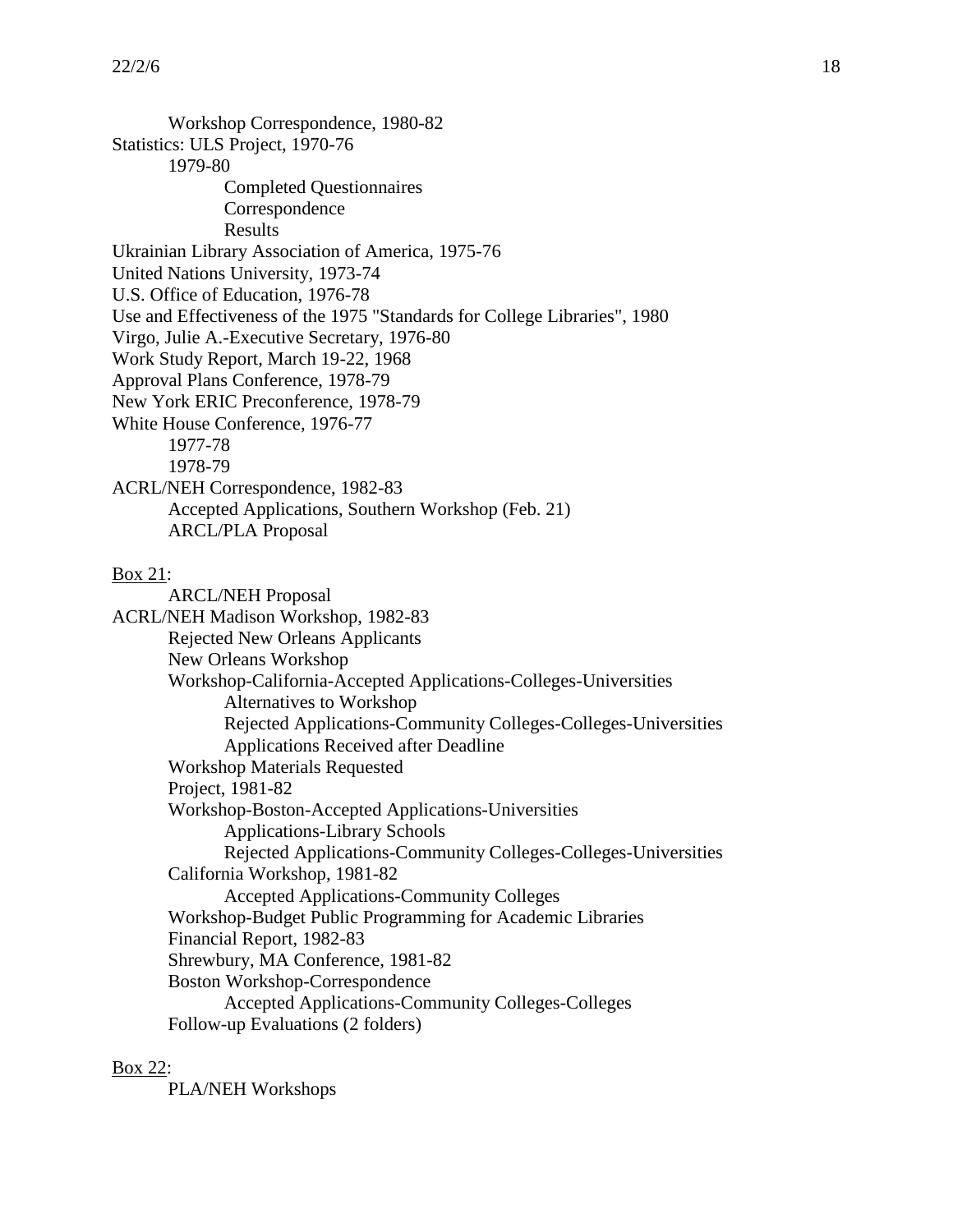Workshop Correspondence, 1980-82
Statistics: ULS Project, 1970-76
    1979-80
        Completed Questionnaires
        Correspondence
        Results
Ukrainian Library Association of America, 1975-76
United Nations University, 1973-74
U.S. Office of Education, 1976-78
Use and Effectiveness of the 1975 "Standards for College Libraries", 1980
Virgo, Julie A.-Executive Secretary, 1976-80
Work Study Report, March 19-22, 1968
Approval Plans Conference, 1978-79
New York ERIC Preconference, 1978-79
White House Conference, 1976-77
    1977-78
    1978-79
ACRL/NEH Correspondence, 1982-83
    Accepted Applications, Southern Workshop (Feb. 21)
    ARCL/PLA Proposal

<u>Box 21</u>:
    ARCL/NEH Proposal
ACRL/NEH Madison Workshop, 1982-83
    Rejected New Orleans Applicants
    New Orleans Workshop
    Workshop-California-Accepted Applications-Colleges-Universities
        Alternatives to Workshop
        Rejected Applications-Community Colleges-Colleges-Universities
        Applications Received after Deadline
    Workshop Materials Requested
    Project, 1981-82
    Workshop-Boston-Accepted Applications-Universities
        Applications-Library Schools
        Rejected Applications-Community Colleges-Colleges-Universities
    California Workshop, 1981-82
        Accepted Applications-Community Colleges
    Workshop-Budget Public Programming for Academic Libraries
    Financial Report, 1982-83
    Shrewbury, MA Conference, 1981-82
    Boston Workshop-Correspondence
        Accepted Applications-Community Colleges-Colleges
    Follow-up Evaluations (2 folders)

<u>Box 22</u>:
    PLA/NEH Workshops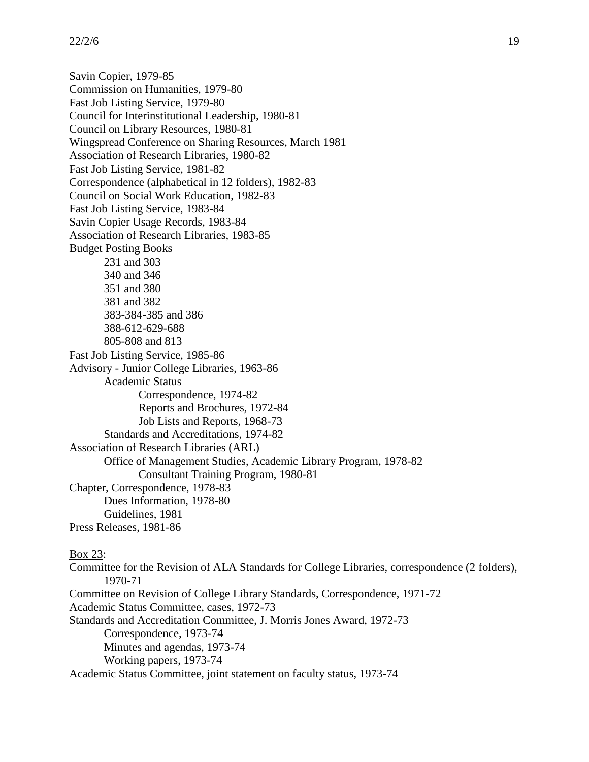Savin Copier, 1979-85
Commission on Humanities, 1979-80
Fast Job Listing Service, 1979-80
Council for Interinstitutional Leadership, 1980-81
Council on Library Resources, 1980-81
Wingspread Conference on Sharing Resources, March 1981
Association of Research Libraries, 1980-82
Fast Job Listing Service, 1981-82
Correspondence (alphabetical in 12 folders), 1982-83
Council on Social Work Education, 1982-83
Fast Job Listing Service, 1983-84
Savin Copier Usage Records, 1983-84
Association of Research Libraries, 1983-85
Budget Posting Books
- 231 and 303
- 340 and 346
- 351 and 380
- 381 and 382
- 383-384-385 and 386
- 388-612-629-688
- 805-808 and 813

Fast Job Listing Service, 1985-86
Advisory - Junior College Libraries, 1963-86
- Academic Status
  - Correspondence, 1974-82
  - Reports and Brochures, 1972-84
  - Job Lists and Reports, 1968-73
- Standards and Accreditations, 1974-82

Association of Research Libraries (ARL)
- Office of Management Studies, Academic Library Program, 1978-82
  - Consultant Training Program, 1980-81

Chapter, Correspondence, 1978-83
- Dues Information, 1978-80
- Guidelines, 1981

Press Releases, 1981-86

<u>Box 23</u>:

Committee for the Revision of ALA Standards for College Libraries, correspondence (2 folders), 1970-71
Committee on Revision of College Library Standards, Correspondence, 1971-72
Academic Status Committee, cases, 1972-73
Standards and Accreditation Committee, J. Morris Jones Award, 1972-73
- Correspondence, 1973-74
- Minutes and agendas, 1973-74
- Working papers, 1973-74

Academic Status Committee, joint statement on faculty status, 1973-74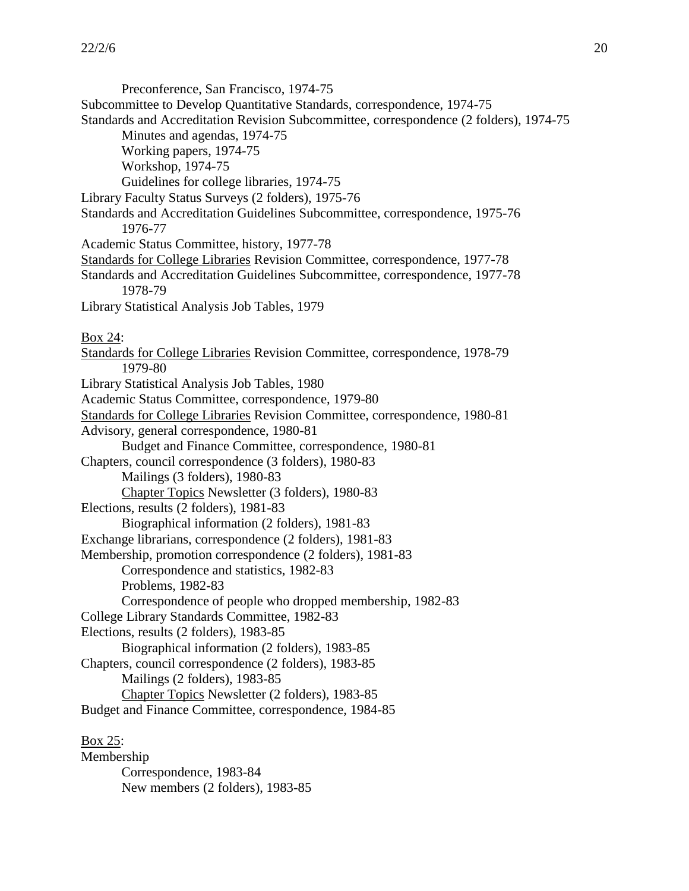Preconference, San Francisco, 1974-75
Subcommittee to Develop Quantitative Standards, correspondence, 1974-75
Standards and Accreditation Revision Subcommittee, correspondence (2 folders), 1974-75
    Minutes and agendas, 1974-75
    Working papers, 1974-75
    Workshop, 1974-75
    Guidelines for college libraries, 1974-75
Library Faculty Status Surveys (2 folders), 1975-76
Standards and Accreditation Guidelines Subcommittee, correspondence, 1975-76
    1976-77
Academic Status Committee, history, 1977-78
<u>Standards for College Libraries</u> Revision Committee, correspondence, 1977-78
Standards and Accreditation Guidelines Subcommittee, correspondence, 1977-78
    1978-79
Library Statistical Analysis Job Tables, 1979

<u>Box 24</u>:
<u>Standards for College Libraries</u> Revision Committee, correspondence, 1978-79
    1979-80
Library Statistical Analysis Job Tables, 1980
Academic Status Committee, correspondence, 1979-80
<u>Standards for College Libraries</u> Revision Committee, correspondence, 1980-81
Advisory, general correspondence, 1980-81
    Budget and Finance Committee, correspondence, 1980-81
Chapters, council correspondence (3 folders), 1980-83
    Mailings (3 folders), 1980-83
    <u>Chapter Topics</u> Newsletter (3 folders), 1980-83
Elections, results (2 folders), 1981-83
    Biographical information (2 folders), 1981-83
Exchange librarians, correspondence (2 folders), 1981-83
Membership, promotion correspondence (2 folders), 1981-83
    Correspondence and statistics, 1982-83
    Problems, 1982-83
    Correspondence of people who dropped membership, 1982-83
College Library Standards Committee, 1982-83
Elections, results (2 folders), 1983-85
    Biographical information (2 folders), 1983-85
Chapters, council correspondence (2 folders), 1983-85
    Mailings (2 folders), 1983-85
    <u>Chapter Topics</u> Newsletter (2 folders), 1983-85
Budget and Finance Committee, correspondence, 1984-85

<u>Box 25</u>:
Membership
    Correspondence, 1983-84
    New members (2 folders), 1983-85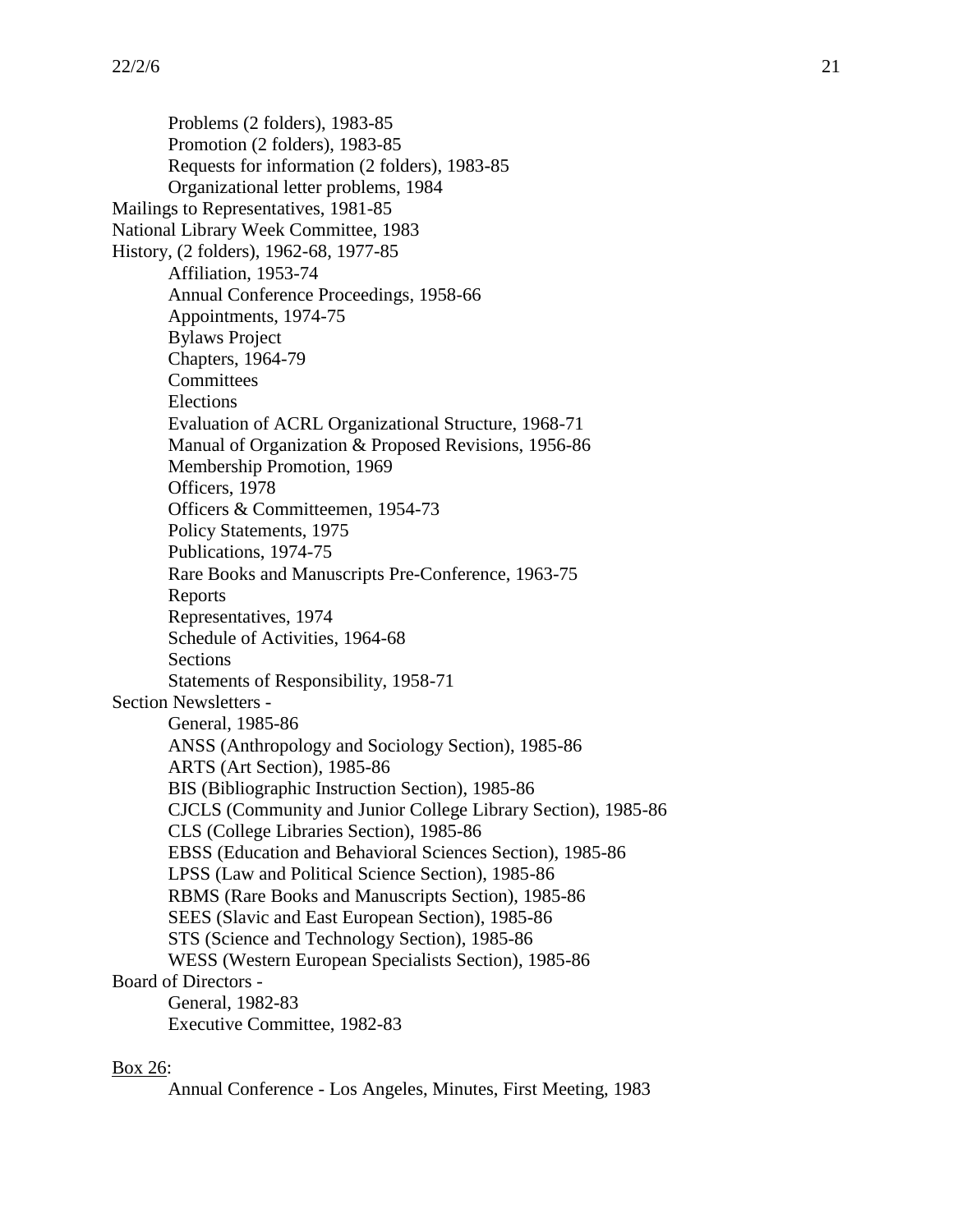Problems (2 folders), 1983-85
Promotion (2 folders), 1983-85
Requests for information (2 folders), 1983-85
Organizational letter problems, 1984

Mailings to Representatives, 1981-85
National Library Week Committee, 1983
History, (2 folders), 1962-68, 1977-85

- Affiliation, 1953-74
- Annual Conference Proceedings, 1958-66
- Appointments, 1974-75
- Bylaws Project
- Chapters, 1964-79
- Committees
- Elections
- Evaluation of ACRL Organizational Structure, 1968-71
- Manual of Organization & Proposed Revisions, 1956-86
- Membership Promotion, 1969
- Officers, 1978
- Officers & Committeemen, 1954-73
- Policy Statements, 1975
- Publications, 1974-75
- Rare Books and Manuscripts Pre-Conference, 1963-75
- Reports
- Representatives, 1974
- Schedule of Activities, 1964-68
- Sections
- Statements of Responsibility, 1958-71

Section Newsletters -

- General, 1985-86
- ANSS (Anthropology and Sociology Section), 1985-86
- ARTS (Art Section), 1985-86
- BIS (Bibliographic Instruction Section), 1985-86
- CJCLS (Community and Junior College Library Section), 1985-86
- CLS (College Libraries Section), 1985-86
- EBSS (Education and Behavioral Sciences Section), 1985-86
- LPSS (Law and Political Science Section), 1985-86
- RBMS (Rare Books and Manuscripts Section), 1985-86
- SEES (Slavic and East European Section), 1985-86
- STS (Science and Technology Section), 1985-86
- WESS (Western European Specialists Section), 1985-86

Board of Directors -

- General, 1982-83
- Executive Committee, 1982-83

<u>Box 26</u>:

- Annual Conference - Los Angeles, Minutes, First Meeting, 1983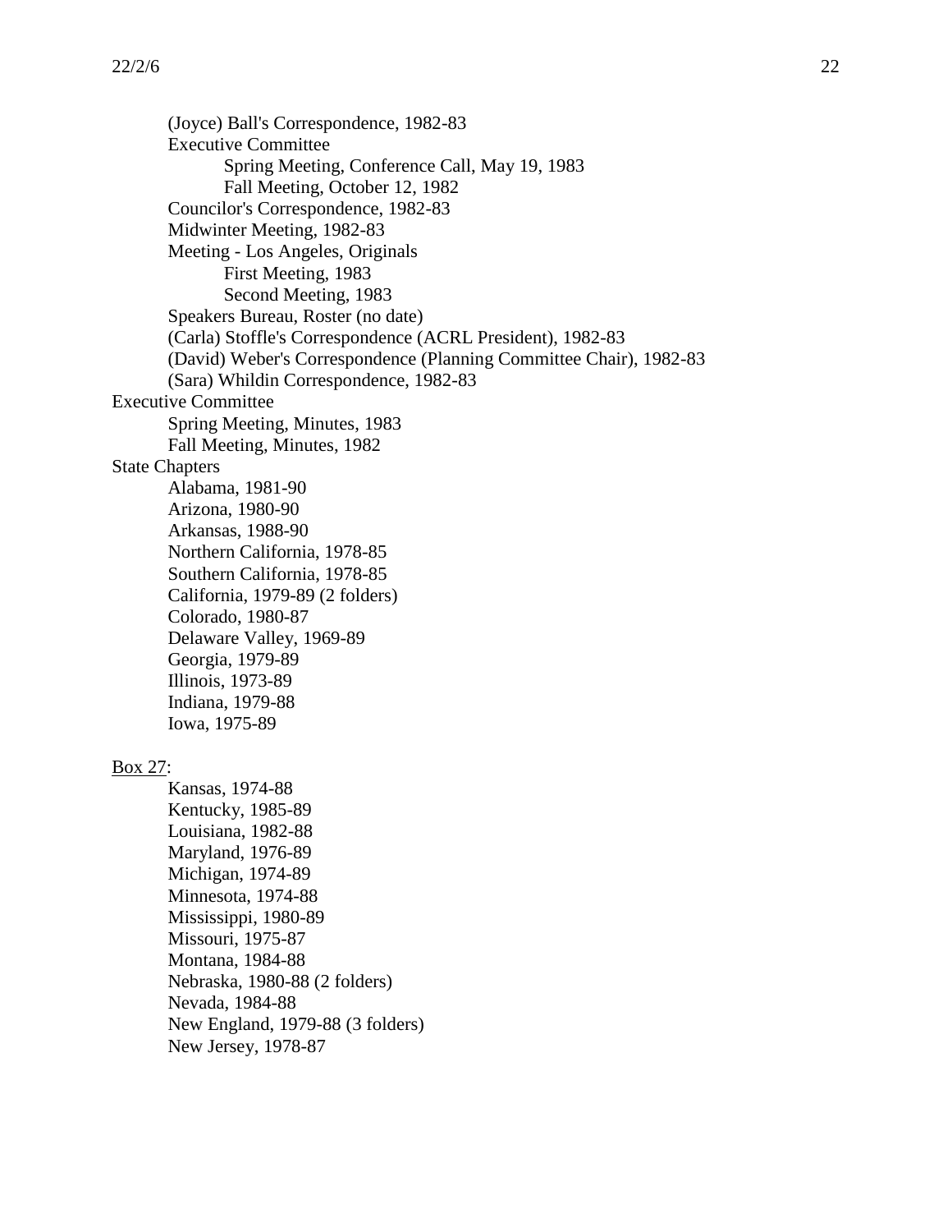- (Joyce) Ball's Correspondence, 1982-83
- Executive Committee
    - Spring Meeting, Conference Call, May 19, 1983
    - Fall Meeting, October 12, 1982
- Councilor's Correspondence, 1982-83
- Midwinter Meeting, 1982-83
- Meeting - Los Angeles, Originals
    - First Meeting, 1983
    - Second Meeting, 1983
- Speakers Bureau, Roster (no date)
- (Carla) Stoffle's Correspondence (ACRL President), 1982-83
- (David) Weber's Correspondence (Planning Committee Chair), 1982-83
- (Sara) Whildin Correspondence, 1982-83

Executive Committee
- Spring Meeting, Minutes, 1983
- Fall Meeting, Minutes, 1982

State Chapters
- Alabama, 1981-90
- Arizona, 1980-90
- Arkansas, 1988-90
- Northern California, 1978-85
- Southern California, 1978-85
- California, 1979-89 (2 folders)
- Colorado, 1980-87
- Delaware Valley, 1969-89
- Georgia, 1979-89
- Illinois, 1973-89
- Indiana, 1979-88
- Iowa, 1975-89

<u>Box 27</u>:
- Kansas, 1974-88
- Kentucky, 1985-89
- Louisiana, 1982-88
- Maryland, 1976-89
- Michigan, 1974-89
- Minnesota, 1974-88
- Mississippi, 1980-89
- Missouri, 1975-87
- Montana, 1984-88
- Nebraska, 1980-88 (2 folders)
- Nevada, 1984-88
- New England, 1979-88 (3 folders)
- New Jersey, 1978-87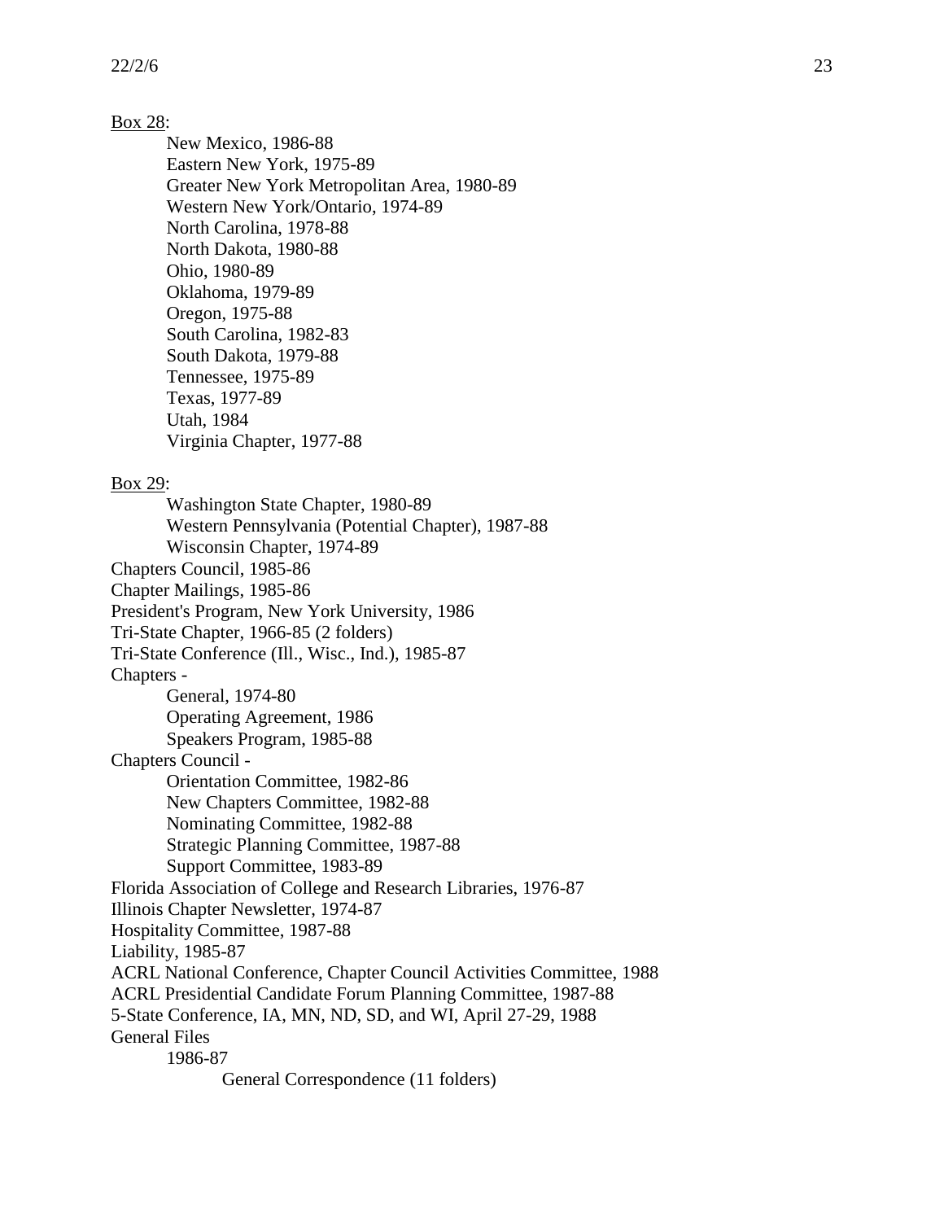Box 28:

- New Mexico, 1986-88
- Eastern New York, 1975-89
- Greater New York Metropolitan Area, 1980-89
- Western New York/Ontario, 1974-89
- North Carolina, 1978-88
- North Dakota, 1980-88
- Ohio, 1980-89
- Oklahoma, 1979-89
- Oregon, 1975-88
- South Carolina, 1982-83
- South Dakota, 1979-88
- Tennessee, 1975-89
- Texas, 1977-89
- Utah, 1984
- Virginia Chapter, 1977-88

Box 29:

- Washington State Chapter, 1980-89
- Western Pennsylvania (Potential Chapter), 1987-88
- Wisconsin Chapter, 1974-89

Chapters Council, 1985-86
Chapter Mailings, 1985-86
President's Program, New York University, 1986
Tri-State Chapter, 1966-85 (2 folders)
Tri-State Conference (Ill., Wisc., Ind.), 1985-87
Chapters -

- General, 1974-80
- Operating Agreement, 1986
- Speakers Program, 1985-88

Chapters Council -

- Orientation Committee, 1982-86
- New Chapters Committee, 1982-88
- Nominating Committee, 1982-88
- Strategic Planning Committee, 1987-88
- Support Committee, 1983-89

Florida Association of College and Research Libraries, 1976-87
Illinois Chapter Newsletter, 1974-87
Hospitality Committee, 1987-88
Liability, 1985-87
ACRL National Conference, Chapter Council Activities Committee, 1988
ACRL Presidential Candidate Forum Planning Committee, 1987-88
5-State Conference, IA, MN, ND, SD, and WI, April 27-29, 1988
General Files

- 1986-87
  - General Correspondence (11 folders)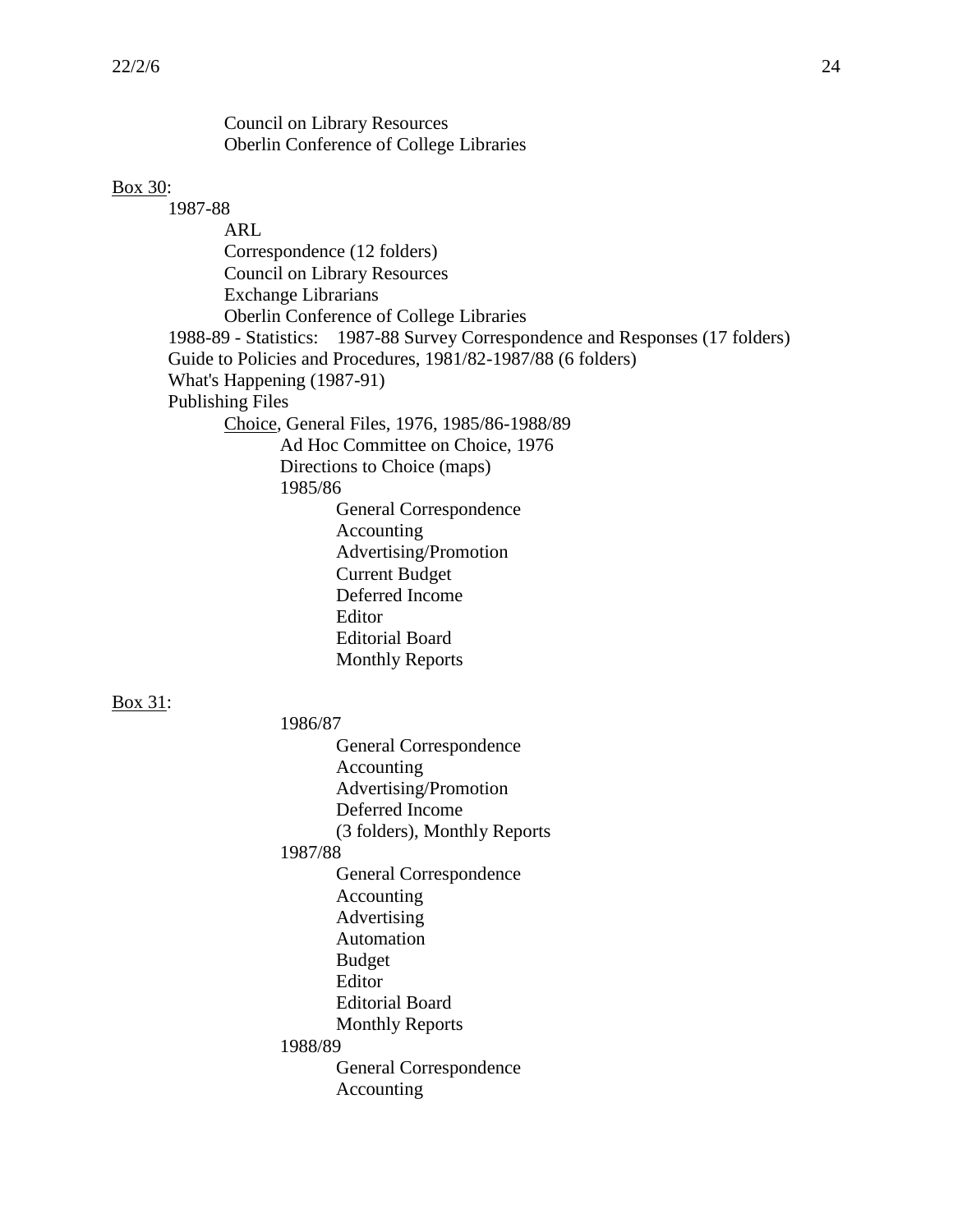Council on Library Resources
Oberlin Conference of College Libraries

Box 30:

- 1987-88
  - ARL
  - Correspondence (12 folders)
  - Council on Library Resources
  - Exchange Librarians
  - Oberlin Conference of College Libraries
- 1988-89 - Statistics: 1987-88 Survey Correspondence and Responses (17 folders)
- Guide to Policies and Procedures, 1981/82-1987/88 (6 folders)
- What's Happening (1987-91)
- Publishing Files
  - Choice, General Files, 1976, 1985/86-1988/89
    - Ad Hoc Committee on Choice, 1976
    - Directions to Choice (maps)
    - 1985/86
      - General Correspondence
      - Accounting
      - Advertising/Promotion
      - Current Budget
      - Deferred Income
      - Editor
      - Editorial Board
      - Monthly Reports

Box 31:

- 1986/87
  - General Correspondence
  - Accounting
  - Advertising/Promotion
  - Deferred Income
  - (3 folders), Monthly Reports
- 1987/88
  - General Correspondence
  - Accounting
  - Advertising
  - Automation
  - Budget
  - Editor
  - Editorial Board
  - Monthly Reports
- 1988/89
  - General Correspondence
  - Accounting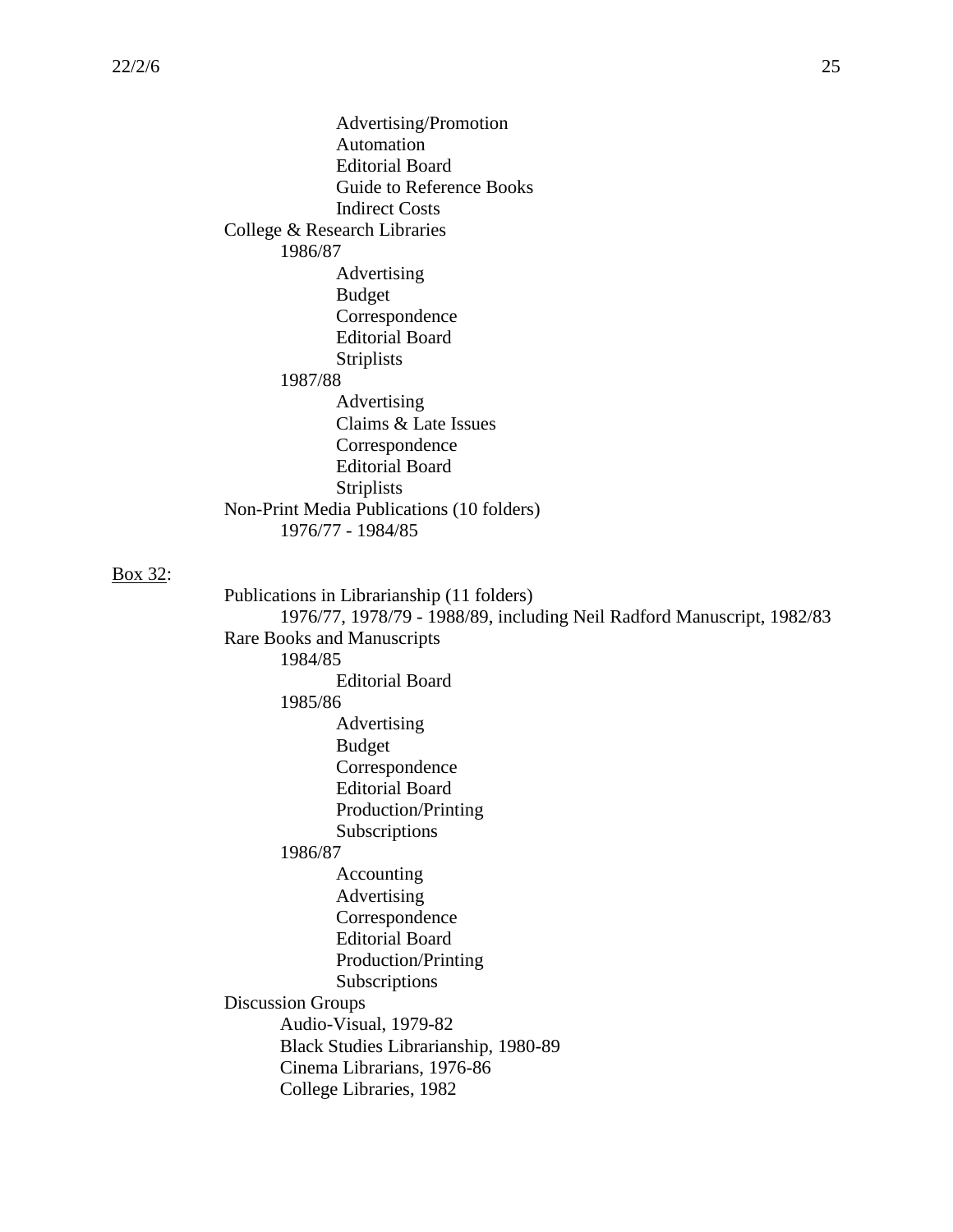- Advertising/Promotion
- Automation
- Editorial Board
- Guide to Reference Books
- Indirect Costs

College & Research Libraries

- 1986/87
  - Advertising
  - Budget
  - Correspondence
  - Editorial Board
  - Striplists
- 1987/88
  - Advertising
  - Claims & Late Issues
  - Correspondence
  - Editorial Board
  - Striplists

Non-Print Media Publications (10 folders)

- 1976/77 - 1984/85

<u>Box 32</u>:

Publications in Librarianship (11 folders)

- 1976/77, 1978/79 - 1988/89, including Neil Radford Manuscript, 1982/83

Rare Books and Manuscripts

- 1984/85
  - Editorial Board
- 1985/86
  - Advertising
  - Budget
  - Correspondence
  - Editorial Board
  - Production/Printing
  - Subscriptions
- 1986/87
  - Accounting
  - Advertising
  - Correspondence
  - Editorial Board
  - Production/Printing
  - Subscriptions

Discussion Groups

- Audio-Visual, 1979-82
- Black Studies Librarianship, 1980-89
- Cinema Librarians, 1976-86
- College Libraries, 1982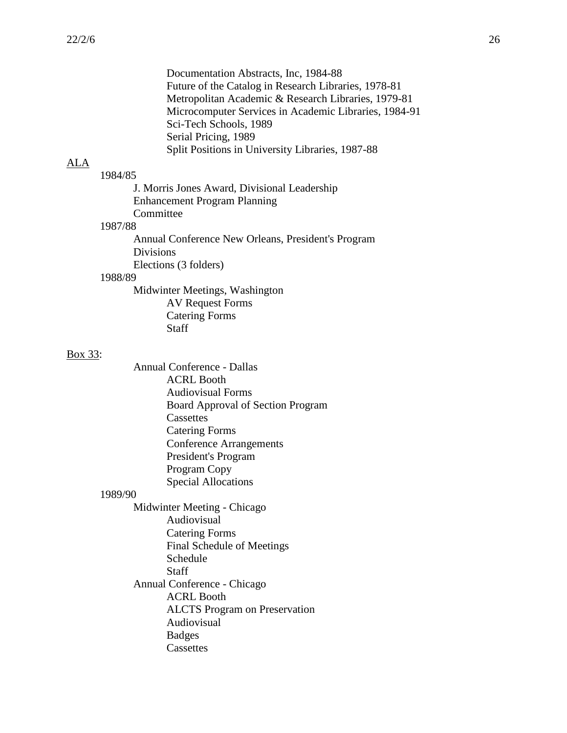- Documentation Abstracts, Inc, 1984-88
- Future of the Catalog in Research Libraries, 1978-81
- Metropolitan Academic & Research Libraries, 1979-81
- Microcomputer Services in Academic Libraries, 1984-91
- Sci-Tech Schools, 1989
- Serial Pricing, 1989
- Split Positions in University Libraries, 1987-88

<u>ALA</u>

- 1984/85
  - J. Morris Jones Award, Divisional Leadership
  - Enhancement Program Planning
  - Committee
- 1987/88
  - Annual Conference New Orleans, President's Program
  - Divisions
  - Elections (3 folders)
- 1988/89
  - Midwinter Meetings, Washington
    - AV Request Forms
    - Catering Forms
    - Staff

<u>Box 33</u>:

- Annual Conference - Dallas
  - ACRL Booth
  - Audiovisual Forms
  - Board Approval of Section Program
  - Cassettes
  - Catering Forms
  - Conference Arrangements
  - President's Program
  - Program Copy
  - Special Allocations
- 1989/90
  - Midwinter Meeting - Chicago
    - Audiovisual
    - Catering Forms
    - Final Schedule of Meetings
    - Schedule
    - Staff
  - Annual Conference - Chicago
    - ACRL Booth
    - ALCTS Program on Preservation
    - Audiovisual
    - Badges
    - Cassettes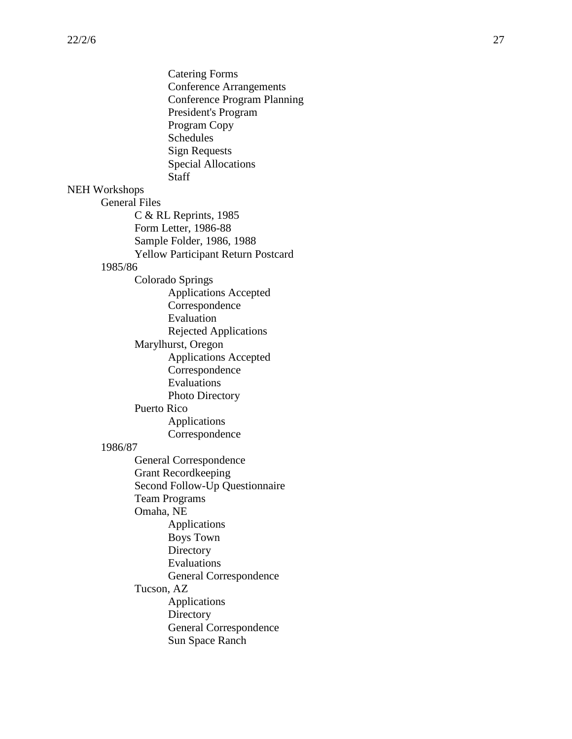- Catering Forms
- Conference Arrangements
- Conference Program Planning
- President's Program
- Program Copy
- Schedules
- Sign Requests
- Special Allocations
- Staff

NEH Workshops
- General Files
  - C & RL Reprints, 1985
  - Form Letter, 1986-88
  - Sample Folder, 1986, 1988
  - Yellow Participant Return Postcard
- 1985/86
  - Colorado Springs
    - Applications Accepted
    - Correspondence
    - Evaluation
    - Rejected Applications
  - Marylhurst, Oregon
    - Applications Accepted
    - Correspondence
    - Evaluations
    - Photo Directory
  - Puerto Rico
    - Applications
    - Correspondence
- 1986/87
  - General Correspondence
  - Grant Recordkeeping
  - Second Follow-Up Questionnaire
  - Team Programs
  - Omaha, NE
    - Applications
    - Boys Town
    - Directory
    - Evaluations
    - General Correspondence
  - Tucson, AZ
    - Applications
    - Directory
    - General Correspondence
    - Sun Space Ranch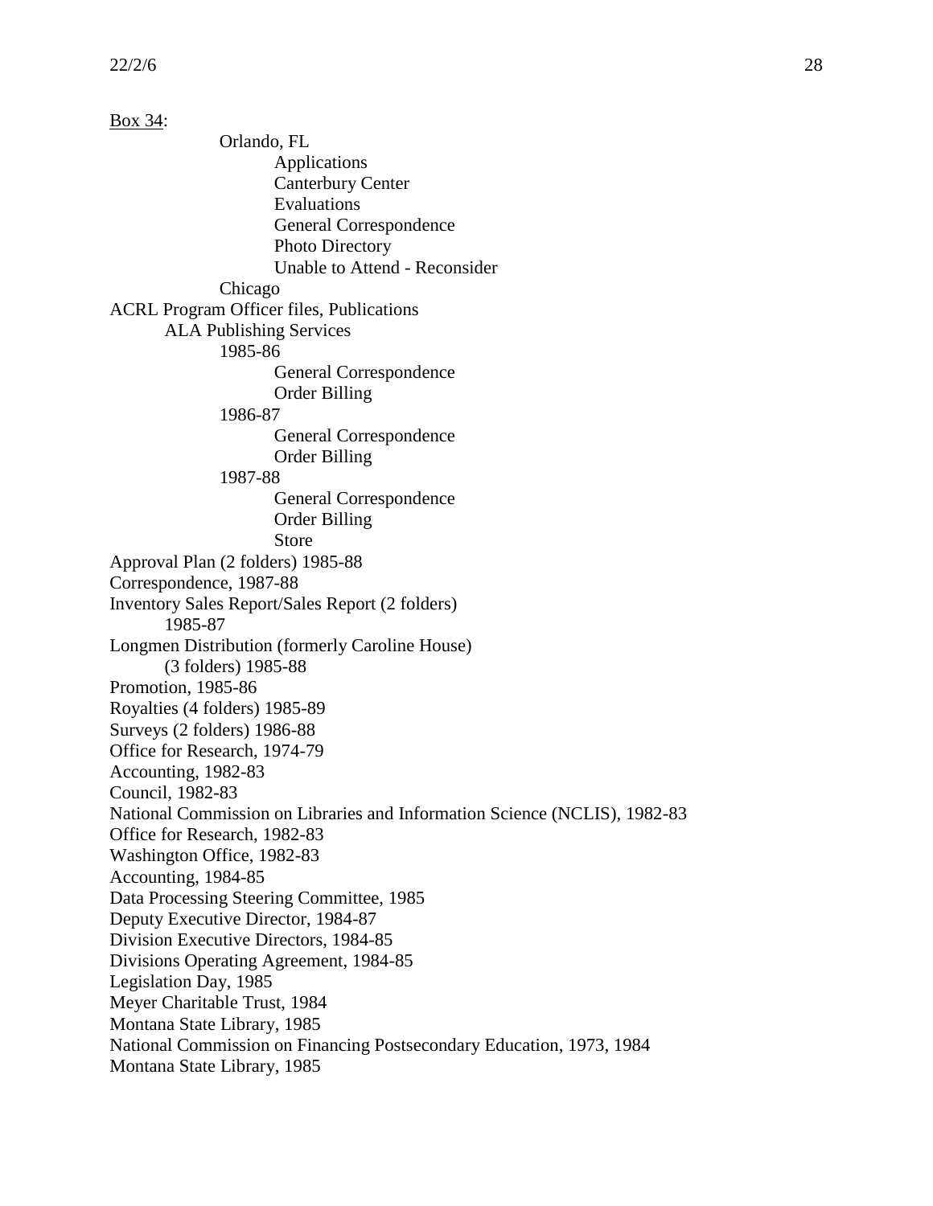Box 34:

- Orlando, FL
    - Applications
    - Canterbury Center
    - Evaluations
    - General Correspondence
    - Photo Directory
    - Unable to Attend - Reconsider
- Chicago

ACRL Program Officer files, Publications

- ALA Publishing Services
    - 1985-86
        - General Correspondence
        - Order Billing
    - 1986-87
        - General Correspondence
        - Order Billing
    - 1987-88
        - General Correspondence
        - Order Billing
        - Store

Approval Plan (2 folders) 1985-88
Correspondence, 1987-88
Inventory Sales Report/Sales Report (2 folders)
    1985-87
Longmen Distribution (formerly Caroline House)
    (3 folders) 1985-88
Promotion, 1985-86
Royalties (4 folders) 1985-89
Surveys (2 folders) 1986-88
Office for Research, 1974-79
Accounting, 1982-83
Council, 1982-83
National Commission on Libraries and Information Science (NCLIS), 1982-83
Office for Research, 1982-83
Washington Office, 1982-83
Accounting, 1984-85
Data Processing Steering Committee, 1985
Deputy Executive Director, 1984-87
Division Executive Directors, 1984-85
Divisions Operating Agreement, 1984-85
Legislation Day, 1985
Meyer Charitable Trust, 1984
Montana State Library, 1985
National Commission on Financing Postsecondary Education, 1973, 1984
Montana State Library, 1985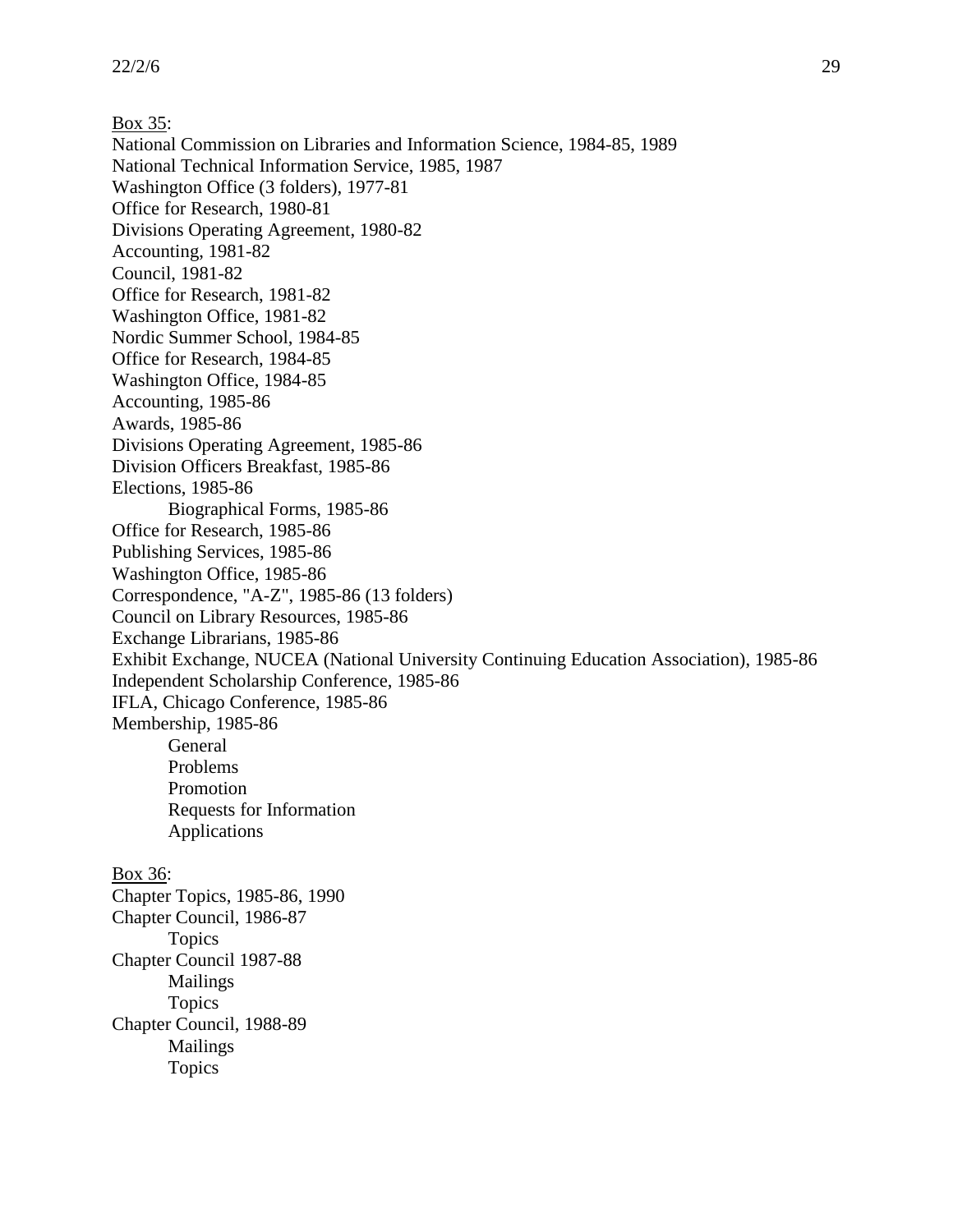<u>Box 35</u>:

National Commission on Libraries and Information Science, 1984-85, 1989
National Technical Information Service, 1985, 1987
Washington Office (3 folders), 1977-81
Office for Research, 1980-81
Divisions Operating Agreement, 1980-82
Accounting, 1981-82
Council, 1981-82
Office for Research, 1981-82
Washington Office, 1981-82
Nordic Summer School, 1984-85
Office for Research, 1984-85
Washington Office, 1984-85
Accounting, 1985-86
Awards, 1985-86
Divisions Operating Agreement, 1985-86
Division Officers Breakfast, 1985-86
Elections, 1985-86
- Biographical Forms, 1985-86

Office for Research, 1985-86
Publishing Services, 1985-86
Washington Office, 1985-86
Correspondence, "A-Z", 1985-86 (13 folders)
Council on Library Resources, 1985-86
Exchange Librarians, 1985-86
Exhibit Exchange, NUCEA (National University Continuing Education Association), 1985-86
Independent Scholarship Conference, 1985-86
IFLA, Chicago Conference, 1985-86
Membership, 1985-86
- General
- Problems
- Promotion
- Requests for Information
- Applications

<u>Box 36</u>:

Chapter Topics, 1985-86, 1990
Chapter Council, 1986-87
- Topics

Chapter Council 1987-88
- Mailings
- Topics

Chapter Council, 1988-89
- Mailings
- Topics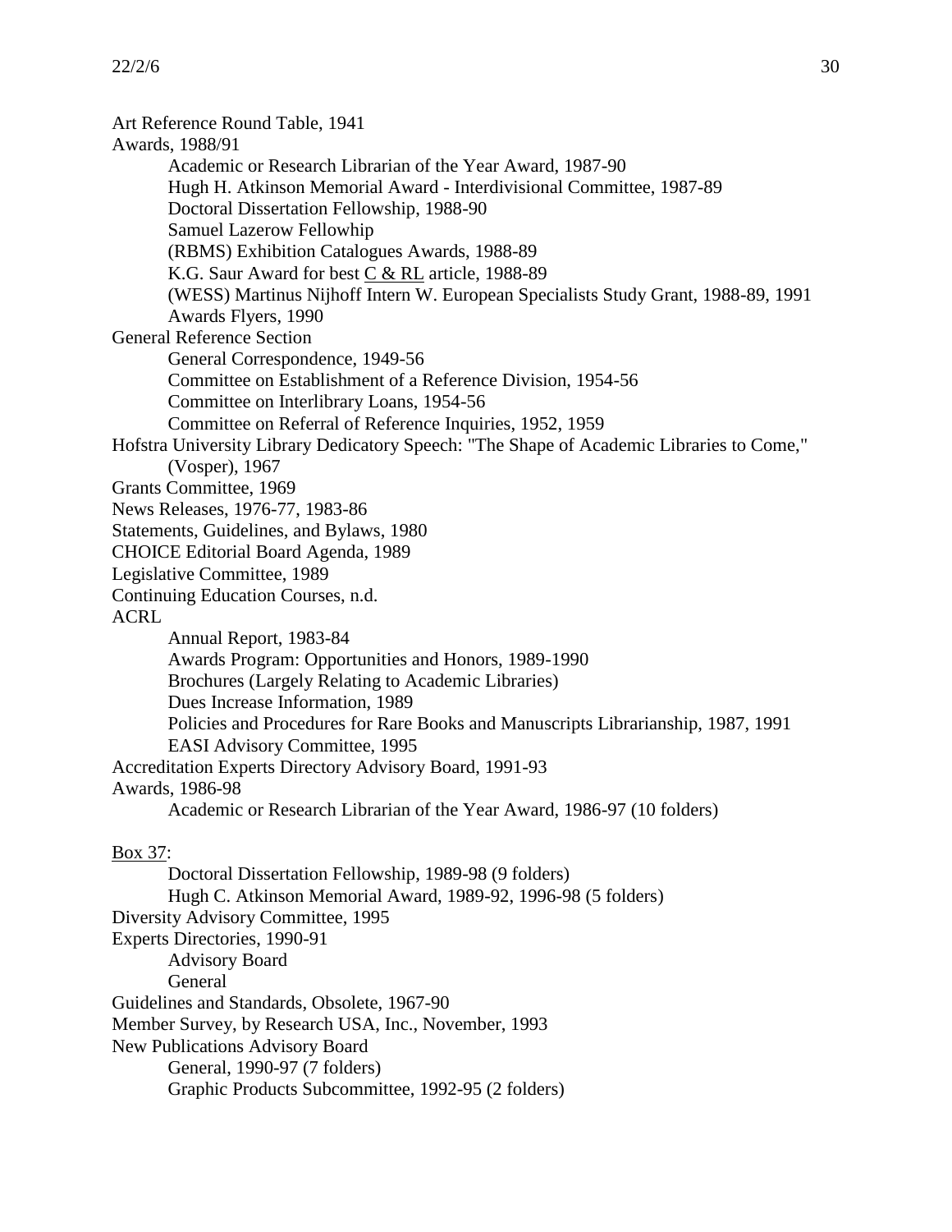Art Reference Round Table, 1941

Awards, 1988/91

- Academic or Research Librarian of the Year Award, 1987-90
- Hugh H. Atkinson Memorial Award - Interdivisional Committee, 1987-89
- Doctoral Dissertation Fellowship, 1988-90
- Samuel Lazerow Fellowhip
- (RBMS) Exhibition Catalogues Awards, 1988-89
- K.G. Saur Award for best <u>C & RL</u> article, 1988-89
- (WESS) Martinus Nijhoff Intern W. European Specialists Study Grant, 1988-89, 1991
- Awards Flyers, 1990

General Reference Section

- General Correspondence, 1949-56
- Committee on Establishment of a Reference Division, 1954-56
- Committee on Interlibrary Loans, 1954-56
- Committee on Referral of Reference Inquiries, 1952, 1959

Hofstra University Library Dedicatory Speech: "The Shape of Academic Libraries to Come," (Vosper), 1967

Grants Committee, 1969

News Releases, 1976-77, 1983-86

Statements, Guidelines, and Bylaws, 1980

CHOICE Editorial Board Agenda, 1989

Legislative Committee, 1989

Continuing Education Courses, n.d.

ACRL

- Annual Report, 1983-84
- Awards Program: Opportunities and Honors, 1989-1990
- Brochures (Largely Relating to Academic Libraries)
- Dues Increase Information, 1989
- Policies and Procedures for Rare Books and Manuscripts Librarianship, 1987, 1991
- EASI Advisory Committee, 1995

Accreditation Experts Directory Advisory Board, 1991-93

Awards, 1986-98

- Academic or Research Librarian of the Year Award, 1986-97 (10 folders)

<u>Box 37</u>:

- Doctoral Dissertation Fellowship, 1989-98 (9 folders)
- Hugh C. Atkinson Memorial Award, 1989-92, 1996-98 (5 folders)

Diversity Advisory Committee, 1995

Experts Directories, 1990-91

- Advisory Board
- General

Guidelines and Standards, Obsolete, 1967-90

Member Survey, by Research USA, Inc., November, 1993

New Publications Advisory Board

- General, 1990-97 (7 folders)
- Graphic Products Subcommittee, 1992-95 (2 folders)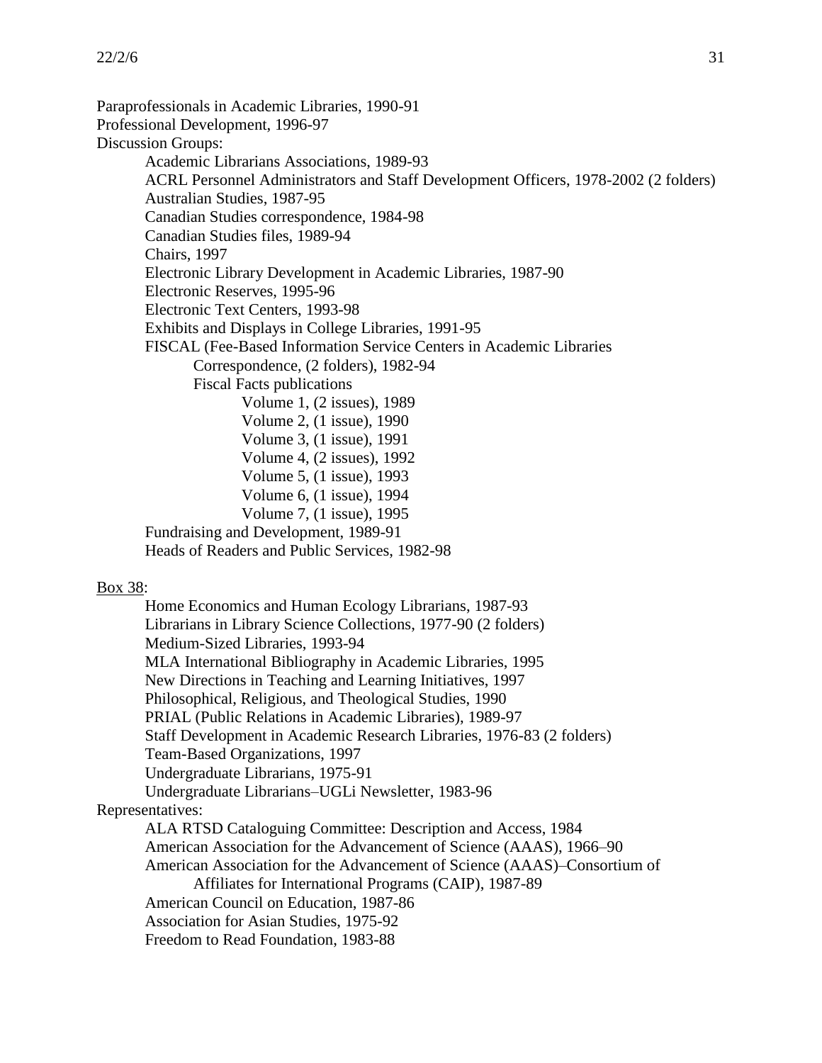Paraprofessionals in Academic Libraries, 1990-91
Professional Development, 1996-97
Discussion Groups:
- Academic Librarians Associations, 1989-93
- ACRL Personnel Administrators and Staff Development Officers, 1978-2002 (2 folders)
- Australian Studies, 1987-95
- Canadian Studies correspondence, 1984-98
- Canadian Studies files, 1989-94
- Chairs, 1997
- Electronic Library Development in Academic Libraries, 1987-90
- Electronic Reserves, 1995-96
- Electronic Text Centers, 1993-98
- Exhibits and Displays in College Libraries, 1991-95
- FISCAL (Fee-Based Information Service Centers in Academic Libraries
  - Correspondence, (2 folders), 1982-94
  - Fiscal Facts publications
    - Volume 1, (2 issues), 1989
    - Volume 2, (1 issue), 1990
    - Volume 3, (1 issue), 1991
    - Volume 4, (2 issues), 1992
    - Volume 5, (1 issue), 1993
    - Volume 6, (1 issue), 1994
    - Volume 7, (1 issue), 1995
- Fundraising and Development, 1989-91
- Heads of Readers and Public Services, 1982-98

<u>Box 38</u>:
- Home Economics and Human Ecology Librarians, 1987-93
- Librarians in Library Science Collections, 1977-90 (2 folders)
- Medium-Sized Libraries, 1993-94
- MLA International Bibliography in Academic Libraries, 1995
- New Directions in Teaching and Learning Initiatives, 1997
- Philosophical, Religious, and Theological Studies, 1990
- PRIAL (Public Relations in Academic Libraries), 1989-97
- Staff Development in Academic Research Libraries, 1976-83 (2 folders)
- Team-Based Organizations, 1997
- Undergraduate Librarians, 1975-91
- Undergraduate Librarians–UGLi Newsletter, 1983-96

Representatives:
- ALA RTSD Cataloguing Committee: Description and Access, 1984
- American Association for the Advancement of Science (AAAS), 1966–90
- American Association for the Advancement of Science (AAAS)–Consortium of Affiliates for International Programs (CAIP), 1987-89
- American Council on Education, 1987-86
- Association for Asian Studies, 1975-92
- Freedom to Read Foundation, 1983-88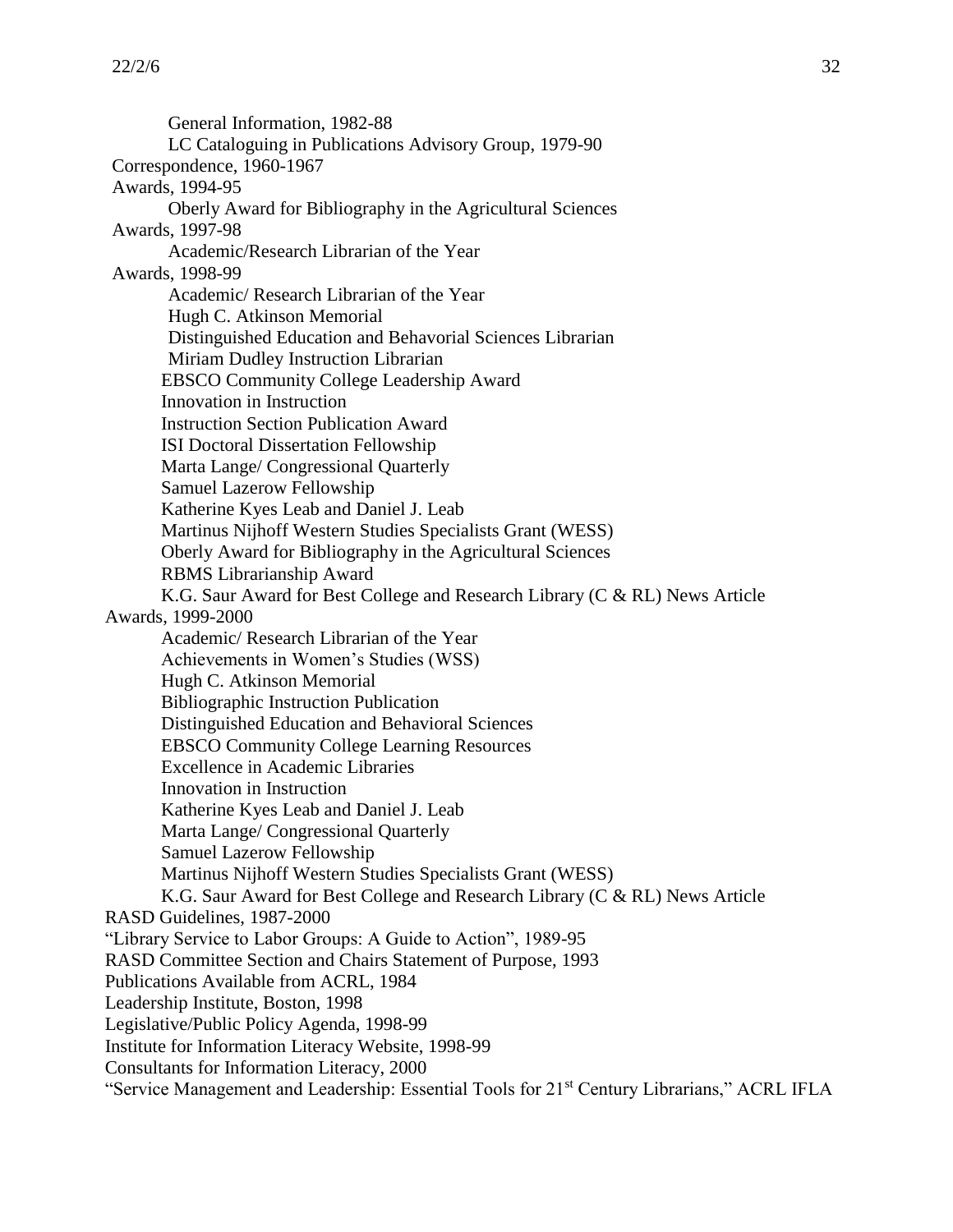General Information, 1982-88
LC Cataloguing in Publications Advisory Group, 1979-90
Correspondence, 1960-1967
Awards, 1994-95
Oberly Award for Bibliography in the Agricultural Sciences
Awards, 1997-98
Academic/Research Librarian of the Year
Awards, 1998-99
Academic/ Research Librarian of the Year
Hugh C. Atkinson Memorial
Distinguished Education and Behavorial Sciences Librarian
Miriam Dudley Instruction Librarian
EBSCO Community College Leadership Award
Innovation in Instruction
Instruction Section Publication Award
ISI Doctoral Dissertation Fellowship
Marta Lange/ Congressional Quarterly
Samuel Lazerow Fellowship
Katherine Kyes Leab and Daniel J. Leab
Martinus Nijhoff Western Studies Specialists Grant (WESS)
Oberly Award for Bibliography in the Agricultural Sciences
RBMS Librarianship Award
K.G. Saur Award for Best College and Research Library (C & RL) News Article
Awards, 1999-2000
Academic/ Research Librarian of the Year
Achievements in Women's Studies (WSS)
Hugh C. Atkinson Memorial
Bibliographic Instruction Publication
Distinguished Education and Behavioral Sciences
EBSCO Community College Learning Resources
Excellence in Academic Libraries
Innovation in Instruction
Katherine Kyes Leab and Daniel J. Leab
Marta Lange/ Congressional Quarterly
Samuel Lazerow Fellowship
Martinus Nijhoff Western Studies Specialists Grant (WESS)
K.G. Saur Award for Best College and Research Library (C & RL) News Article
RASD Guidelines, 1987-2000
"Library Service to Labor Groups: A Guide to Action", 1989-95
RASD Committee Section and Chairs Statement of Purpose, 1993
Publications Available from ACRL, 1984
Leadership Institute, Boston, 1998
Legislative/Public Policy Agenda, 1998-99
Institute for Information Literacy Website, 1998-99
Consultants for Information Literacy, 2000
"Service Management and Leadership: Essential Tools for 21st Century Librarians," ACRL IFLA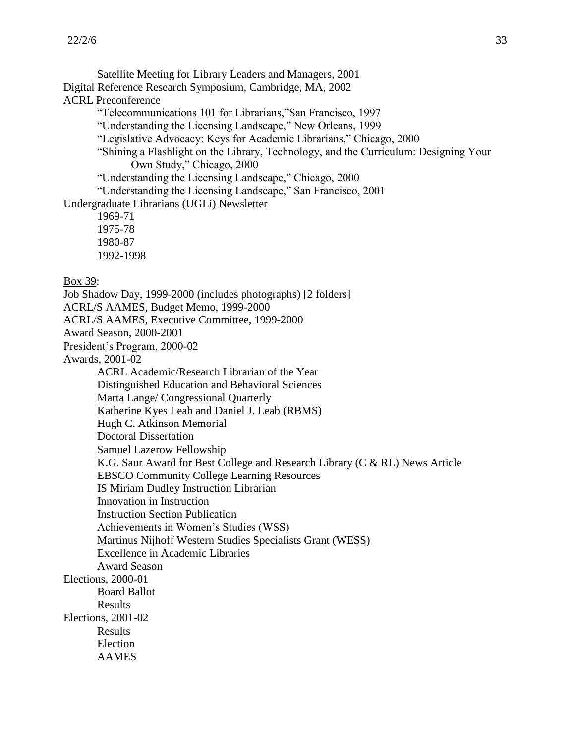Satellite Meeting for Library Leaders and Managers, 2001

Digital Reference Research Symposium, Cambridge, MA, 2002

ACRL Preconference

- "Telecommunications 101 for Librarians,"San Francisco, 1997
- "Understanding the Licensing Landscape," New Orleans, 1999
- "Legislative Advocacy: Keys for Academic Librarians," Chicago, 2000
- "Shining a Flashlight on the Library, Technology, and the Curriculum: Designing Your Own Study," Chicago, 2000
- "Understanding the Licensing Landscape," Chicago, 2000
- "Understanding the Licensing Landscape," San Francisco, 2001

Undergraduate Librarians (UGLi) Newsletter

- 1969-71
- 1975-78
- 1980-87
- 1992-1998

<u>Box 39</u>:

Job Shadow Day, 1999-2000 (includes photographs) [2 folders]

ACRL/S AAMES, Budget Memo, 1999-2000

ACRL/S AAMES, Executive Committee, 1999-2000

Award Season, 2000-2001

President's Program, 2000-02

Awards, 2001-02

- ACRL Academic/Research Librarian of the Year
- Distinguished Education and Behavioral Sciences
- Marta Lange/ Congressional Quarterly
- Katherine Kyes Leab and Daniel J. Leab (RBMS)
- Hugh C. Atkinson Memorial
- Doctoral Dissertation
- Samuel Lazerow Fellowship
- K.G. Saur Award for Best College and Research Library (C & RL) News Article
- EBSCO Community College Learning Resources
- IS Miriam Dudley Instruction Librarian
- Innovation in Instruction
- Instruction Section Publication
- Achievements in Women's Studies (WSS)
- Martinus Nijhoff Western Studies Specialists Grant (WESS)
- Excellence in Academic Libraries
- Award Season

Elections, 2000-01

- Board Ballot
- Results

Elections, 2001-02

- Results
- Election
- AAMES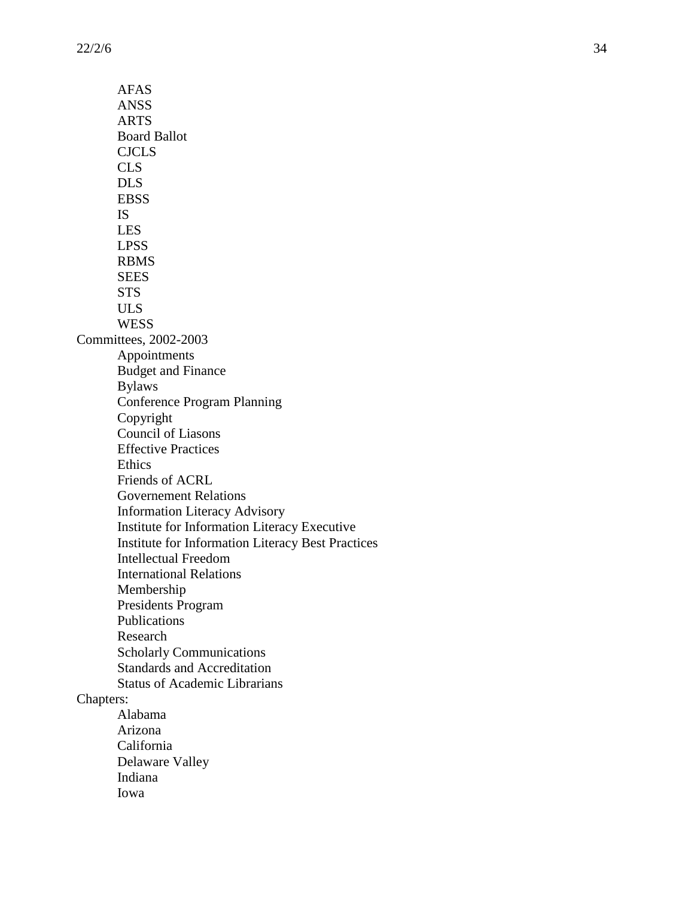- AFAS
- ANSS
- ARTS
- Board Ballot
- CJCLS
- CLS
- DLS
- EBSS
- IS
- LES
- LPSS
- RBMS
- SEES
- STS
- ULS
- WESS

Committees, 2002-2003

- Appointments
- Budget and Finance
- Bylaws
- Conference Program Planning
- Copyright
- Council of Liasons
- Effective Practices
- Ethics
- Friends of ACRL
- Governement Relations
- Information Literacy Advisory
- Institute for Information Literacy Executive
- Institute for Information Literacy Best Practices
- Intellectual Freedom
- International Relations
- Membership
- Presidents Program
- Publications
- Research
- Scholarly Communications
- Standards and Accreditation
- Status of Academic Librarians

Chapters:

- Alabama
- Arizona
- California
- Delaware Valley
- Indiana
- Iowa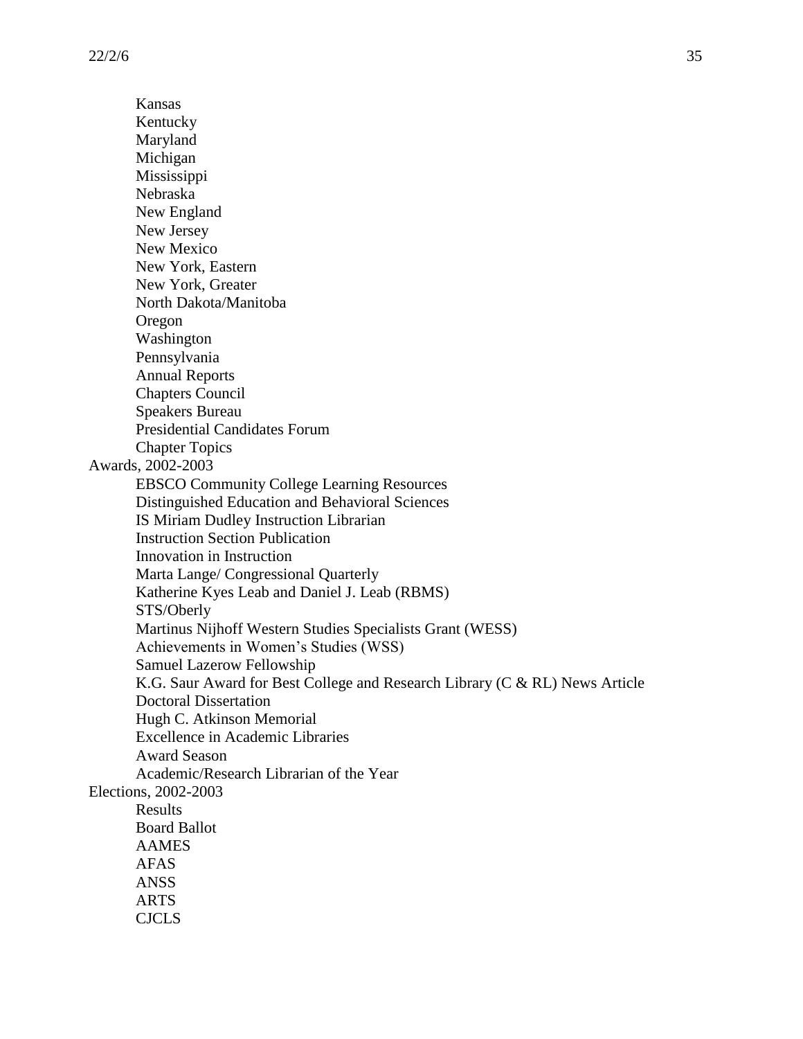- Kansas
- Kentucky
- Maryland
- Michigan
- Mississippi
- Nebraska
- New England
- New Jersey
- New Mexico
- New York, Eastern
- New York, Greater
- North Dakota/Manitoba
- Oregon
- Washington
- Pennsylvania
- Annual Reports
- Chapters Council
- Speakers Bureau
- Presidential Candidates Forum
- Chapter Topics

Awards, 2002-2003

- EBSCO Community College Learning Resources
- Distinguished Education and Behavioral Sciences
- IS Miriam Dudley Instruction Librarian
- Instruction Section Publication
- Innovation in Instruction
- Marta Lange/ Congressional Quarterly
- Katherine Kyes Leab and Daniel J. Leab (RBMS)
- STS/Oberly
- Martinus Nijhoff Western Studies Specialists Grant (WESS)
- Achievements in Women's Studies (WSS)
- Samuel Lazerow Fellowship
- K.G. Saur Award for Best College and Research Library (C & RL) News Article
- Doctoral Dissertation
- Hugh C. Atkinson Memorial
- Excellence in Academic Libraries
- Award Season
- Academic/Research Librarian of the Year

Elections, 2002-2003

- Results
- Board Ballot
- AAMES
- AFAS
- ANSS
- ARTS
- CJCLS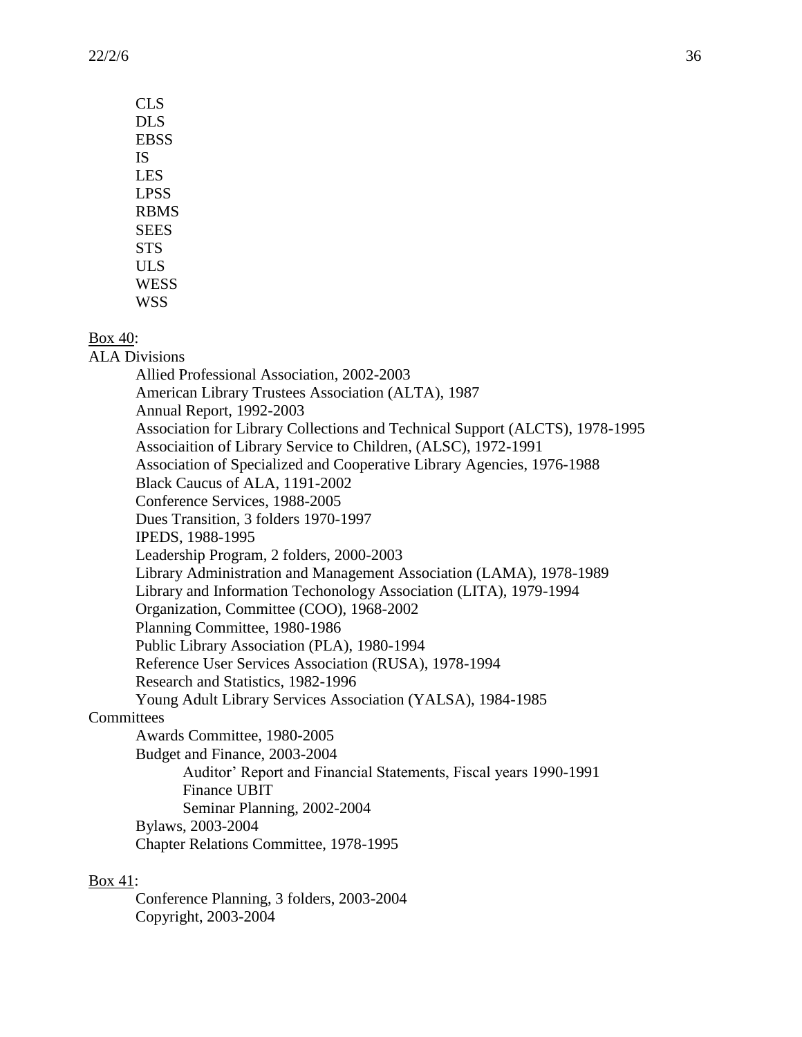- CLS
- DLS
- EBSS
- IS
- LES
- LPSS
- RBMS
- SEES
- STS
- ULS
- WESS
- WSS

<u>Box 40</u>:

ALA Divisions

- Allied Professional Association, 2002-2003
- American Library Trustees Association (ALTA), 1987
- Annual Report, 1992-2003
- Association for Library Collections and Technical Support (ALCTS), 1978-1995
- Associaition of Library Service to Children, (ALSC), 1972-1991
- Association of Specialized and Cooperative Library Agencies, 1976-1988
- Black Caucus of ALA, 1191-2002
- Conference Services, 1988-2005
- Dues Transition, 3 folders 1970-1997
- IPEDS, 1988-1995
- Leadership Program, 2 folders, 2000-2003
- Library Administration and Management Association (LAMA), 1978-1989
- Library and Information Techonology Association (LITA), 1979-1994
- Organization, Committee (COO), 1968-2002
- Planning Committee, 1980-1986
- Public Library Association (PLA), 1980-1994
- Reference User Services Association (RUSA), 1978-1994
- Research and Statistics, 1982-1996
- Young Adult Library Services Association (YALSA), 1984-1985

Committees

- Awards Committee, 1980-2005
- Budget and Finance, 2003-2004
  - Auditor' Report and Financial Statements, Fiscal years 1990-1991
  - Finance UBIT
  - Seminar Planning, 2002-2004
- Bylaws, 2003-2004
- Chapter Relations Committee, 1978-1995

<u>Box 41</u>:

- Conference Planning, 3 folders, 2003-2004
- Copyright, 2003-2004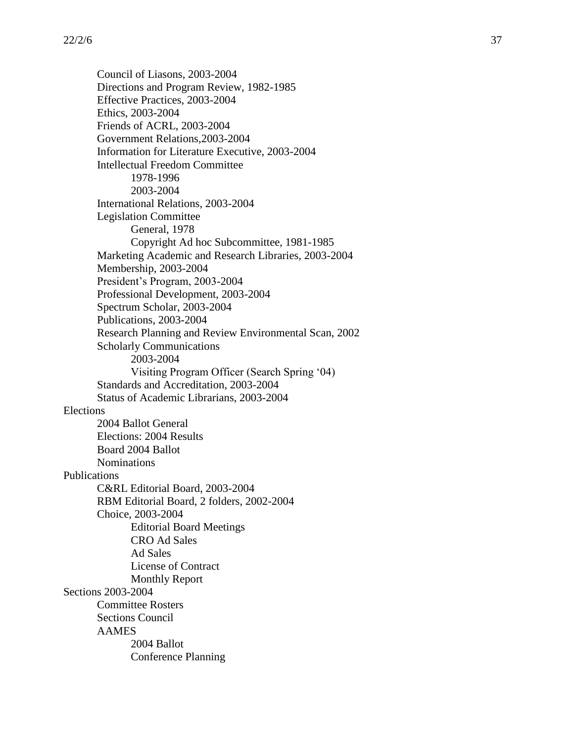- Council of Liasons, 2003-2004
- Directions and Program Review, 1982-1985
- Effective Practices, 2003-2004
- Ethics, 2003-2004
- Friends of ACRL, 2003-2004
- Government Relations,2003-2004
- Information for Literature Executive, 2003-2004
- Intellectual Freedom Committee
  - 1978-1996
  - 2003-2004
- International Relations, 2003-2004
- Legislation Committee
  - General, 1978
  - Copyright Ad hoc Subcommittee, 1981-1985
- Marketing Academic and Research Libraries, 2003-2004
- Membership, 2003-2004
- President's Program, 2003-2004
- Professional Development, 2003-2004
- Spectrum Scholar, 2003-2004
- Publications, 2003-2004
- Research Planning and Review Environmental Scan, 2002
- Scholarly Communications
  - 2003-2004
  - Visiting Program Officer (Search Spring '04)
- Standards and Accreditation, 2003-2004
- Status of Academic Librarians, 2003-2004

Elections
- 2004 Ballot General
- Elections: 2004 Results
- Board 2004 Ballot
- Nominations

Publications
- C&RL Editorial Board, 2003-2004
- RBM Editorial Board, 2 folders, 2002-2004
- Choice, 2003-2004
  - Editorial Board Meetings
  - CRO Ad Sales
  - Ad Sales
  - License of Contract
  - Monthly Report

Sections 2003-2004
- Committee Rosters
- Sections Council
- AAMES
  - 2004 Ballot
  - Conference Planning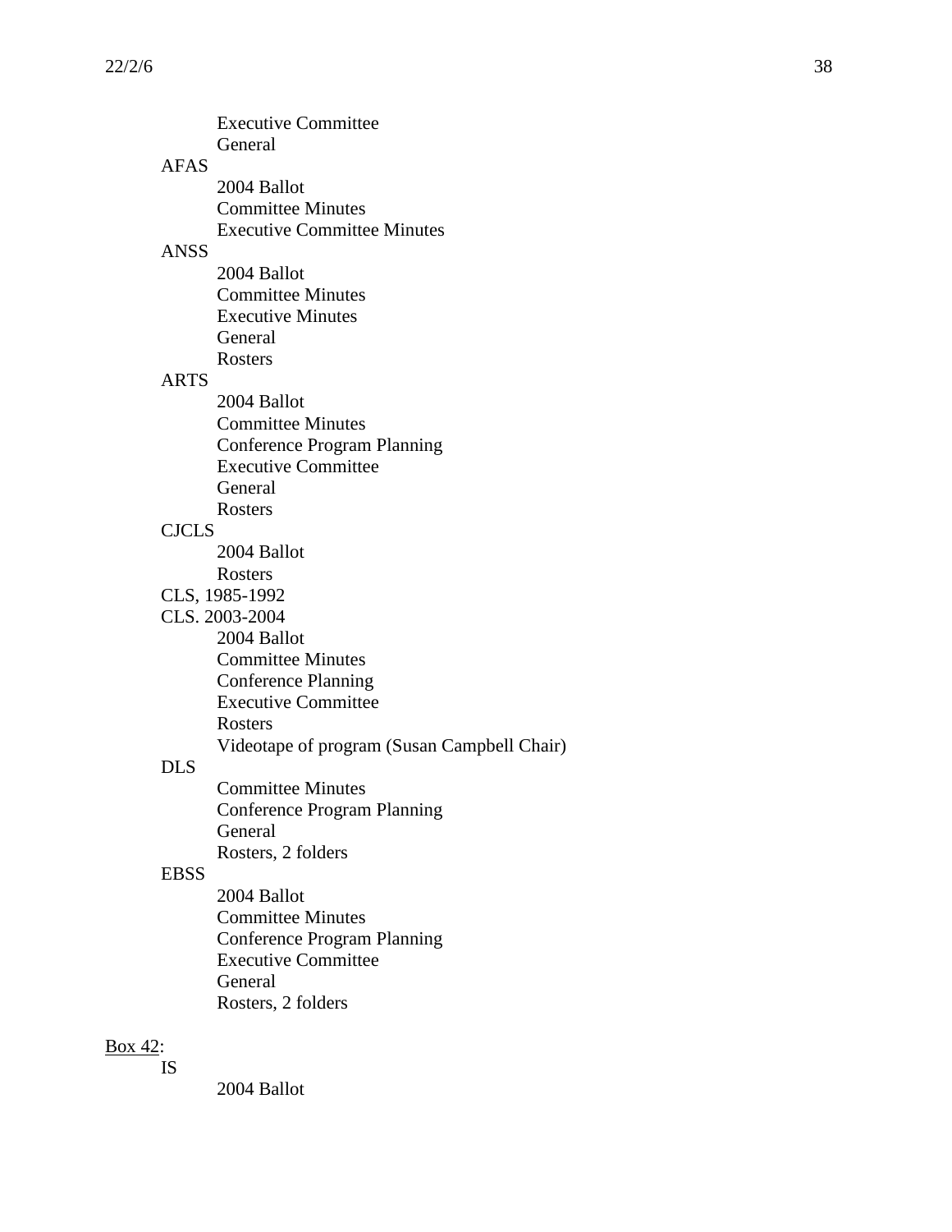- Executive Committee
- General

AFAS
- 2004 Ballot
- Committee Minutes
- Executive Committee Minutes

ANSS
- 2004 Ballot
- Committee Minutes
- Executive Minutes
- General
- Rosters

ARTS
- 2004 Ballot
- Committee Minutes
- Conference Program Planning
- Executive Committee
- General
- Rosters

CJCLS
- 2004 Ballot
- Rosters

CLS, 1985-1992

CLS. 2003-2004
- 2004 Ballot
- Committee Minutes
- Conference Planning
- Executive Committee
- Rosters
- Videotape of program (Susan Campbell Chair)

DLS
- Committee Minutes
- Conference Program Planning
- General
- Rosters, 2 folders

EBSS
- 2004 Ballot
- Committee Minutes
- Conference Program Planning
- Executive Committee
- General
- Rosters, 2 folders

<u>Box 42</u>:

IS
- 2004 Ballot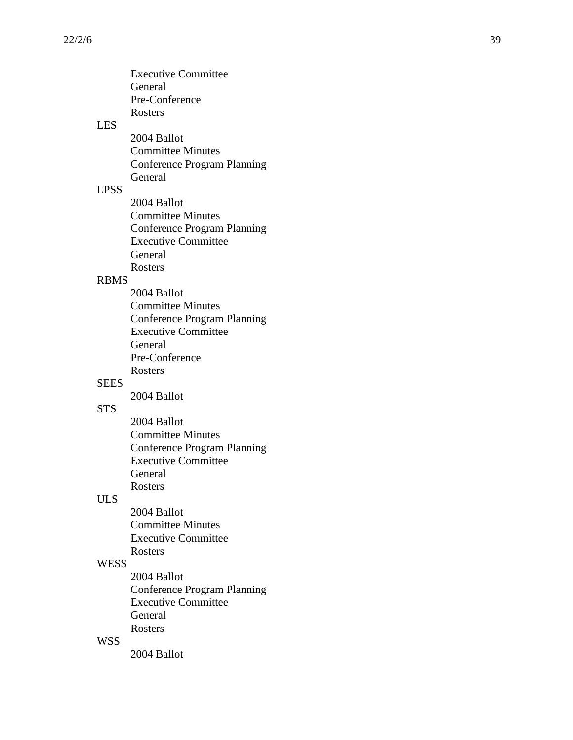- Executive Committee
- General
- Pre-Conference
- Rosters

LES

- 2004 Ballot
- Committee Minutes
- Conference Program Planning
- General

LPSS

- 2004 Ballot
- Committee Minutes
- Conference Program Planning
- Executive Committee
- General
- Rosters

RBMS

- 2004 Ballot
- Committee Minutes
- Conference Program Planning
- Executive Committee
- General
- Pre-Conference
- Rosters

SEES

- 2004 Ballot

STS

- 2004 Ballot
- Committee Minutes
- Conference Program Planning
- Executive Committee
- General
- Rosters

ULS

- 2004 Ballot
- Committee Minutes
- Executive Committee
- Rosters

WESS

- 2004 Ballot
- Conference Program Planning
- Executive Committee
- General
- Rosters

WSS

- 2004 Ballot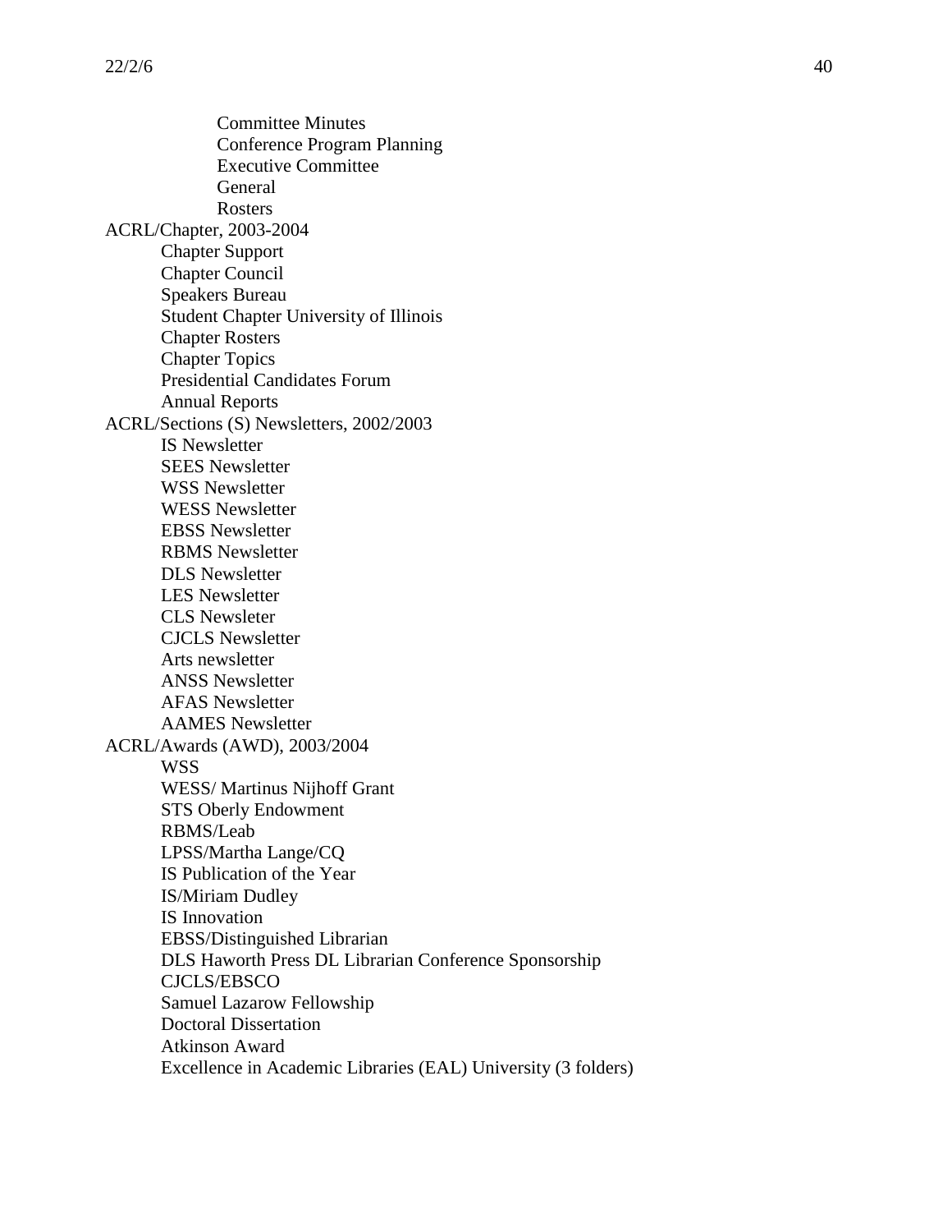- Committee Minutes
- Conference Program Planning
- Executive Committee
- General
- Rosters

ACRL/Chapter, 2003-2004

- Chapter Support
- Chapter Council
- Speakers Bureau
- Student Chapter University of Illinois
- Chapter Rosters
- Chapter Topics
- Presidential Candidates Forum
- Annual Reports

ACRL/Sections (S) Newsletters, 2002/2003

- IS Newsletter
- SEES Newsletter
- WSS Newsletter
- WESS Newsletter
- EBSS Newsletter
- RBMS Newsletter
- DLS Newsletter
- LES Newsletter
- CLS Newsleter
- CJCLS Newsletter
- Arts newsletter
- ANSS Newsletter
- AFAS Newsletter
- AAMES Newsletter

ACRL/Awards (AWD), 2003/2004

- WSS
- WESS/ Martinus Nijhoff Grant
- STS Oberly Endowment
- RBMS/Leab
- LPSS/Martha Lange/CQ
- IS Publication of the Year
- IS/Miriam Dudley
- IS Innovation
- EBSS/Distinguished Librarian
- DLS Haworth Press DL Librarian Conference Sponsorship
- CJCLS/EBSCO
- Samuel Lazarow Fellowship
- Doctoral Dissertation
- Atkinson Award
- Excellence in Academic Libraries (EAL) University (3 folders)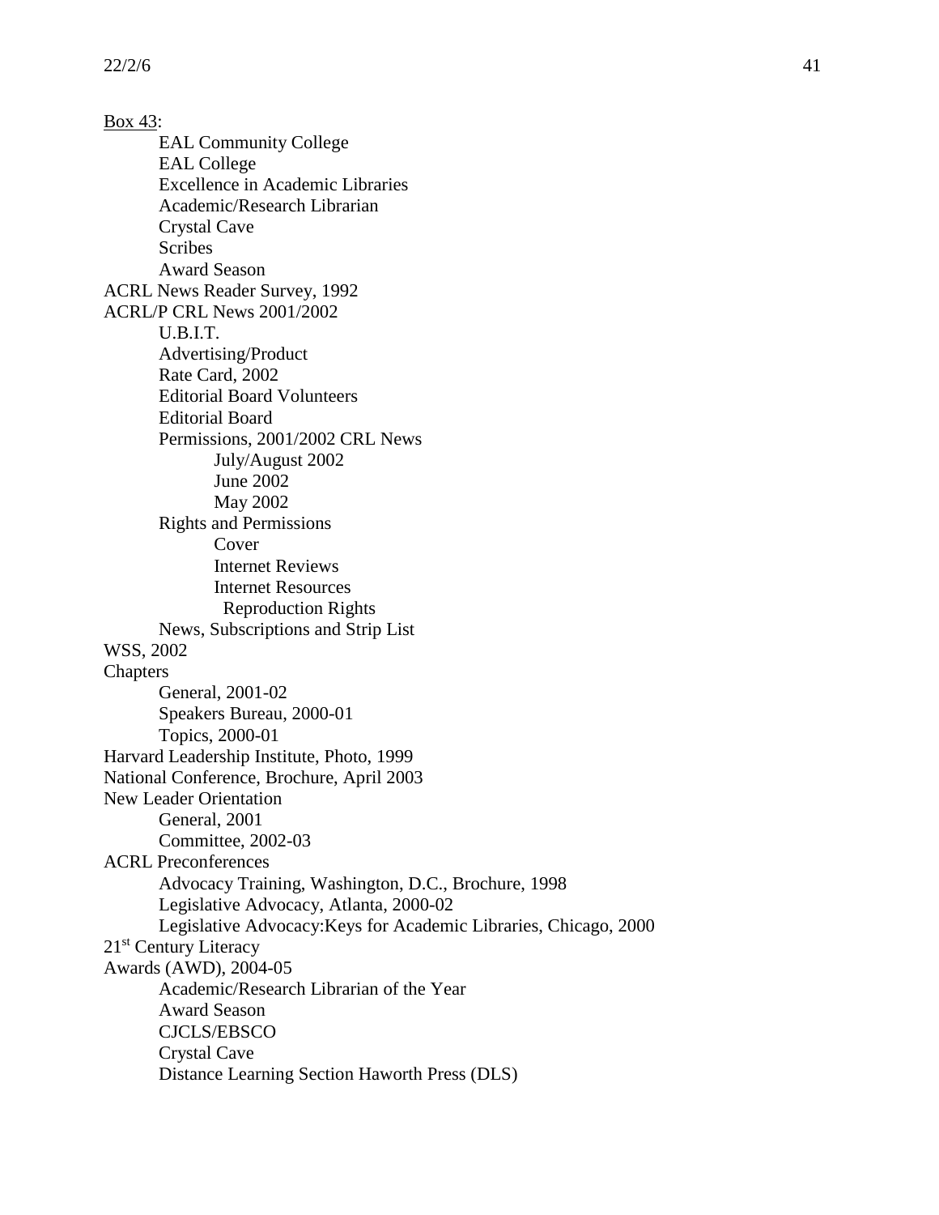<u>Box 43</u>:

- EAL Community College
- EAL College
- Excellence in Academic Libraries
- Academic/Research Librarian
- Crystal Cave
- Scribes
- Award Season

ACRL News Reader Survey, 1992

ACRL/P CRL News 2001/2002

- U.B.I.T.
- Advertising/Product
- Rate Card, 2002
- Editorial Board Volunteers
- Editorial Board
- Permissions, 2001/2002 CRL News
    - July/August 2002
    - June 2002
    - May 2002
- Rights and Permissions
    - Cover
    - Internet Reviews
    - Internet Resources
    - Reproduction Rights
- News, Subscriptions and Strip List

WSS, 2002

Chapters

- General, 2001-02
- Speakers Bureau, 2000-01
- Topics, 2000-01

Harvard Leadership Institute, Photo, 1999

National Conference, Brochure, April 2003

New Leader Orientation

- General, 2001
- Committee, 2002-03

ACRL Preconferences

- Advocacy Training, Washington, D.C., Brochure, 1998
- Legislative Advocacy, Atlanta, 2000-02
- Legislative Advocacy:Keys for Academic Libraries, Chicago, 2000

21st Century Literacy

Awards (AWD), 2004-05

- Academic/Research Librarian of the Year
- Award Season
- CJCLS/EBSCO
- Crystal Cave
- Distance Learning Section Haworth Press (DLS)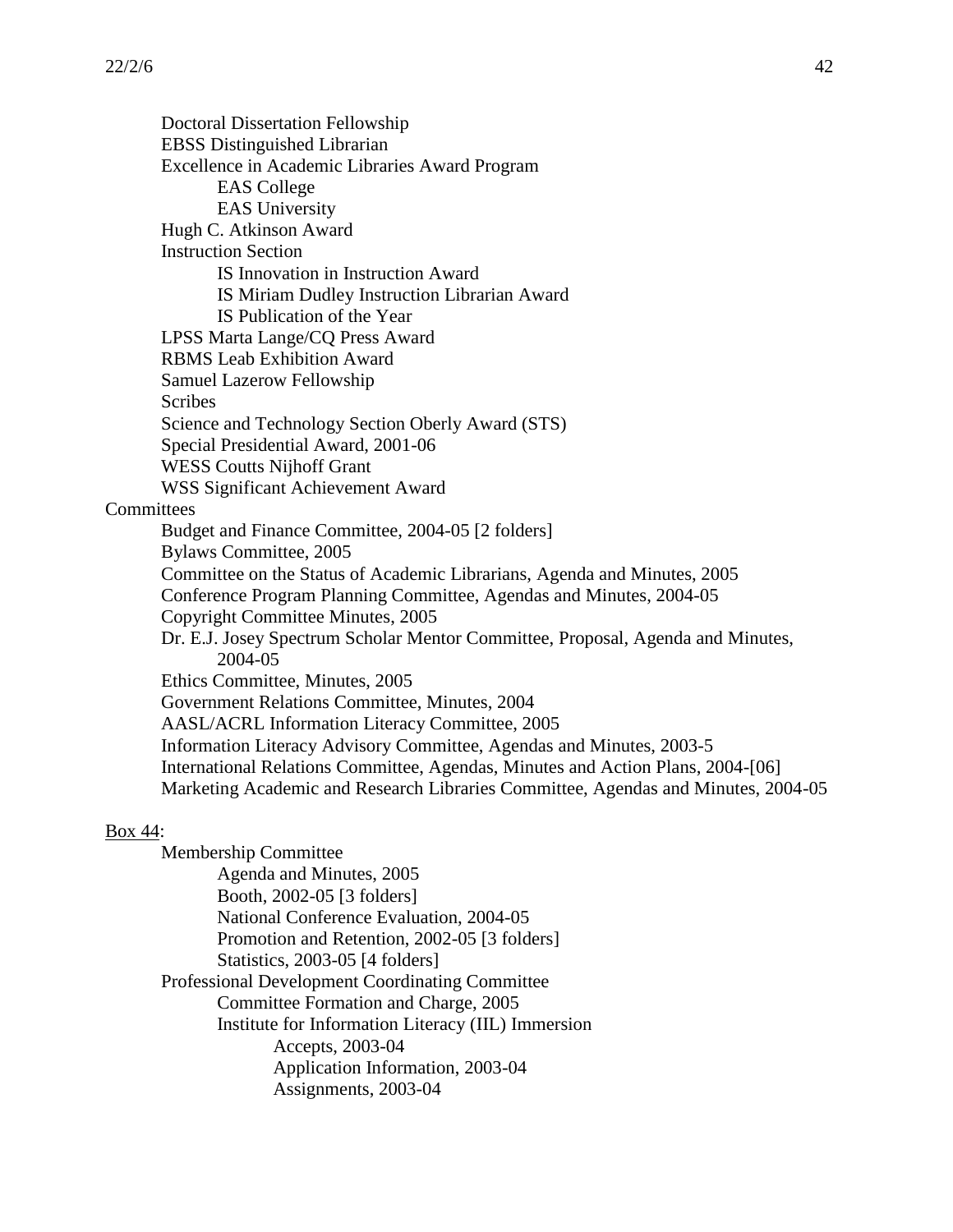- Doctoral Dissertation Fellowship
- EBSS Distinguished Librarian
- Excellence in Academic Libraries Award Program
  - EAS College
  - EAS University
- Hugh C. Atkinson Award
- Instruction Section
  - IS Innovation in Instruction Award
  - IS Miriam Dudley Instruction Librarian Award
  - IS Publication of the Year
- LPSS Marta Lange/CQ Press Award
- RBMS Leab Exhibition Award
- Samuel Lazerow Fellowship
- Scribes
- Science and Technology Section Oberly Award (STS)
- Special Presidential Award, 2001-06
- WESS Coutts Nijhoff Grant
- WSS Significant Achievement Award

Committees

- Budget and Finance Committee, 2004-05 [2 folders]
- Bylaws Committee, 2005
- Committee on the Status of Academic Librarians, Agenda and Minutes, 2005
- Conference Program Planning Committee, Agendas and Minutes, 2004-05
- Copyright Committee Minutes, 2005
- Dr. E.J. Josey Spectrum Scholar Mentor Committee, Proposal, Agenda and Minutes, 2004-05
- Ethics Committee, Minutes, 2005
- Government Relations Committee, Minutes, 2004
- AASL/ACRL Information Literacy Committee, 2005
- Information Literacy Advisory Committee, Agendas and Minutes, 2003-5
- International Relations Committee, Agendas, Minutes and Action Plans, 2004-[06]
- Marketing Academic and Research Libraries Committee, Agendas and Minutes, 2004-05

<u>Box 44</u>:

- Membership Committee
  - Agenda and Minutes, 2005
  - Booth, 2002-05 [3 folders]
  - National Conference Evaluation, 2004-05
  - Promotion and Retention, 2002-05 [3 folders]
  - Statistics, 2003-05 [4 folders]
- Professional Development Coordinating Committee
  - Committee Formation and Charge, 2005
  - Institute for Information Literacy (IIL) Immersion
    - Accepts, 2003-04
    - Application Information, 2003-04
    - Assignments, 2003-04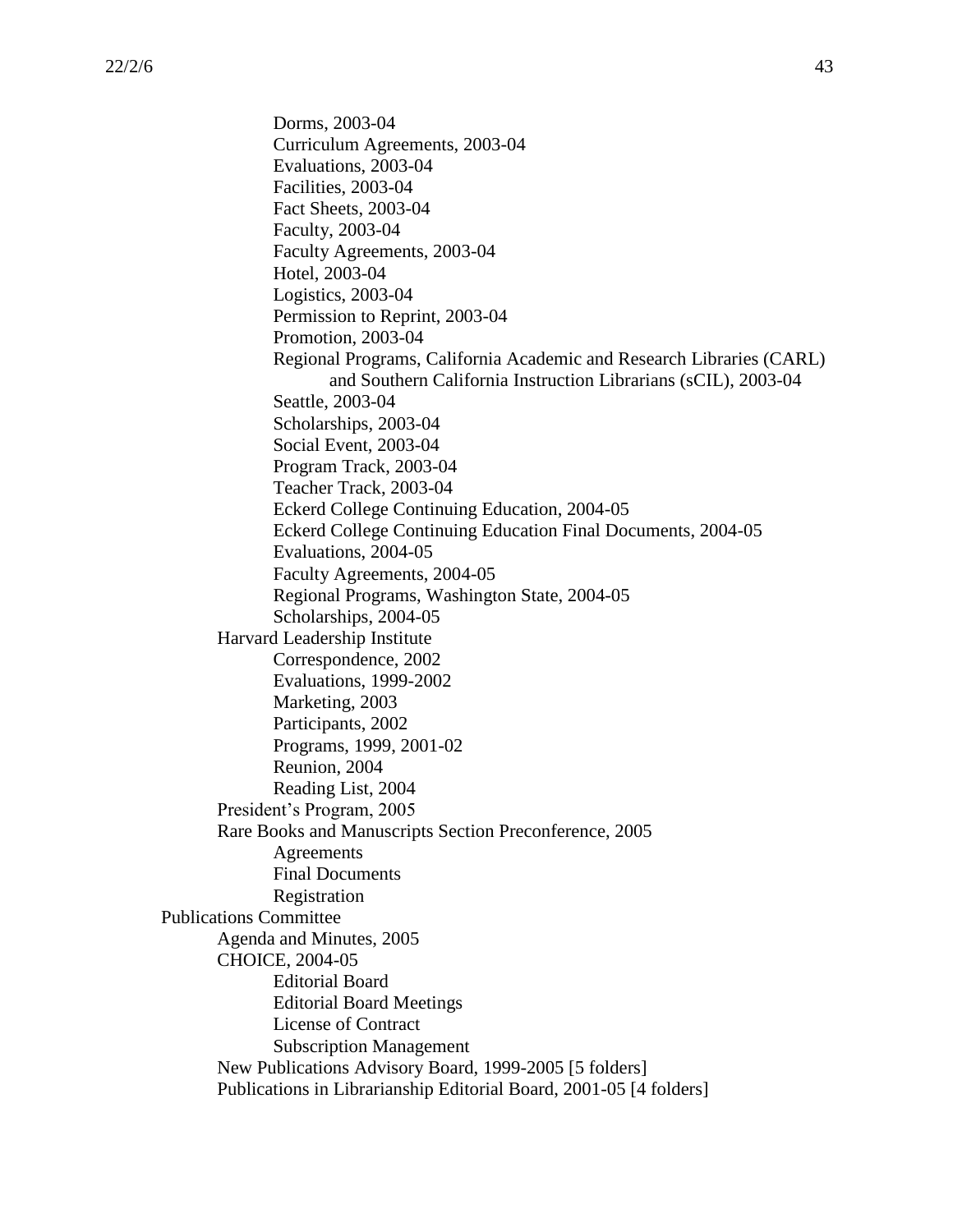Dorms, 2003-04
Curriculum Agreements, 2003-04
Evaluations, 2003-04
Facilities, 2003-04
Fact Sheets, 2003-04
Faculty, 2003-04
Faculty Agreements, 2003-04
Hotel, 2003-04
Logistics, 2003-04
Permission to Reprint, 2003-04
Promotion, 2003-04
Regional Programs, California Academic and Research Libraries (CARL) and Southern California Instruction Librarians (sCIL), 2003-04
Seattle, 2003-04
Scholarships, 2003-04
Social Event, 2003-04
Program Track, 2003-04
Teacher Track, 2003-04
Eckerd College Continuing Education, 2004-05
Eckerd College Continuing Education Final Documents, 2004-05
Evaluations, 2004-05
Faculty Agreements, 2004-05
Regional Programs, Washington State, 2004-05
Scholarships, 2004-05

Harvard Leadership Institute
- Correspondence, 2002
- Evaluations, 1999-2002
- Marketing, 2003
- Participants, 2002
- Programs, 1999, 2001-02
- Reunion, 2004
- Reading List, 2004

President's Program, 2005

Rare Books and Manuscripts Section Preconference, 2005
- Agreements
- Final Documents
- Registration

Publications Committee
- Agenda and Minutes, 2005
- CHOICE, 2004-05
  - Editorial Board
  - Editorial Board Meetings
  - License of Contract
  - Subscription Management
- New Publications Advisory Board, 1999-2005 [5 folders]
- Publications in Librarianship Editorial Board, 2001-05 [4 folders]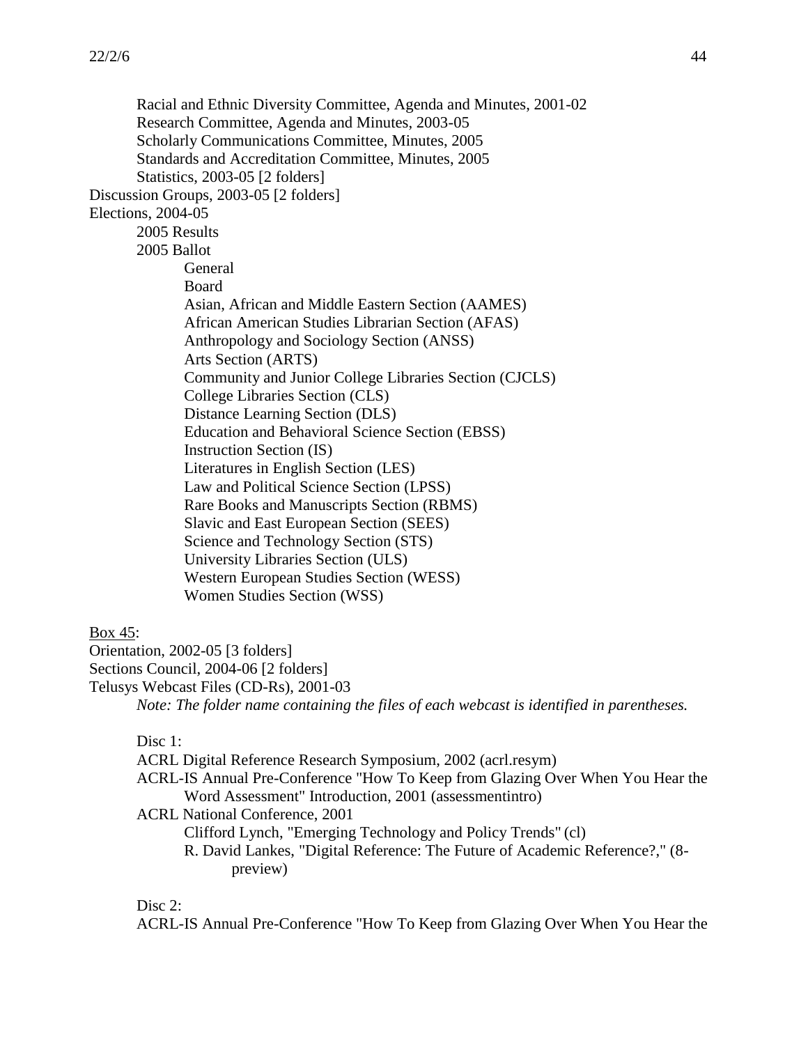Racial and Ethnic Diversity Committee, Agenda and Minutes, 2001-02
Research Committee, Agenda and Minutes, 2003-05
Scholarly Communications Committee, Minutes, 2005
Standards and Accreditation Committee, Minutes, 2005
Statistics, 2003-05 [2 folders]

Discussion Groups, 2003-05 [2 folders]

Elections, 2004-05

- 2005 Results
- 2005 Ballot
  - General
  - Board
  - Asian, African and Middle Eastern Section (AAMES)
  - African American Studies Librarian Section (AFAS)
  - Anthropology and Sociology Section (ANSS)
  - Arts Section (ARTS)
  - Community and Junior College Libraries Section (CJCLS)
  - College Libraries Section (CLS)
  - Distance Learning Section (DLS)
  - Education and Behavioral Science Section (EBSS)
  - Instruction Section (IS)
  - Literatures in English Section (LES)
  - Law and Political Science Section (LPSS)
  - Rare Books and Manuscripts Section (RBMS)
  - Slavic and East European Section (SEES)
  - Science and Technology Section (STS)
  - University Libraries Section (ULS)
  - Western European Studies Section (WESS)
  - Women Studies Section (WSS)

<u>Box 45</u>:

Orientation, 2002-05 [3 folders]

Sections Council, 2004-06 [2 folders]

Telusys Webcast Files (CD-Rs), 2001-03

*Note: The folder name containing the files of each webcast is identified in parentheses.*

Disc 1:

- ACRL Digital Reference Research Symposium, 2002 (acrl.resym)
- ACRL-IS Annual Pre-Conference "How To Keep from Glazing Over When You Hear the Word Assessment" Introduction, 2001 (assessmentintro)
- ACRL National Conference, 2001
  - Clifford Lynch, "Emerging Technology and Policy Trends" (cl)
  - R. David Lankes, "Digital Reference: The Future of Academic Reference?," (8-preview)

Disc 2:

- ACRL-IS Annual Pre-Conference "How To Keep from Glazing Over When You Hear the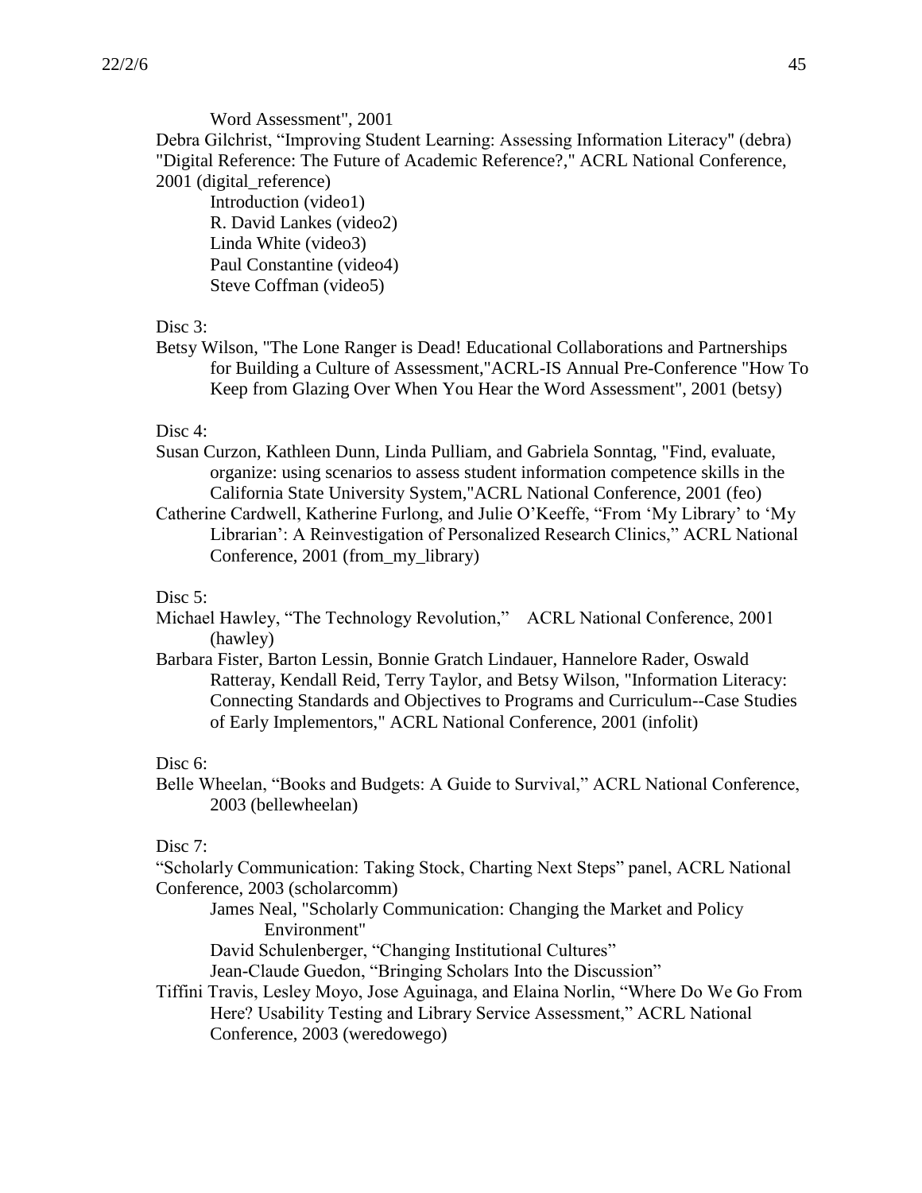Word Assessment", 2001

Debra Gilchrist, "Improving Student Learning: Assessing Information Literacy" (debra)

"Digital Reference: The Future of Academic Reference?," ACRL National Conference, 2001 (digital_reference)

- Introduction (video1)
- R. David Lankes (video2)
- Linda White (video3)
- Paul Constantine (video4)
- Steve Coffman (video5)

Disc 3:

Betsy Wilson, "The Lone Ranger is Dead! Educational Collaborations and Partnerships for Building a Culture of Assessment,"ACRL-IS Annual Pre-Conference "How To Keep from Glazing Over When You Hear the Word Assessment", 2001 (betsy)

Disc 4:

Susan Curzon, Kathleen Dunn, Linda Pulliam, and Gabriela Sonntag, "Find, evaluate, organize: using scenarios to assess student information competence skills in the California State University System,"ACRL National Conference, 2001 (feo)

Catherine Cardwell, Katherine Furlong, and Julie O'Keeffe, "From 'My Library' to 'My Librarian': A Reinvestigation of Personalized Research Clinics," ACRL National Conference, 2001 (from_my_library)

Disc 5:

Michael Hawley, "The Technology Revolution," ACRL National Conference, 2001 (hawley)

Barbara Fister, Barton Lessin, Bonnie Gratch Lindauer, Hannelore Rader, Oswald Ratteray, Kendall Reid, Terry Taylor, and Betsy Wilson, "Information Literacy: Connecting Standards and Objectives to Programs and Curriculum--Case Studies of Early Implementors," ACRL National Conference, 2001 (infolit)

Disc 6:

Belle Wheelan, "Books and Budgets: A Guide to Survival," ACRL National Conference, 2003 (bellewheelan)

Disc 7:

"Scholarly Communication: Taking Stock, Charting Next Steps" panel, ACRL National Conference, 2003 (scholarcomm)

- James Neal, "Scholarly Communication: Changing the Market and Policy Environment"
- David Schulenberger, "Changing Institutional Cultures"
- Jean-Claude Guedon, "Bringing Scholars Into the Discussion"

Tiffini Travis, Lesley Moyo, Jose Aguinaga, and Elaina Norlin, "Where Do We Go From Here? Usability Testing and Library Service Assessment," ACRL National Conference, 2003 (weredowego)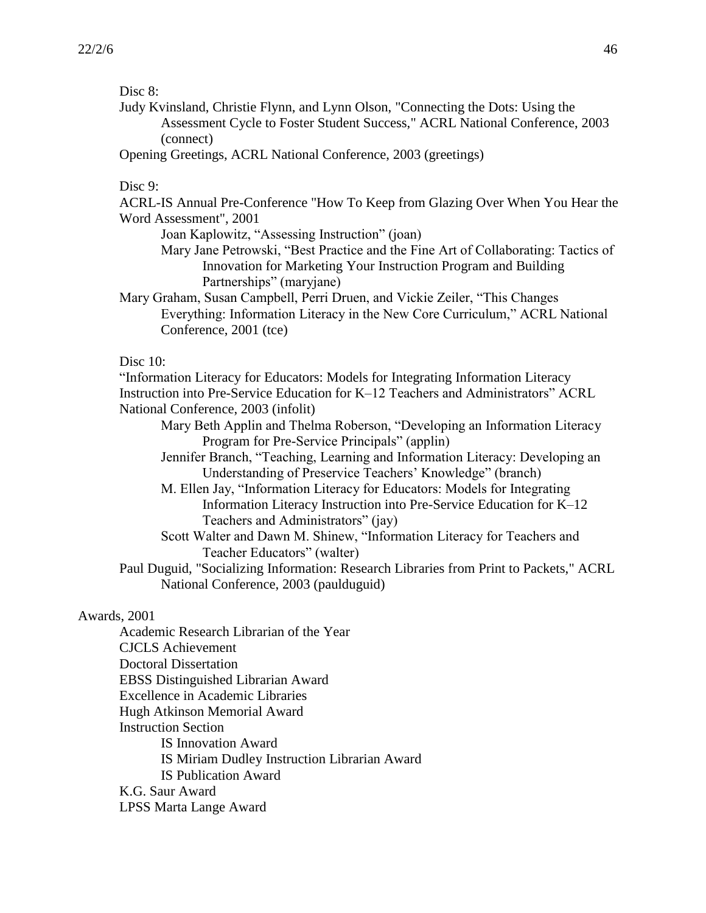Disc 8:

Judy Kvinsland, Christie Flynn, and Lynn Olson, "Connecting the Dots: Using the Assessment Cycle to Foster Student Success," ACRL National Conference, 2003 (connect)

Opening Greetings, ACRL National Conference, 2003 (greetings)

Disc 9:

ACRL-IS Annual Pre-Conference "How To Keep from Glazing Over When You Hear the Word Assessment", 2001

- Joan Kaplowitz, "Assessing Instruction" (joan)
- Mary Jane Petrowski, "Best Practice and the Fine Art of Collaborating: Tactics of Innovation for Marketing Your Instruction Program and Building Partnerships" (maryjane)

Mary Graham, Susan Campbell, Perri Druen, and Vickie Zeiler, "This Changes Everything: Information Literacy in the New Core Curriculum," ACRL National Conference, 2001 (tce)

Disc 10:

"Information Literacy for Educators: Models for Integrating Information Literacy Instruction into Pre-Service Education for K–12 Teachers and Administrators" ACRL National Conference, 2003 (infolit)

- Mary Beth Applin and Thelma Roberson, "Developing an Information Literacy Program for Pre-Service Principals" (applin)
- Jennifer Branch, "Teaching, Learning and Information Literacy: Developing an Understanding of Preservice Teachers' Knowledge" (branch)
- M. Ellen Jay, "Information Literacy for Educators: Models for Integrating Information Literacy Instruction into Pre-Service Education for K–12 Teachers and Administrators" (jay)
- Scott Walter and Dawn M. Shinew, "Information Literacy for Teachers and Teacher Educators" (walter)

Paul Duguid, "Socializing Information: Research Libraries from Print to Packets," ACRL National Conference, 2003 (paulduguid)

Awards, 2001

- Academic Research Librarian of the Year
- CJCLS Achievement
- Doctoral Dissertation
- EBSS Distinguished Librarian Award
- Excellence in Academic Libraries
- Hugh Atkinson Memorial Award
- Instruction Section
  - IS Innovation Award
  - IS Miriam Dudley Instruction Librarian Award
  - IS Publication Award
- K.G. Saur Award
- LPSS Marta Lange Award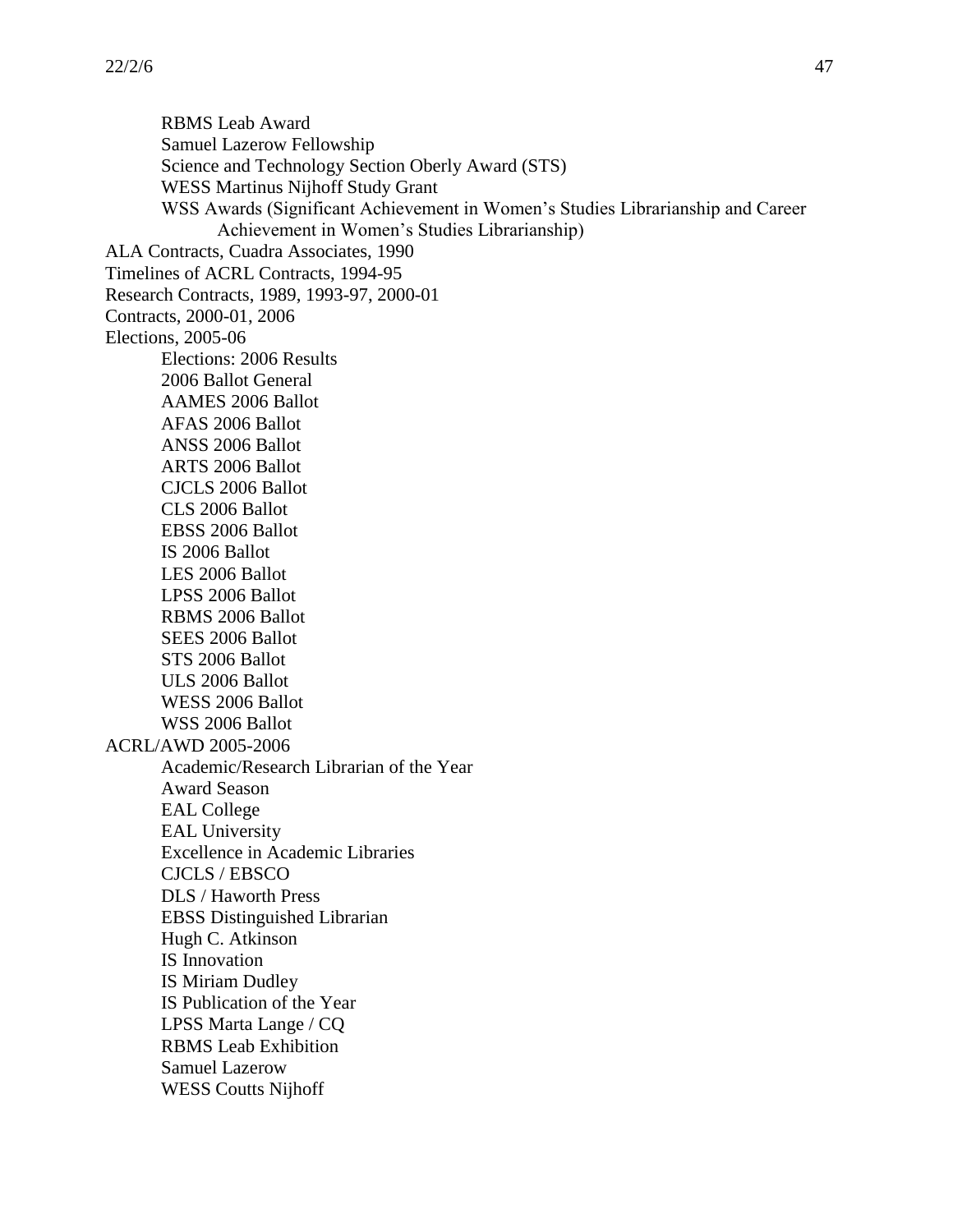- RBMS Leab Award
- Samuel Lazerow Fellowship
- Science and Technology Section Oberly Award (STS)
- WESS Martinus Nijhoff Study Grant
- WSS Awards (Significant Achievement in Women's Studies Librarianship and Career Achievement in Women's Studies Librarianship)

ALA Contracts, Cuadra Associates, 1990

Timelines of ACRL Contracts, 1994-95

Research Contracts, 1989, 1993-97, 2000-01

Contracts, 2000-01, 2006

Elections, 2005-06

- Elections: 2006 Results
- 2006 Ballot General
- AAMES 2006 Ballot
- AFAS 2006 Ballot
- ANSS 2006 Ballot
- ARTS 2006 Ballot
- CJCLS 2006 Ballot
- CLS 2006 Ballot
- EBSS 2006 Ballot
- IS 2006 Ballot
- LES 2006 Ballot
- LPSS 2006 Ballot
- RBMS 2006 Ballot
- SEES 2006 Ballot
- STS 2006 Ballot
- ULS 2006 Ballot
- WESS 2006 Ballot
- WSS 2006 Ballot

ACRL/AWD 2005-2006

- Academic/Research Librarian of the Year
- Award Season
- EAL College
- EAL University
- Excellence in Academic Libraries
- CJCLS / EBSCO
- DLS / Haworth Press
- EBSS Distinguished Librarian
- Hugh C. Atkinson
- IS Innovation
- IS Miriam Dudley
- IS Publication of the Year
- LPSS Marta Lange / CQ
- RBMS Leab Exhibition
- Samuel Lazerow
- WESS Coutts Nijhoff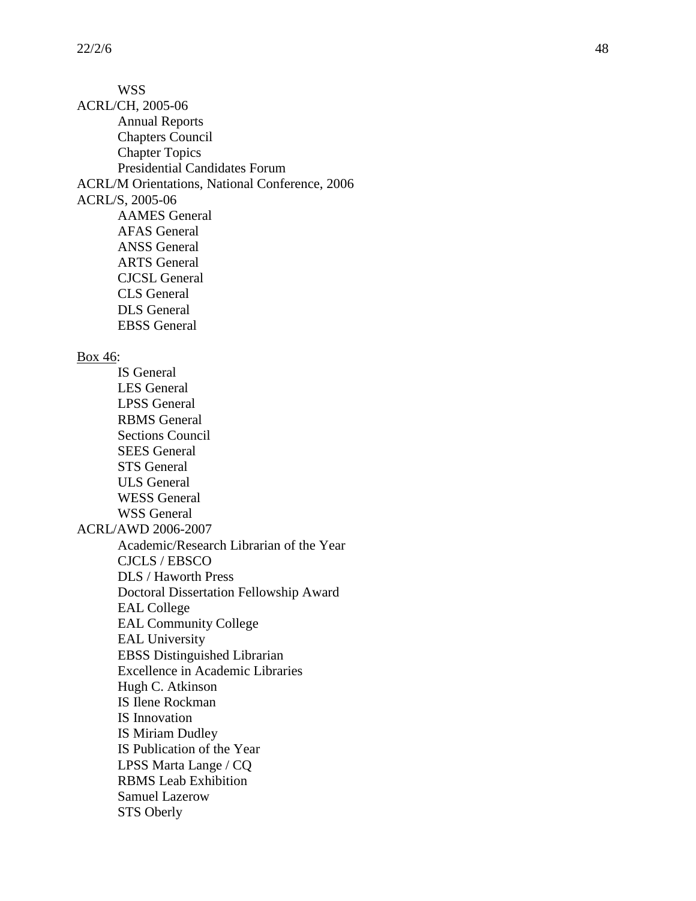WSS

ACRL/CH, 2005-06

- Annual Reports
- Chapters Council
- Chapter Topics
- Presidential Candidates Forum

ACRL/M Orientations, National Conference, 2006

ACRL/S, 2005-06

- AAMES General
- AFAS General
- ANSS General
- ARTS General
- CJCSL General
- CLS General
- DLS General
- EBSS General

<u>Box 46</u>:

- IS General
- LES General
- LPSS General
- RBMS General
- Sections Council
- SEES General
- STS General
- ULS General
- WESS General
- WSS General

ACRL/AWD 2006-2007

- Academic/Research Librarian of the Year
- CJCLS / EBSCO
- DLS / Haworth Press
- Doctoral Dissertation Fellowship Award
- EAL College
- EAL Community College
- EAL University
- EBSS Distinguished Librarian
- Excellence in Academic Libraries
- Hugh C. Atkinson
- IS Ilene Rockman
- IS Innovation
- IS Miriam Dudley
- IS Publication of the Year
- LPSS Marta Lange / CQ
- RBMS Leab Exhibition
- Samuel Lazerow
- STS Oberly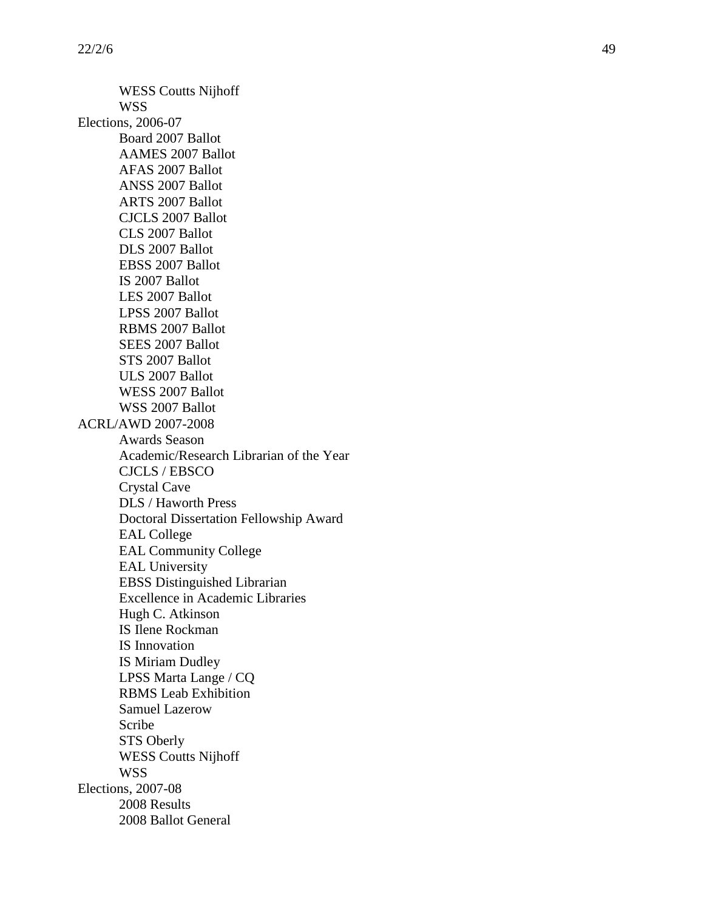- WESS Coutts Nijhoff
- WSS

Elections, 2006-07

- Board 2007 Ballot
- AAMES 2007 Ballot
- AFAS 2007 Ballot
- ANSS 2007 Ballot
- ARTS 2007 Ballot
- CJCLS 2007 Ballot
- CLS 2007 Ballot
- DLS 2007 Ballot
- EBSS 2007 Ballot
- IS 2007 Ballot
- LES 2007 Ballot
- LPSS 2007 Ballot
- RBMS 2007 Ballot
- SEES 2007 Ballot
- STS 2007 Ballot
- ULS 2007 Ballot
- WESS 2007 Ballot
- WSS 2007 Ballot

ACRL/AWD 2007-2008

- Awards Season
- Academic/Research Librarian of the Year
- CJCLS / EBSCO
- Crystal Cave
- DLS / Haworth Press
- Doctoral Dissertation Fellowship Award
- EAL College
- EAL Community College
- EAL University
- EBSS Distinguished Librarian
- Excellence in Academic Libraries
- Hugh C. Atkinson
- IS Ilene Rockman
- IS Innovation
- IS Miriam Dudley
- LPSS Marta Lange / CQ
- RBMS Leab Exhibition
- Samuel Lazerow
- Scribe
- STS Oberly
- WESS Coutts Nijhoff
- WSS

Elections, 2007-08

- 2008 Results
- 2008 Ballot General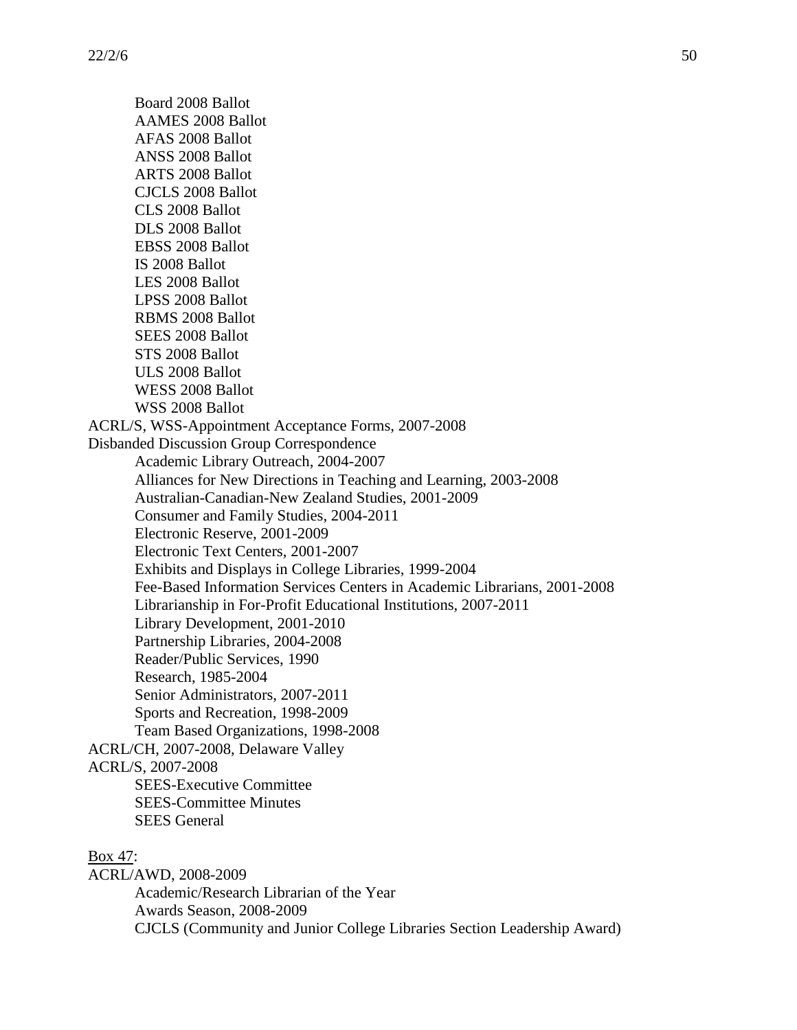- Board 2008 Ballot
- AAMES 2008 Ballot
- AFAS 2008 Ballot
- ANSS 2008 Ballot
- ARTS 2008 Ballot
- CJCLS 2008 Ballot
- CLS 2008 Ballot
- DLS 2008 Ballot
- EBSS 2008 Ballot
- IS 2008 Ballot
- LES 2008 Ballot
- LPSS 2008 Ballot
- RBMS 2008 Ballot
- SEES 2008 Ballot
- STS 2008 Ballot
- ULS 2008 Ballot
- WESS 2008 Ballot
- WSS 2008 Ballot

ACRL/S, WSS-Appointment Acceptance Forms, 2007-2008

Disbanded Discussion Group Correspondence

- Academic Library Outreach, 2004-2007
- Alliances for New Directions in Teaching and Learning, 2003-2008
- Australian-Canadian-New Zealand Studies, 2001-2009
- Consumer and Family Studies, 2004-2011
- Electronic Reserve, 2001-2009
- Electronic Text Centers, 2001-2007
- Exhibits and Displays in College Libraries, 1999-2004
- Fee-Based Information Services Centers in Academic Librarians, 2001-2008
- Librarianship in For-Profit Educational Institutions, 2007-2011
- Library Development, 2001-2010
- Partnership Libraries, 2004-2008
- Reader/Public Services, 1990
- Research, 1985-2004
- Senior Administrators, 2007-2011
- Sports and Recreation, 1998-2009
- Team Based Organizations, 1998-2008

ACRL/CH, 2007-2008, Delaware Valley

ACRL/S, 2007-2008

- SEES-Executive Committee
- SEES-Committee Minutes
- SEES General

<u>Box 47</u>:

ACRL/AWD, 2008-2009

- Academic/Research Librarian of the Year
- Awards Season, 2008-2009
- CJCLS (Community and Junior College Libraries Section Leadership Award)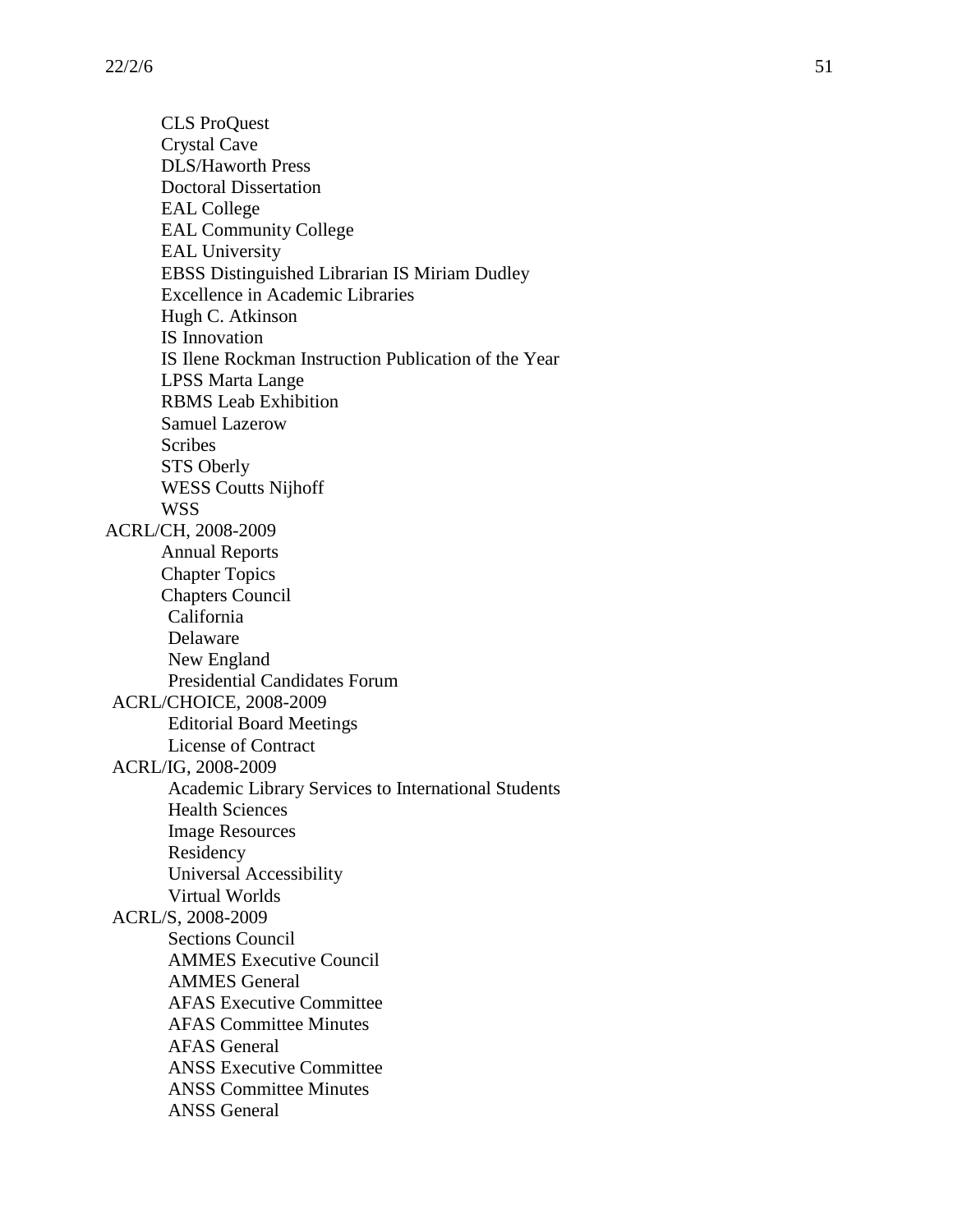- CLS ProQuest
- Crystal Cave
- DLS/Haworth Press
- Doctoral Dissertation
- EAL College
- EAL Community College
- EAL University
- EBSS Distinguished Librarian IS Miriam Dudley
- Excellence in Academic Libraries
- Hugh C. Atkinson
- IS Innovation
- IS Ilene Rockman Instruction Publication of the Year
- LPSS Marta Lange
- RBMS Leab Exhibition
- Samuel Lazerow
- Scribes
- STS Oberly
- WESS Coutts Nijhoff
- WSS

ACRL/CH, 2008-2009

- Annual Reports
- Chapter Topics
- Chapters Council
  - California
  - Delaware
  - New England
  - Presidential Candidates Forum

ACRL/CHOICE, 2008-2009

- Editorial Board Meetings
- License of Contract

ACRL/IG, 2008-2009

- Academic Library Services to International Students
- Health Sciences
- Image Resources
- Residency
- Universal Accessibility
- Virtual Worlds

ACRL/S, 2008-2009

- Sections Council
- AMMES Executive Council
- AMMES General
- AFAS Executive Committee
- AFAS Committee Minutes
- AFAS General
- ANSS Executive Committee
- ANSS Committee Minutes
- ANSS General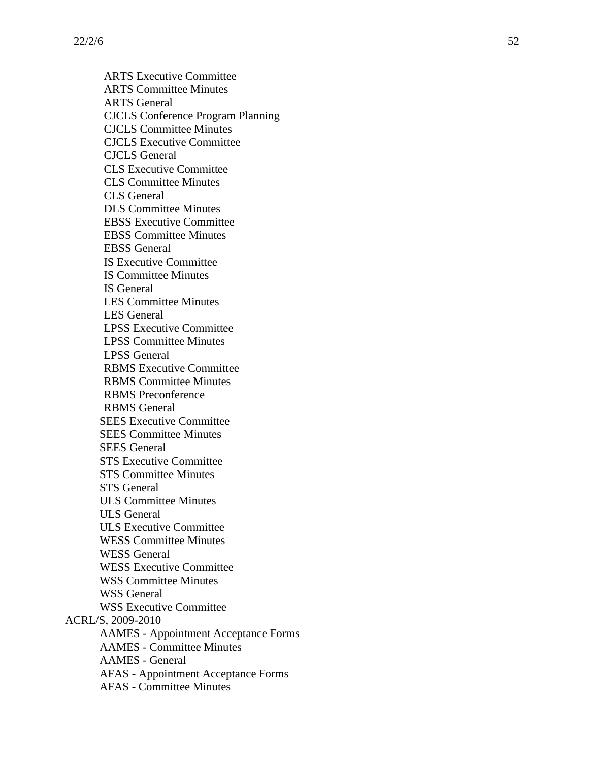- ARTS Executive Committee
- ARTS Committee Minutes
- ARTS General
- CJCLS Conference Program Planning
- CJCLS Committee Minutes
- CJCLS Executive Committee
- CJCLS General
- CLS Executive Committee
- CLS Committee Minutes
- CLS General
- DLS Committee Minutes
- EBSS Executive Committee
- EBSS Committee Minutes
- EBSS General
- IS Executive Committee
- IS Committee Minutes
- IS General
- LES Committee Minutes
- LES General
- LPSS Executive Committee
- LPSS Committee Minutes
- LPSS General
- RBMS Executive Committee
- RBMS Committee Minutes
- RBMS Preconference
- RBMS General
- SEES Executive Committee
- SEES Committee Minutes
- SEES General
- STS Executive Committee
- STS Committee Minutes
- STS General
- ULS Committee Minutes
- ULS General
- ULS Executive Committee
- WESS Committee Minutes
- WESS General
- WESS Executive Committee
- WSS Committee Minutes
- WSS General
- WSS Executive Committee

ACRL/S, 2009-2010

- AAMES - Appointment Acceptance Forms
- AAMES - Committee Minutes
- AAMES - General
- AFAS - Appointment Acceptance Forms
- AFAS - Committee Minutes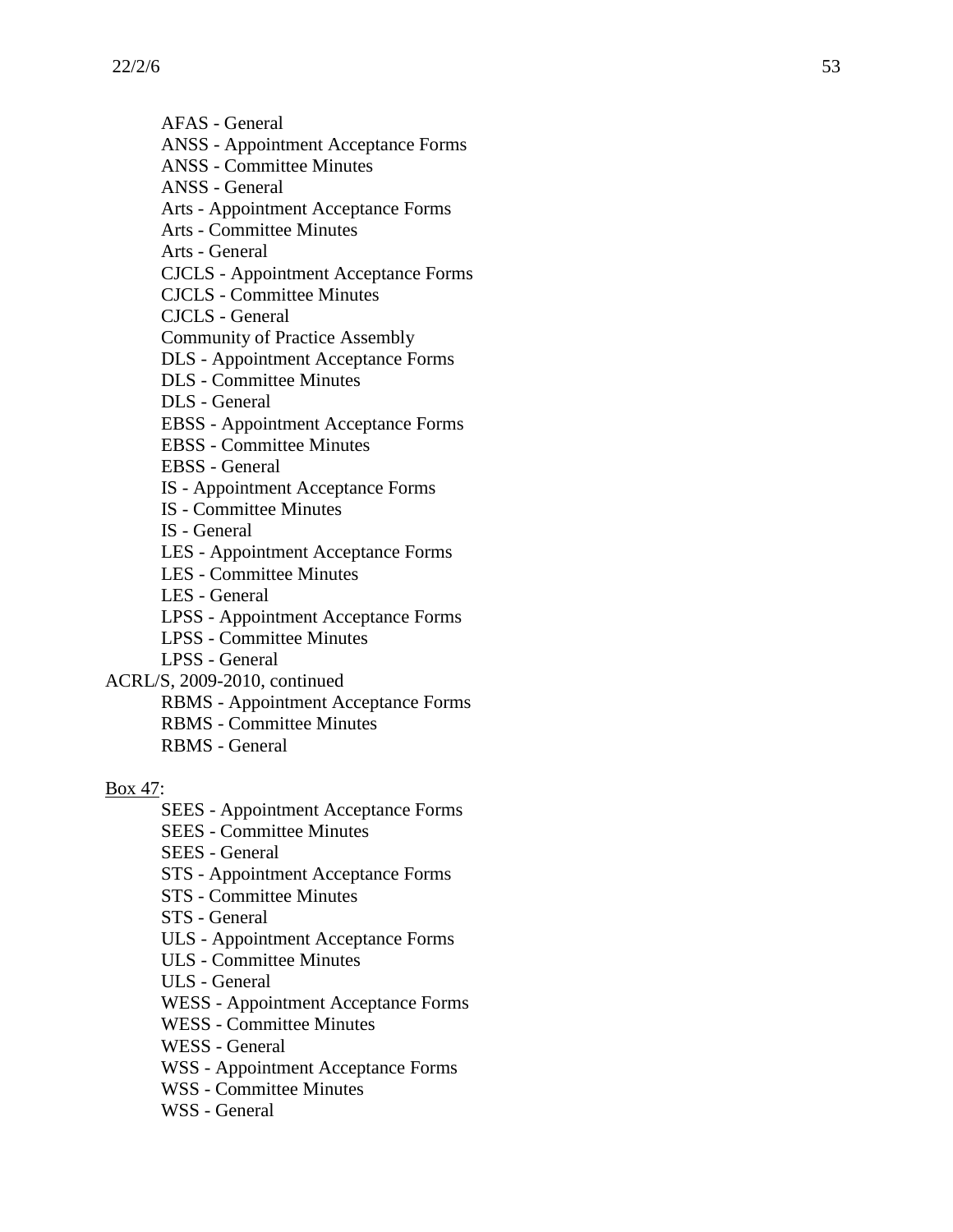- AFAS - General
- ANSS - Appointment Acceptance Forms
- ANSS - Committee Minutes
- ANSS - General
- Arts - Appointment Acceptance Forms
- Arts - Committee Minutes
- Arts - General
- CJCLS - Appointment Acceptance Forms
- CJCLS - Committee Minutes
- CJCLS - General
- Community of Practice Assembly
- DLS - Appointment Acceptance Forms
- DLS - Committee Minutes
- DLS - General
- EBSS - Appointment Acceptance Forms
- EBSS - Committee Minutes
- EBSS - General
- IS - Appointment Acceptance Forms
- IS - Committee Minutes
- IS - General
- LES - Appointment Acceptance Forms
- LES - Committee Minutes
- LES - General
- LPSS - Appointment Acceptance Forms
- LPSS - Committee Minutes
- LPSS - General

ACRL/S, 2009-2010, continued

- RBMS - Appointment Acceptance Forms
- RBMS - Committee Minutes
- RBMS - General

<u>Box 47</u>:

- SEES - Appointment Acceptance Forms
- SEES - Committee Minutes
- SEES - General
- STS - Appointment Acceptance Forms
- STS - Committee Minutes
- STS - General
- ULS - Appointment Acceptance Forms
- ULS - Committee Minutes
- ULS - General
- WESS - Appointment Acceptance Forms
- WESS - Committee Minutes
- WESS - General
- WSS - Appointment Acceptance Forms
- WSS - Committee Minutes
- WSS - General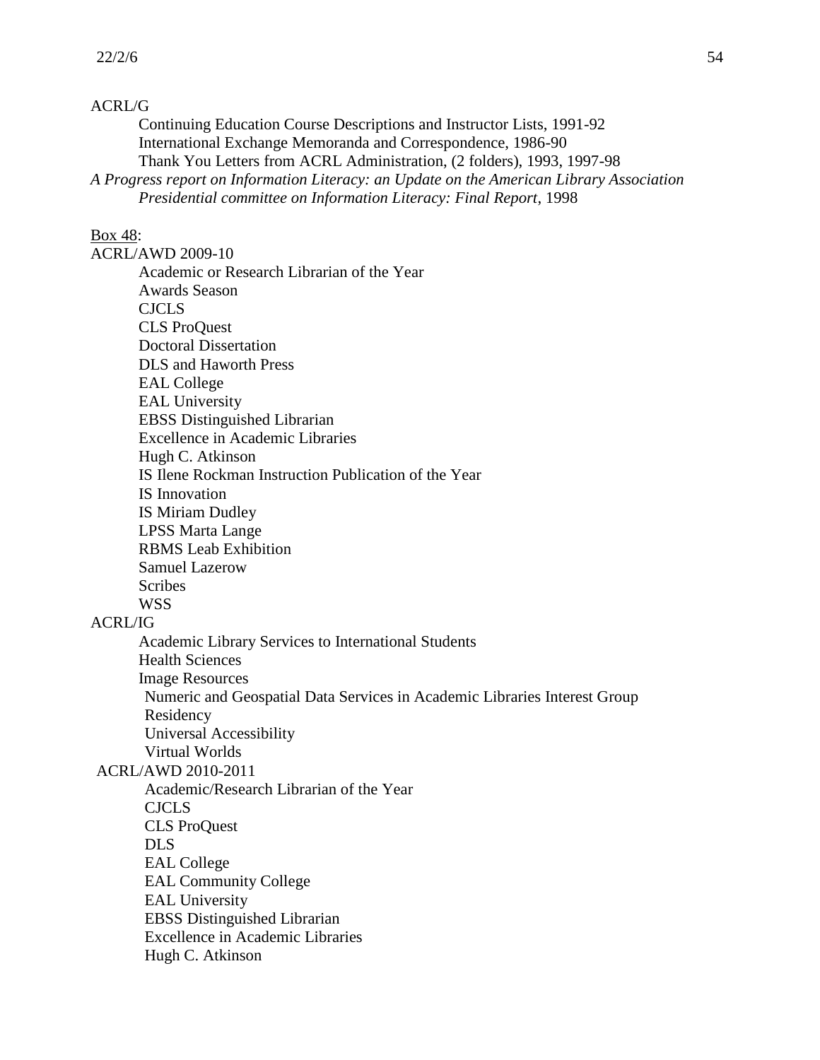ACRL/G

- Continuing Education Course Descriptions and Instructor Lists, 1991-92
- International Exchange Memoranda and Correspondence, 1986-90
- Thank You Letters from ACRL Administration, (2 folders), 1993, 1997-98

*A Progress report on Information Literacy: an Update on the American Library Association Presidential committee on Information Literacy: Final Report*, 1998

Box 48:

ACRL/AWD 2009-10

- Academic or Research Librarian of the Year
- Awards Season
- CJCLS
- CLS ProQuest
- Doctoral Dissertation
- DLS and Haworth Press
- EAL College
- EAL University
- EBSS Distinguished Librarian
- Excellence in Academic Libraries
- Hugh C. Atkinson
- IS Ilene Rockman Instruction Publication of the Year
- IS Innovation
- IS Miriam Dudley
- LPSS Marta Lange
- RBMS Leab Exhibition
- Samuel Lazerow
- Scribes
- WSS

ACRL/IG

- Academic Library Services to International Students
- Health Sciences
- Image Resources
- Numeric and Geospatial Data Services in Academic Libraries Interest Group
- Residency
- Universal Accessibility
- Virtual Worlds

ACRL/AWD 2010-2011

- Academic/Research Librarian of the Year
- CJCLS
- CLS ProQuest
- DLS
- EAL College
- EAL Community College
- EAL University
- EBSS Distinguished Librarian
- Excellence in Academic Libraries
- Hugh C. Atkinson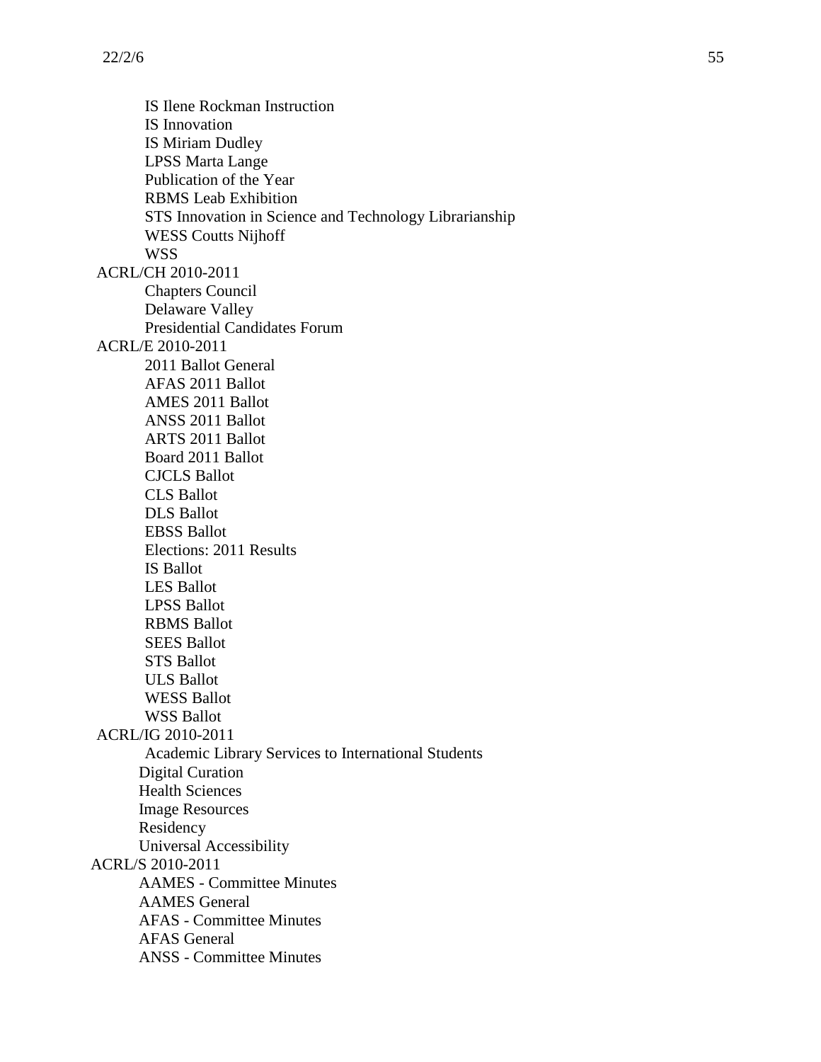- IS Ilene Rockman Instruction
- IS Innovation
- IS Miriam Dudley
- LPSS Marta Lange
- Publication of the Year
- RBMS Leab Exhibition
- STS Innovation in Science and Technology Librarianship
- WESS Coutts Nijhoff
- WSS

ACRL/CH 2010-2011

- Chapters Council
- Delaware Valley
- Presidential Candidates Forum

ACRL/E 2010-2011

- 2011 Ballot General
- AFAS 2011 Ballot
- AMES 2011 Ballot
- ANSS 2011 Ballot
- ARTS 2011 Ballot
- Board 2011 Ballot
- CJCLS Ballot
- CLS Ballot
- DLS Ballot
- EBSS Ballot
- Elections: 2011 Results
- IS Ballot
- LES Ballot
- LPSS Ballot
- RBMS Ballot
- SEES Ballot
- STS Ballot
- ULS Ballot
- WESS Ballot
- WSS Ballot

ACRL/IG 2010-2011

- Academic Library Services to International Students
- Digital Curation
- Health Sciences
- Image Resources
- Residency
- Universal Accessibility

ACRL/S 2010-2011

- AAMES - Committee Minutes
- AAMES General
- AFAS - Committee Minutes
- AFAS General
- ANSS - Committee Minutes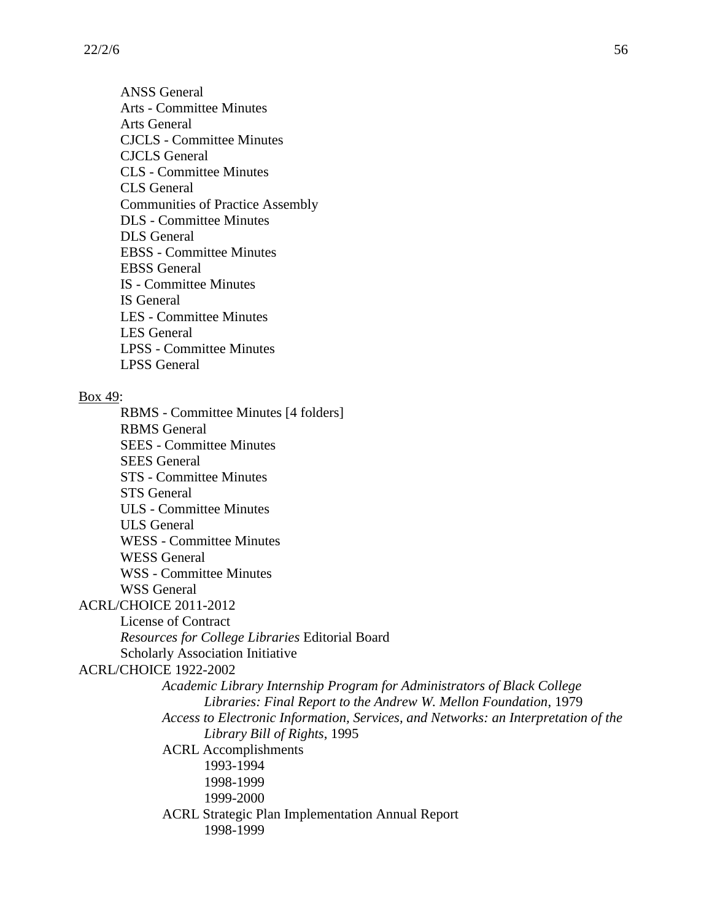ANSS General
Arts - Committee Minutes
Arts General
CJCLS - Committee Minutes
CJCLS General
CLS - Committee Minutes
CLS General
Communities of Practice Assembly
DLS - Committee Minutes
DLS General
EBSS - Committee Minutes
EBSS General
IS - Committee Minutes
IS General
LES - Committee Minutes
LES General
LPSS - Committee Minutes
LPSS General

<u>Box 49</u>:

- RBMS - Committee Minutes [4 folders]
- RBMS General
- SEES - Committee Minutes
- SEES General
- STS - Committee Minutes
- STS General
- ULS - Committee Minutes
- ULS General
- WESS - Committee Minutes
- WESS General
- WSS - Committee Minutes
- WSS General

ACRL/CHOICE 2011-2012

- License of Contract
- *Resources for College Libraries* Editorial Board
- Scholarly Association Initiative

ACRL/CHOICE 1922-2002

- *Academic Library Internship Program for Administrators of Black College Libraries: Final Report to the Andrew W. Mellon Foundation*, 1979
- *Access to Electronic Information, Services, and Networks: an Interpretation of the Library Bill of Rights*, 1995
- ACRL Accomplishments
    - 1993-1994
    - 1998-1999
    - 1999-2000
- ACRL Strategic Plan Implementation Annual Report
    - 1998-1999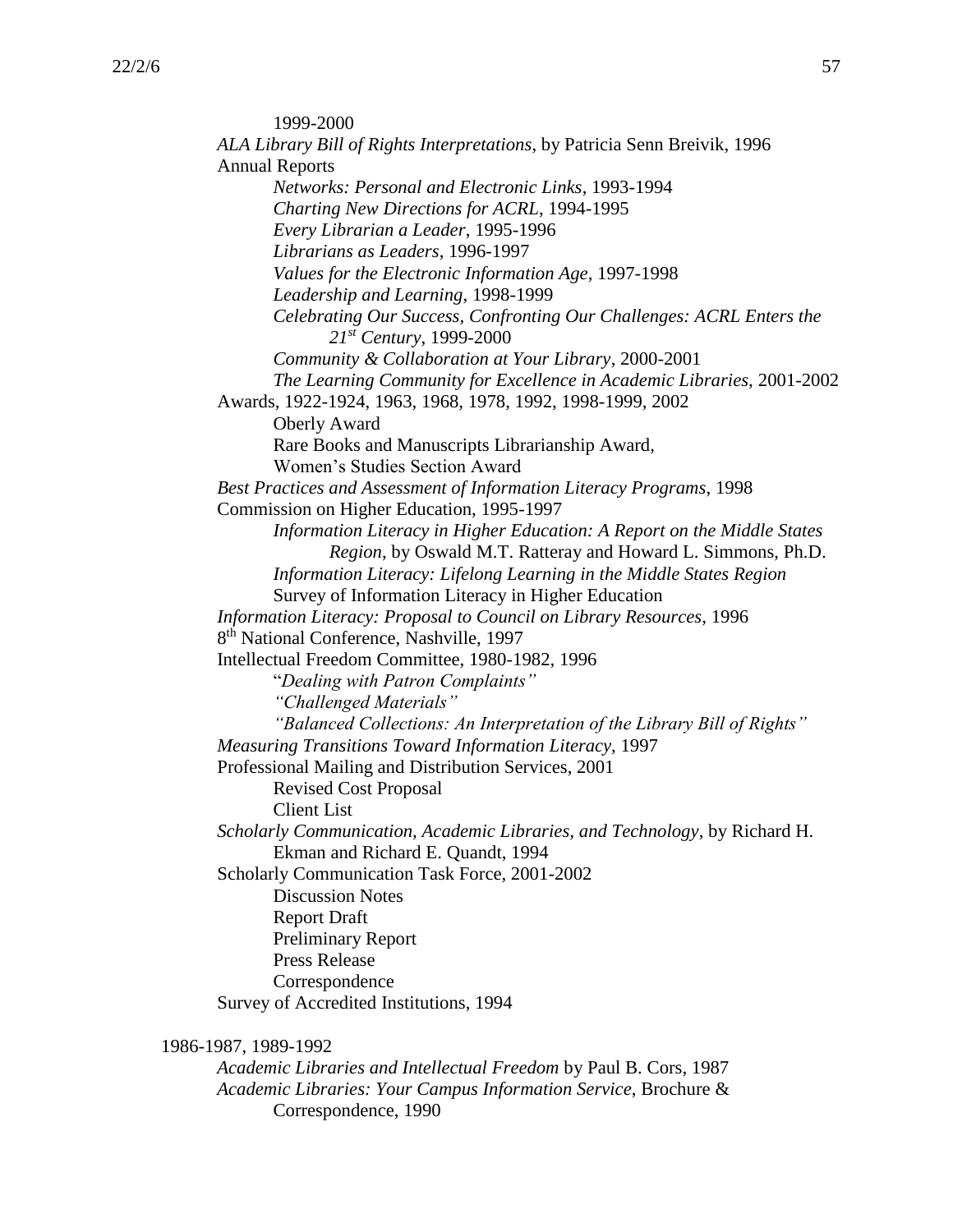1999-2000

- *ALA Library Bill of Rights Interpretations*, by Patricia Senn Breivik, 1996
- Annual Reports
  - *Networks: Personal and Electronic Links*, 1993-1994
  - *Charting New Directions for ACRL*, 1994-1995
  - *Every Librarian a Leader*, 1995-1996
  - *Librarians as Leaders*, 1996-1997
  - *Values for the Electronic Information Age*, 1997-1998
  - *Leadership and Learning*, 1998-1999
  - *Celebrating Our Success, Confronting Our Challenges: ACRL Enters the 21st Century*, 1999-2000
  - *Community & Collaboration at Your Library*, 2000-2001
  - *The Learning Community for Excellence in Academic Libraries*, 2001-2002
- Awards, 1922-1924, 1963, 1968, 1978, 1992, 1998-1999, 2002
  - Oberly Award
  - Rare Books and Manuscripts Librarianship Award,
  - Women's Studies Section Award
- *Best Practices and Assessment of Information Literacy Programs*, 1998
- Commission on Higher Education, 1995-1997
  - *Information Literacy in Higher Education: A Report on the Middle States Region*, by Oswald M.T. Ratteray and Howard L. Simmons, Ph.D.
  - *Information Literacy: Lifelong Learning in the Middle States Region*
  - Survey of Information Literacy in Higher Education
- *Information Literacy: Proposal to Council on Library Resources*, 1996
- 8th National Conference, Nashville, 1997
- Intellectual Freedom Committee, 1980-1982, 1996
  - "*Dealing with Patron Complaints"*
  - *"Challenged Materials"*
  - *"Balanced Collections: An Interpretation of the Library Bill of Rights"*
- *Measuring Transitions Toward Information Literacy*, 1997
- Professional Mailing and Distribution Services, 2001
  - Revised Cost Proposal
  - Client List
- *Scholarly Communication, Academic Libraries, and Technology*, by Richard H. Ekman and Richard E. Quandt, 1994
- Scholarly Communication Task Force, 2001-2002
  - Discussion Notes
  - Report Draft
  - Preliminary Report
  - Press Release
  - Correspondence
- Survey of Accredited Institutions, 1994

1986-1987, 1989-1992

- *Academic Libraries and Intellectual Freedom* by Paul B. Cors, 1987
- *Academic Libraries: Your Campus Information Service*, Brochure & Correspondence, 1990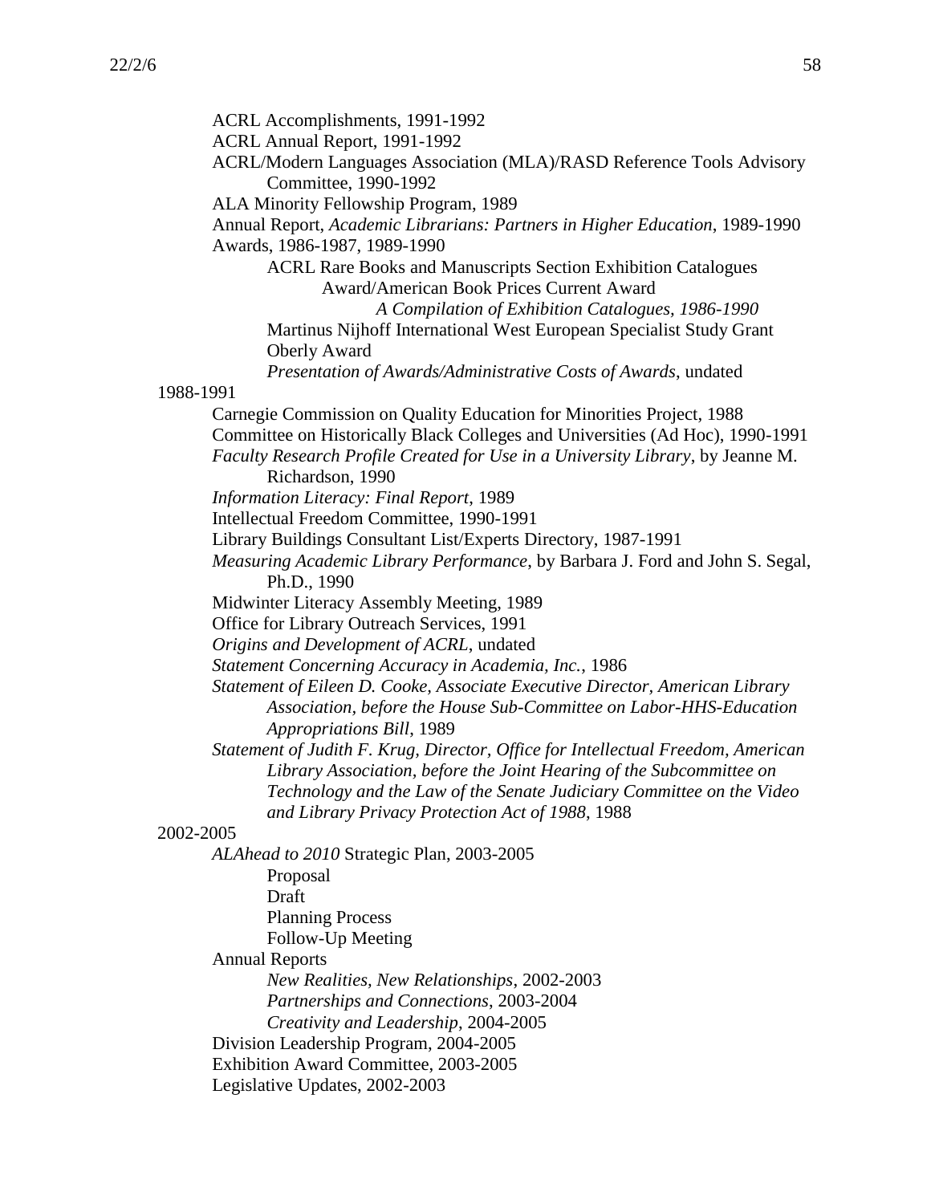ACRL Accomplishments, 1991-1992
ACRL Annual Report, 1991-1992
ACRL/Modern Languages Association (MLA)/RASD Reference Tools Advisory Committee, 1990-1992
ALA Minority Fellowship Program, 1989
Annual Report, *Academic Librarians: Partners in Higher Education*, 1989-1990
Awards, 1986-1987, 1989-1990
    ACRL Rare Books and Manuscripts Section Exhibition Catalogues Award/American Book Prices Current Award
        *A Compilation of Exhibition Catalogues, 1986-1990*
    Martinus Nijhoff International West European Specialist Study Grant
    Oberly Award
    *Presentation of Awards/Administrative Costs of Awards*, undated

1988-1991
    Carnegie Commission on Quality Education for Minorities Project, 1988
    Committee on Historically Black Colleges and Universities (Ad Hoc), 1990-1991
    *Faculty Research Profile Created for Use in a University Library*, by Jeanne M. Richardson, 1990
    *Information Literacy: Final Report*, 1989
    Intellectual Freedom Committee, 1990-1991
    Library Buildings Consultant List/Experts Directory, 1987-1991
    *Measuring Academic Library Performance*, by Barbara J. Ford and John S. Segal, Ph.D., 1990
    Midwinter Literacy Assembly Meeting, 1989
    Office for Library Outreach Services, 1991
    *Origins and Development of ACRL*, undated
    *Statement Concerning Accuracy in Academia, Inc.*, 1986
    *Statement of Eileen D. Cooke, Associate Executive Director, American Library Association, before the House Sub-Committee on Labor-HHS-Education Appropriations Bill*, 1989
    *Statement of Judith F. Krug, Director, Office for Intellectual Freedom, American Library Association, before the Joint Hearing of the Subcommittee on Technology and the Law of the Senate Judiciary Committee on the Video and Library Privacy Protection Act of 1988*, 1988

2002-2005
    *ALAhead to 2010* Strategic Plan, 2003-2005
        Proposal
        Draft
        Planning Process
        Follow-Up Meeting
    Annual Reports
        *New Realities, New Relationships*, 2002-2003
        *Partnerships and Connections*, 2003-2004
        *Creativity and Leadership*, 2004-2005
    Division Leadership Program, 2004-2005
    Exhibition Award Committee, 2003-2005
    Legislative Updates, 2002-2003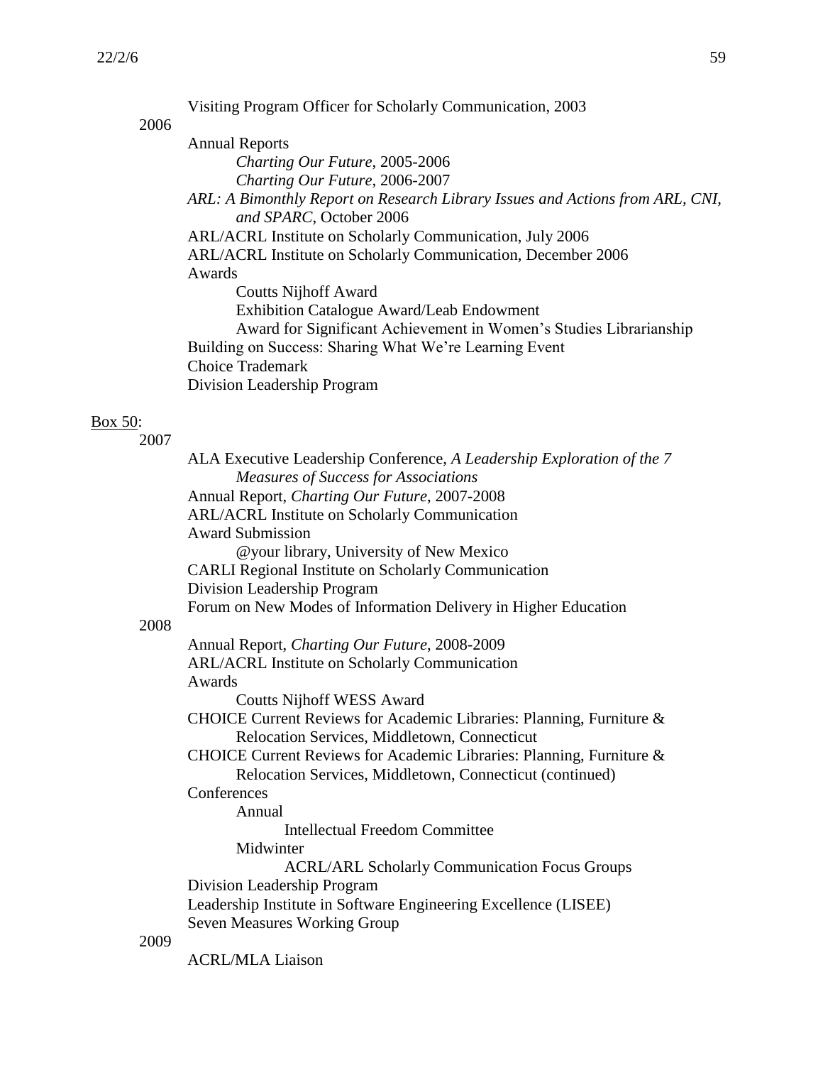Visiting Program Officer for Scholarly Communication, 2003

2006

- Annual Reports
  - *Charting Our Future*, 2005-2006
  - *Charting Our Future*, 2006-2007
- *ARL: A Bimonthly Report on Research Library Issues and Actions from ARL, CNI, and SPARC*, October 2006
- ARL/ACRL Institute on Scholarly Communication, July 2006
- ARL/ACRL Institute on Scholarly Communication, December 2006
- Awards
  - Coutts Nijhoff Award
  - Exhibition Catalogue Award/Leab Endowment
  - Award for Significant Achievement in Women's Studies Librarianship
- Building on Success: Sharing What We're Learning Event
- Choice Trademark
- Division Leadership Program

<u>Box 50</u>:

2007

- ALA Executive Leadership Conference, *A Leadership Exploration of the 7 Measures of Success for Associations*
- Annual Report, *Charting Our Future*, 2007-2008
- ARL/ACRL Institute on Scholarly Communication
- Award Submission
  - @your library, University of New Mexico
- CARLI Regional Institute on Scholarly Communication
- Division Leadership Program
- Forum on New Modes of Information Delivery in Higher Education

2008

- Annual Report, *Charting Our Future*, 2008-2009
- ARL/ACRL Institute on Scholarly Communication
- Awards
  - Coutts Nijhoff WESS Award
- CHOICE Current Reviews for Academic Libraries: Planning, Furniture & Relocation Services, Middletown, Connecticut
- CHOICE Current Reviews for Academic Libraries: Planning, Furniture & Relocation Services, Middletown, Connecticut (continued)
- Conferences
  - Annual
    - Intellectual Freedom Committee
  - Midwinter
    - ACRL/ARL Scholarly Communication Focus Groups
- Division Leadership Program
- Leadership Institute in Software Engineering Excellence (LISEE)
- Seven Measures Working Group

2009

- ACRL/MLA Liaison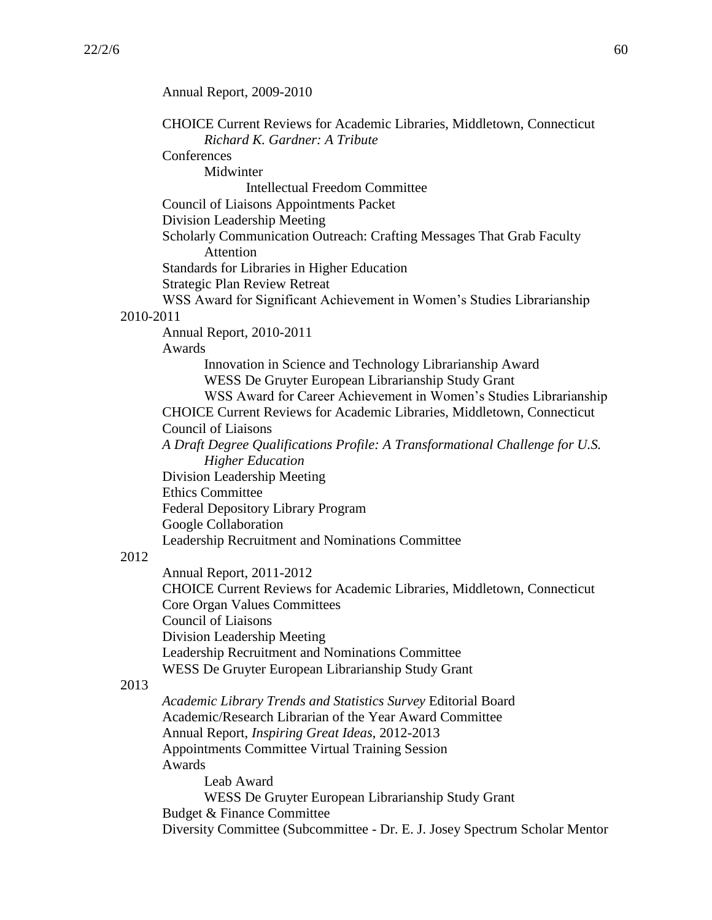Annual Report, 2009-2010

CHOICE Current Reviews for Academic Libraries, Middletown, Connecticut
  *Richard K. Gardner: A Tribute*
Conferences
  Midwinter
    Intellectual Freedom Committee
Council of Liaisons Appointments Packet
Division Leadership Meeting
Scholarly Communication Outreach: Crafting Messages That Grab Faculty Attention
Standards for Libraries in Higher Education
Strategic Plan Review Retreat
WSS Award for Significant Achievement in Women's Studies Librarianship

2010-2011

Annual Report, 2010-2011
Awards
  Innovation in Science and Technology Librarianship Award
  WESS De Gruyter European Librarianship Study Grant
  WSS Award for Career Achievement in Women's Studies Librarianship
CHOICE Current Reviews for Academic Libraries, Middletown, Connecticut
Council of Liaisons
*A Draft Degree Qualifications Profile: A Transformational Challenge for U.S. Higher Education*
Division Leadership Meeting
Ethics Committee
Federal Depository Library Program
Google Collaboration
Leadership Recruitment and Nominations Committee

2012

Annual Report, 2011-2012
CHOICE Current Reviews for Academic Libraries, Middletown, Connecticut
Core Organ Values Committees
Council of Liaisons
Division Leadership Meeting
Leadership Recruitment and Nominations Committee
WESS De Gruyter European Librarianship Study Grant

2013

*Academic Library Trends and Statistics Survey* Editorial Board
Academic/Research Librarian of the Year Award Committee
Annual Report, *Inspiring Great Ideas*, 2012-2013
Appointments Committee Virtual Training Session
Awards
  Leab Award
  WESS De Gruyter European Librarianship Study Grant
Budget & Finance Committee
Diversity Committee (Subcommittee - Dr. E. J. Josey Spectrum Scholar Mentor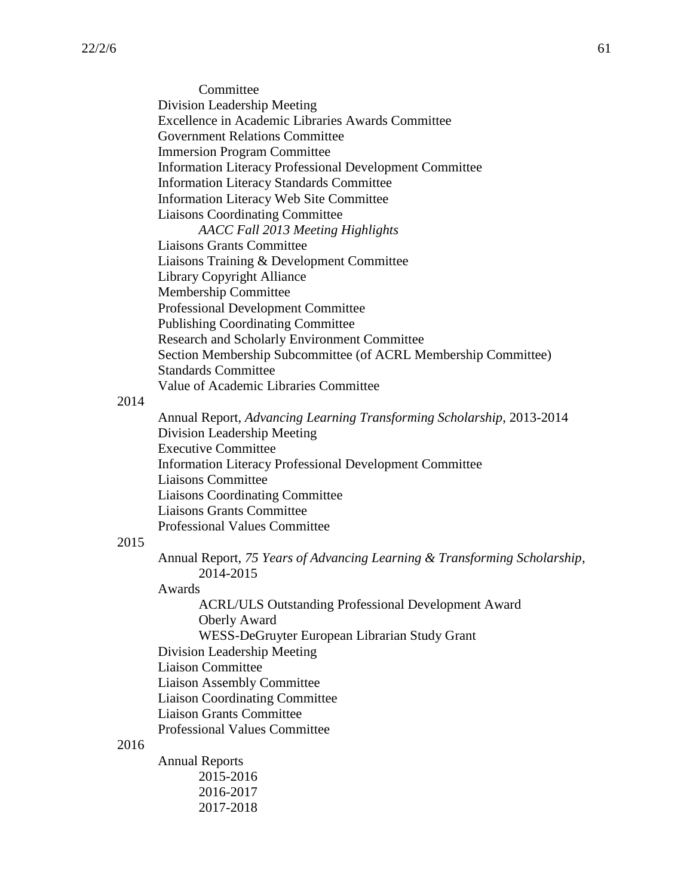Committee
- Division Leadership Meeting
- Excellence in Academic Libraries Awards Committee
- Government Relations Committee
- Immersion Program Committee
- Information Literacy Professional Development Committee
- Information Literacy Standards Committee
- Information Literacy Web Site Committee
- Liaisons Coordinating Committee
  - *AACC Fall 2013 Meeting Highlights*
- Liaisons Grants Committee
- Liaisons Training & Development Committee
- Library Copyright Alliance
- Membership Committee
- Professional Development Committee
- Publishing Coordinating Committee
- Research and Scholarly Environment Committee
- Section Membership Subcommittee (of ACRL Membership Committee)
- Standards Committee
- Value of Academic Libraries Committee

2014

- Annual Report, *Advancing Learning Transforming Scholarship*, 2013-2014
- Division Leadership Meeting
- Executive Committee
- Information Literacy Professional Development Committee
- Liaisons Committee
- Liaisons Coordinating Committee
- Liaisons Grants Committee
- Professional Values Committee

2015

- Annual Report, *75 Years of Advancing Learning & Transforming Scholarship*, 2014-2015
- Awards
  - ACRL/ULS Outstanding Professional Development Award
  - Oberly Award
  - WESS-DeGruyter European Librarian Study Grant
- Division Leadership Meeting
- Liaison Committee
- Liaison Assembly Committee
- Liaison Coordinating Committee
- Liaison Grants Committee
- Professional Values Committee

2016

- Annual Reports
  - 2015-2016
  - 2016-2017
  - 2017-2018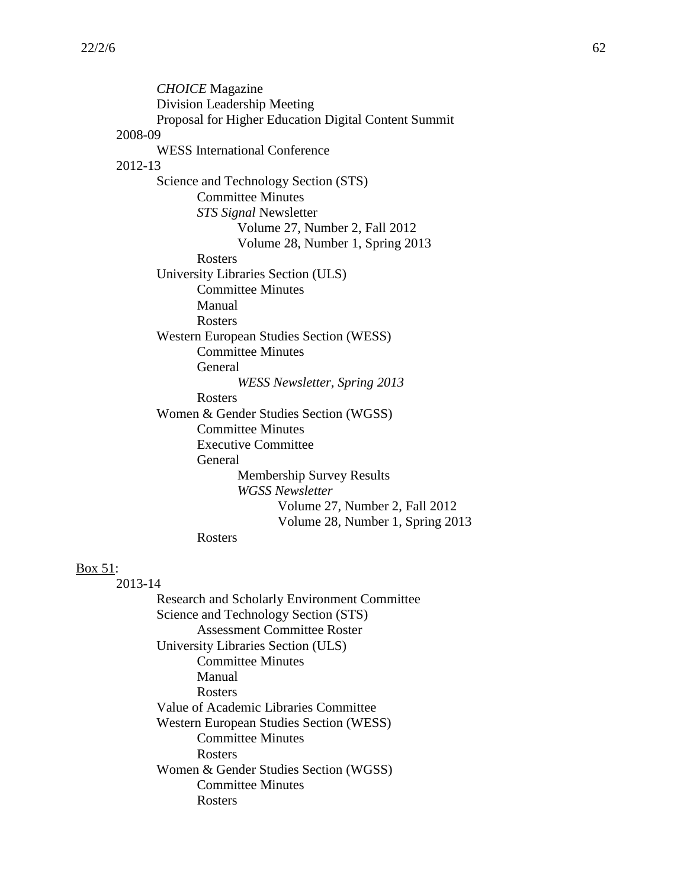- *CHOICE* Magazine
- Division Leadership Meeting
- Proposal for Higher Education Digital Content Summit

2008-09

- WESS International Conference

2012-13

- Science and Technology Section (STS)
  - Committee Minutes
  - *STS Signal* Newsletter
    - Volume 27, Number 2, Fall 2012
    - Volume 28, Number 1, Spring 2013
  - Rosters
- University Libraries Section (ULS)
  - Committee Minutes
  - Manual
  - Rosters
- Western European Studies Section (WESS)
  - Committee Minutes
  - General
    - *WESS Newsletter, Spring 2013*
  - Rosters
- Women & Gender Studies Section (WGSS)
  - Committee Minutes
  - Executive Committee
  - General
    - Membership Survey Results
    - *WGSS Newsletter*
      - Volume 27, Number 2, Fall 2012
      - Volume 28, Number 1, Spring 2013
  - Rosters

<u>Box 51</u>:

2013-14

- Research and Scholarly Environment Committee
- Science and Technology Section (STS)
  - Assessment Committee Roster
- University Libraries Section (ULS)
  - Committee Minutes
  - Manual
  - Rosters
- Value of Academic Libraries Committee
- Western European Studies Section (WESS)
  - Committee Minutes
  - Rosters
- Women & Gender Studies Section (WGSS)
  - Committee Minutes
  - Rosters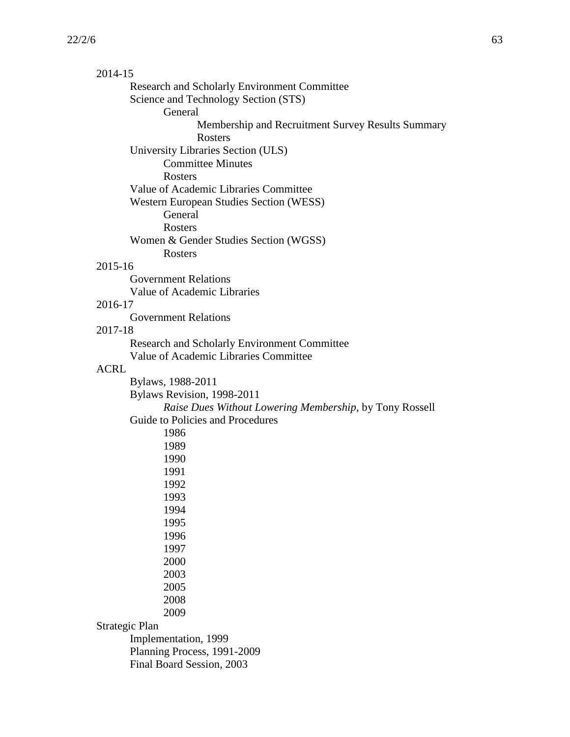- 2014-15
  - Research and Scholarly Environment Committee
  - Science and Technology Section (STS)
    - General
      - Membership and Recruitment Survey Results Summary
      - Rosters
  - University Libraries Section (ULS)
    - Committee Minutes
    - Rosters
  - Value of Academic Libraries Committee
  - Western European Studies Section (WESS)
    - General
    - Rosters
  - Women & Gender Studies Section (WGSS)
    - Rosters
- 2015-16
  - Government Relations
  - Value of Academic Libraries
- 2016-17
  - Government Relations
- 2017-18
  - Research and Scholarly Environment Committee
  - Value of Academic Libraries Committee
- ACRL
  - Bylaws, 1988-2011
  - Bylaws Revision, 1998-2011
    - *Raise Dues Without Lowering Membership*, by Tony Rossell
  - Guide to Policies and Procedures
    - 1986
    - 1989
    - 1990
    - 1991
    - 1992
    - 1993
    - 1994
    - 1995
    - 1996
    - 1997
    - 2000
    - 2003
    - 2005
    - 2008
    - 2009
- Strategic Plan
  - Implementation, 1999
  - Planning Process, 1991-2009
  - Final Board Session, 2003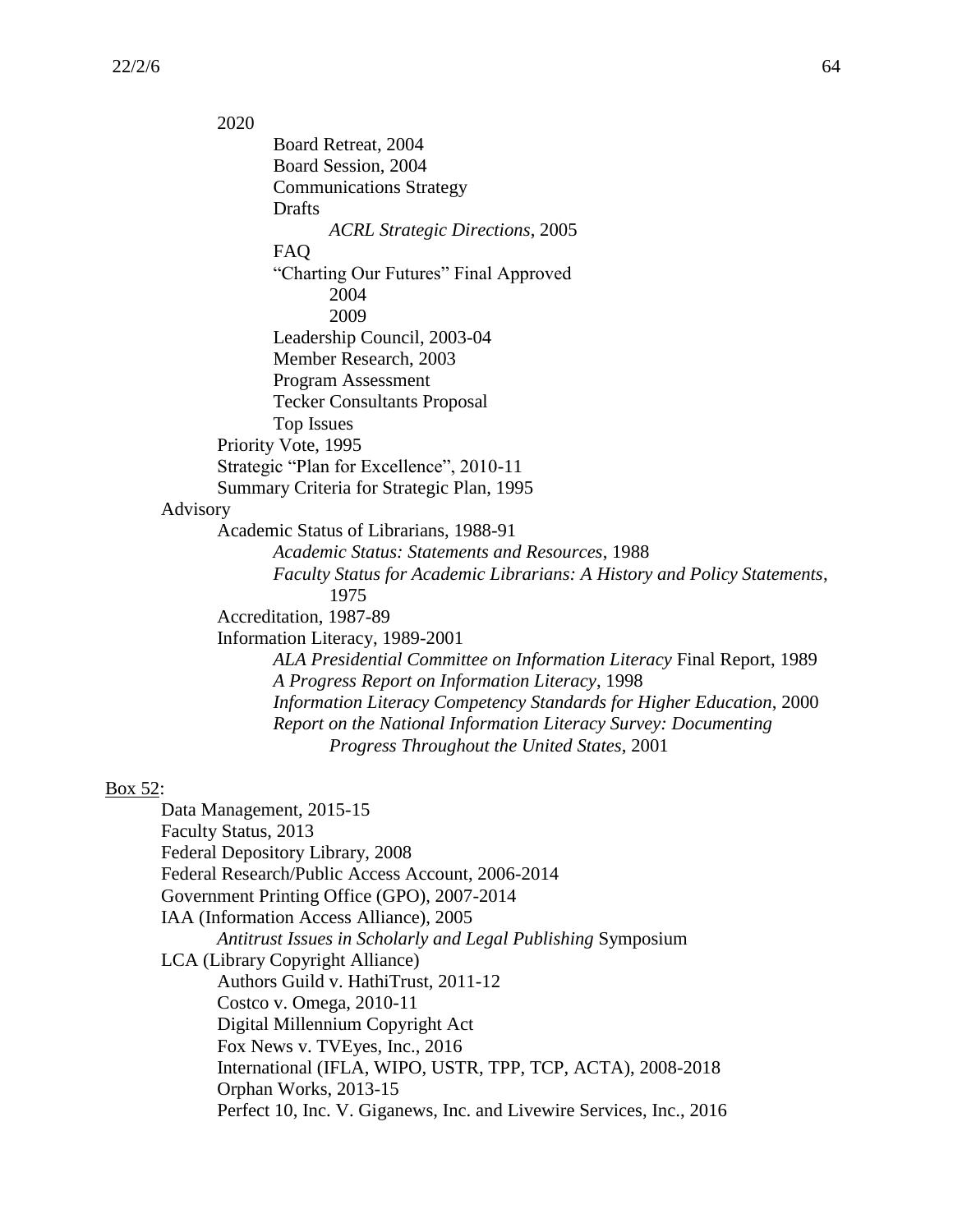2020
- Board Retreat, 2004
- Board Session, 2004
- Communications Strategy
- Drafts
  - *ACRL Strategic Directions*, 2005
- FAQ
- "Charting Our Futures" Final Approved
  - 2004
  - 2009
- Leadership Council, 2003-04
- Member Research, 2003
- Program Assessment
- Tecker Consultants Proposal
- Top Issues

Priority Vote, 1995

Strategic "Plan for Excellence", 2010-11

Summary Criteria for Strategic Plan, 1995

Advisory
- Academic Status of Librarians, 1988-91
  - *Academic Status: Statements and Resources*, 1988
  - *Faculty Status for Academic Librarians: A History and Policy Statements*, 1975
- Accreditation, 1987-89
- Information Literacy, 1989-2001
  - *ALA Presidential Committee on Information Literacy* Final Report, 1989
  - *A Progress Report on Information Literacy*, 1998
  - *Information Literacy Competency Standards for Higher Education*, 2000
  - *Report on the National Information Literacy Survey: Documenting Progress Throughout the United States*, 2001

Box 52:
- Data Management, 2015-15
- Faculty Status, 2013
- Federal Depository Library, 2008
- Federal Research/Public Access Account, 2006-2014
- Government Printing Office (GPO), 2007-2014
- IAA (Information Access Alliance), 2005
  - *Antitrust Issues in Scholarly and Legal Publishing* Symposium
- LCA (Library Copyright Alliance)
  - Authors Guild v. HathiTrust, 2011-12
  - Costco v. Omega, 2010-11
  - Digital Millennium Copyright Act
  - Fox News v. TVEyes, Inc., 2016
  - International (IFLA, WIPO, USTR, TPP, TCP, ACTA), 2008-2018
  - Orphan Works, 2013-15
  - Perfect 10, Inc. V. Giganews, Inc. and Livewire Services, Inc., 2016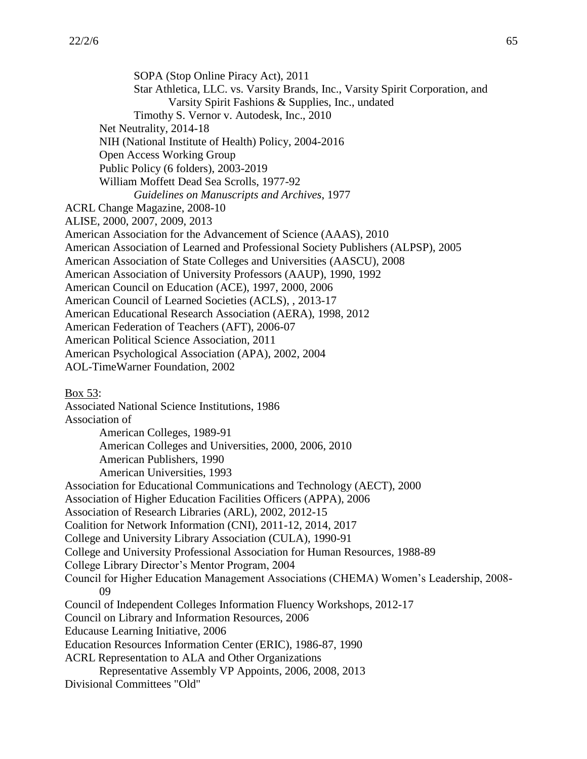SOPA (Stop Online Piracy Act), 2011
Star Athletica, LLC. vs. Varsity Brands, Inc., Varsity Spirit Corporation, and Varsity Spirit Fashions & Supplies, Inc., undated
Timothy S. Vernor v. Autodesk, Inc., 2010
Net Neutrality, 2014-18
NIH (National Institute of Health) Policy, 2004-2016
Open Access Working Group
Public Policy (6 folders), 2003-2019
William Moffett Dead Sea Scrolls, 1977-92
*Guidelines on Manuscripts and Archives*, 1977
ACRL Change Magazine, 2008-10
ALISE, 2000, 2007, 2009, 2013
American Association for the Advancement of Science (AAAS), 2010
American Association of Learned and Professional Society Publishers (ALPSP), 2005
American Association of State Colleges and Universities (AASCU), 2008
American Association of University Professors (AAUP), 1990, 1992
American Council on Education (ACE), 1997, 2000, 2006
American Council of Learned Societies (ACLS), , 2013-17
American Educational Research Association (AERA), 1998, 2012
American Federation of Teachers (AFT), 2006-07
American Political Science Association, 2011
American Psychological Association (APA), 2002, 2004
AOL-TimeWarner Foundation, 2002

<u>Box 53</u>:
Associated National Science Institutions, 1986
Association of
American Colleges, 1989-91
American Colleges and Universities, 2000, 2006, 2010
American Publishers, 1990
American Universities, 1993
Association for Educational Communications and Technology (AECT), 2000
Association of Higher Education Facilities Officers (APPA), 2006
Association of Research Libraries (ARL), 2002, 2012-15
Coalition for Network Information (CNI), 2011-12, 2014, 2017
College and University Library Association (CULA), 1990-91
College and University Professional Association for Human Resources, 1988-89
College Library Director's Mentor Program, 2004
Council for Higher Education Management Associations (CHEMA) Women's Leadership, 2008-09
Council of Independent Colleges Information Fluency Workshops, 2012-17
Council on Library and Information Resources, 2006
Educause Learning Initiative, 2006
Education Resources Information Center (ERIC), 1986-87, 1990
ACRL Representation to ALA and Other Organizations
Representative Assembly VP Appoints, 2006, 2008, 2013
Divisional Committees "Old"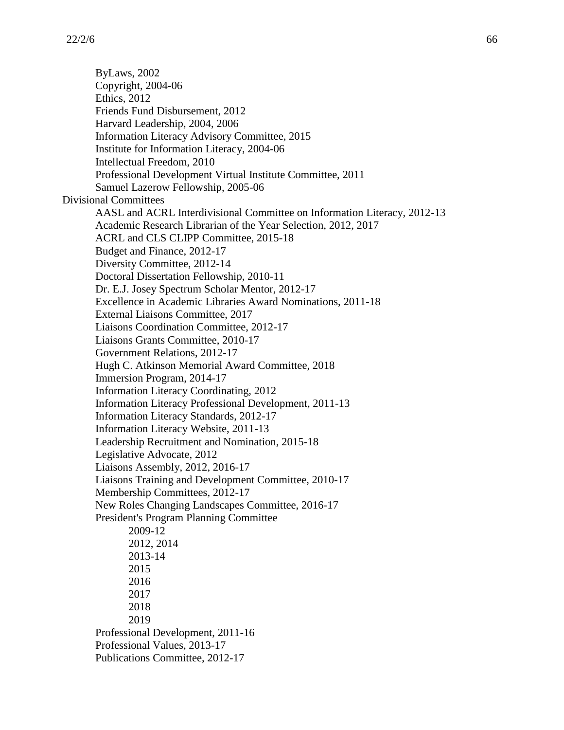- ByLaws, 2002
- Copyright, 2004-06
- Ethics, 2012
- Friends Fund Disbursement, 2012
- Harvard Leadership, 2004, 2006
- Information Literacy Advisory Committee, 2015
- Institute for Information Literacy, 2004-06
- Intellectual Freedom, 2010
- Professional Development Virtual Institute Committee, 2011
- Samuel Lazerow Fellowship, 2005-06

Divisional Committees

- AASL and ACRL Interdivisional Committee on Information Literacy, 2012-13
- Academic Research Librarian of the Year Selection, 2012, 2017
- ACRL and CLS CLIPP Committee, 2015-18
- Budget and Finance, 2012-17
- Diversity Committee, 2012-14
- Doctoral Dissertation Fellowship, 2010-11
- Dr. E.J. Josey Spectrum Scholar Mentor, 2012-17
- Excellence in Academic Libraries Award Nominations, 2011-18
- External Liaisons Committee, 2017
- Liaisons Coordination Committee, 2012-17
- Liaisons Grants Committee, 2010-17
- Government Relations, 2012-17
- Hugh C. Atkinson Memorial Award Committee, 2018
- Immersion Program, 2014-17
- Information Literacy Coordinating, 2012
- Information Literacy Professional Development, 2011-13
- Information Literacy Standards, 2012-17
- Information Literacy Website, 2011-13
- Leadership Recruitment and Nomination, 2015-18
- Legislative Advocate, 2012
- Liaisons Assembly, 2012, 2016-17
- Liaisons Training and Development Committee, 2010-17
- Membership Committees, 2012-17
- New Roles Changing Landscapes Committee, 2016-17
- President's Program Planning Committee
  - 2009-12
  - 2012, 2014
  - 2013-14
  - 2015
  - 2016
  - 2017
  - 2018
  - 2019
- Professional Development, 2011-16
- Professional Values, 2013-17
- Publications Committee, 2012-17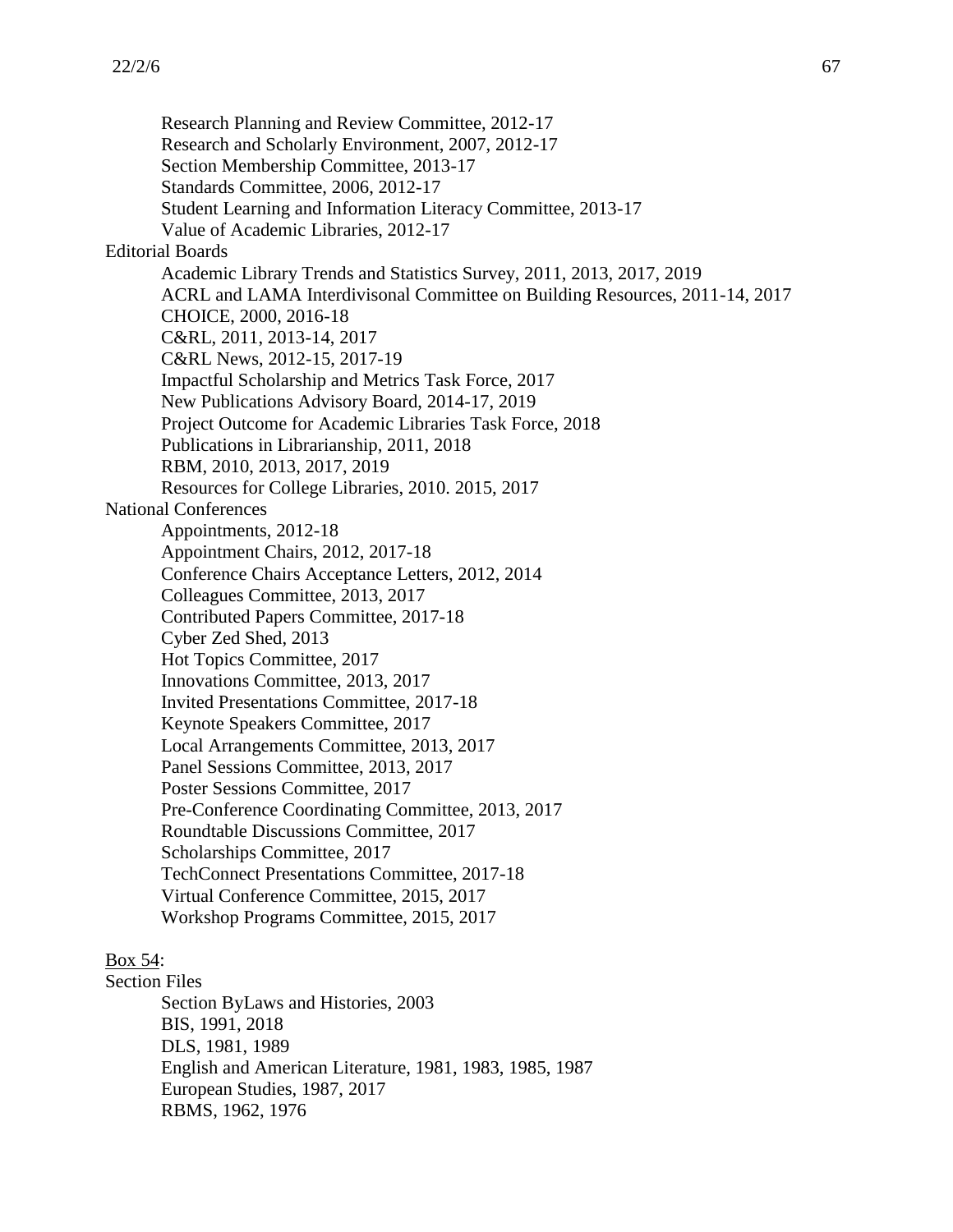Research Planning and Review Committee, 2012-17
Research and Scholarly Environment, 2007, 2012-17
Section Membership Committee, 2013-17
Standards Committee, 2006, 2012-17
Student Learning and Information Literacy Committee, 2013-17
Value of Academic Libraries, 2012-17

Editorial Boards

Academic Library Trends and Statistics Survey, 2011, 2013, 2017, 2019
ACRL and LAMA Interdivisonal Committee on Building Resources, 2011-14, 2017
CHOICE, 2000, 2016-18
C&RL, 2011, 2013-14, 2017
C&RL News, 2012-15, 2017-19
Impactful Scholarship and Metrics Task Force, 2017
New Publications Advisory Board, 2014-17, 2019
Project Outcome for Academic Libraries Task Force, 2018
Publications in Librarianship, 2011, 2018
RBM, 2010, 2013, 2017, 2019
Resources for College Libraries, 2010. 2015, 2017

National Conferences

Appointments, 2012-18
Appointment Chairs, 2012, 2017-18
Conference Chairs Acceptance Letters, 2012, 2014
Colleagues Committee, 2013, 2017
Contributed Papers Committee, 2017-18
Cyber Zed Shed, 2013
Hot Topics Committee, 2017
Innovations Committee, 2013, 2017
Invited Presentations Committee, 2017-18
Keynote Speakers Committee, 2017
Local Arrangements Committee, 2013, 2017
Panel Sessions Committee, 2013, 2017
Poster Sessions Committee, 2017
Pre-Conference Coordinating Committee, 2013, 2017
Roundtable Discussions Committee, 2017
Scholarships Committee, 2017
TechConnect Presentations Committee, 2017-18
Virtual Conference Committee, 2015, 2017
Workshop Programs Committee, 2015, 2017

Box 54:

Section Files

Section ByLaws and Histories, 2003
BIS, 1991, 2018
DLS, 1981, 1989
English and American Literature, 1981, 1983, 1985, 1987
European Studies, 1987, 2017
RBMS, 1962, 1976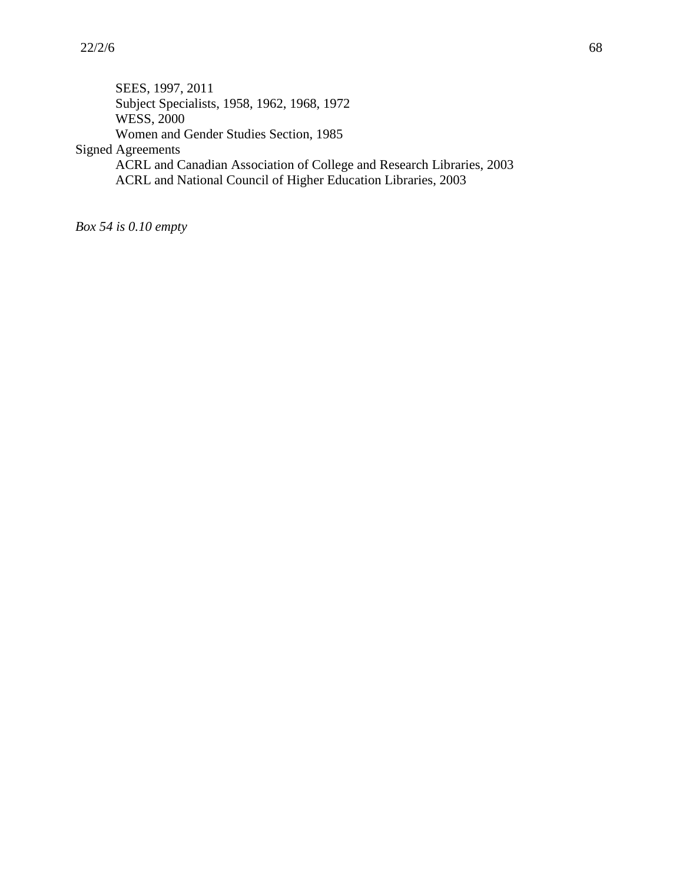SEES, 1997, 2011
Subject Specialists, 1958, 1962, 1968, 1972
WESS, 2000
Women and Gender Studies Section, 1985

Signed Agreements
ACRL and Canadian Association of College and Research Libraries, 2003
ACRL and National Council of Higher Education Libraries, 2003

*Box 54 is 0.10 empty*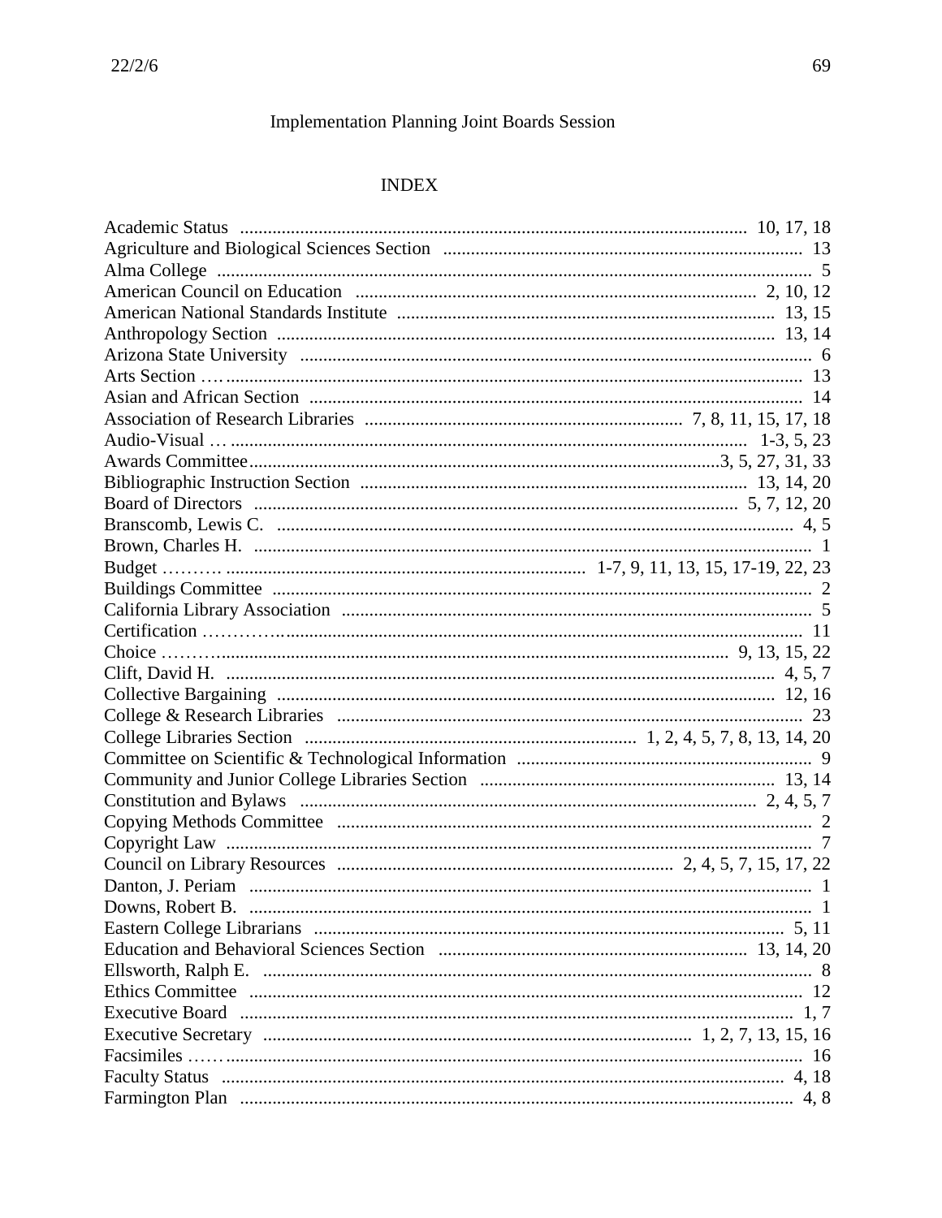Implementation Planning Joint Boards Session

## INDEX

Academic Status ........ 10, 17, 18
Agriculture and Biological Sciences Section ........ 13
Alma College ........ 5
American Council on Education ........ 2, 10, 12
American National Standards Institute ........ 13, 15
Anthropology Section ........ 13, 14
Arizona State University ........ 6
Arts Section ........ 13
Asian and African Section ........ 14
Association of Research Libraries ........ 7, 8, 11, 15, 17, 18
Audio-Visual ........ 1-3, 5, 23
Awards Committee ........ 3, 5, 27, 31, 33
Bibliographic Instruction Section ........ 13, 14, 20
Board of Directors ........ 5, 7, 12, 20
Branscomb, Lewis C. ........ 4, 5
Brown, Charles H. ........ 1
Budget ........ 1-7, 9, 11, 13, 15, 17-19, 22, 23
Buildings Committee ........ 2
California Library Association ........ 5
Certification ........ 11
Choice ........ 9, 13, 15, 22
Clift, David H. ........ 4, 5, 7
Collective Bargaining ........ 12, 16
College & Research Libraries ........ 23
College Libraries Section ........ 1, 2, 4, 5, 7, 8, 13, 14, 20
Committee on Scientific & Technological Information ........ 9
Community and Junior College Libraries Section ........ 13, 14
Constitution and Bylaws ........ 2, 4, 5, 7
Copying Methods Committee ........ 2
Copyright Law ........ 7
Council on Library Resources ........ 2, 4, 5, 7, 15, 17, 22
Danton, J. Periam ........ 1
Downs, Robert B. ........ 1
Eastern College Librarians ........ 5, 11
Education and Behavioral Sciences Section ........ 13, 14, 20
Ellsworth, Ralph E. ........ 8
Ethics Committee ........ 12
Executive Board ........ 1, 7
Executive Secretary ........ 1, 2, 7, 13, 15, 16
Facsimiles ........ 16
Faculty Status ........ 4, 18
Farmington Plan ........ 4, 8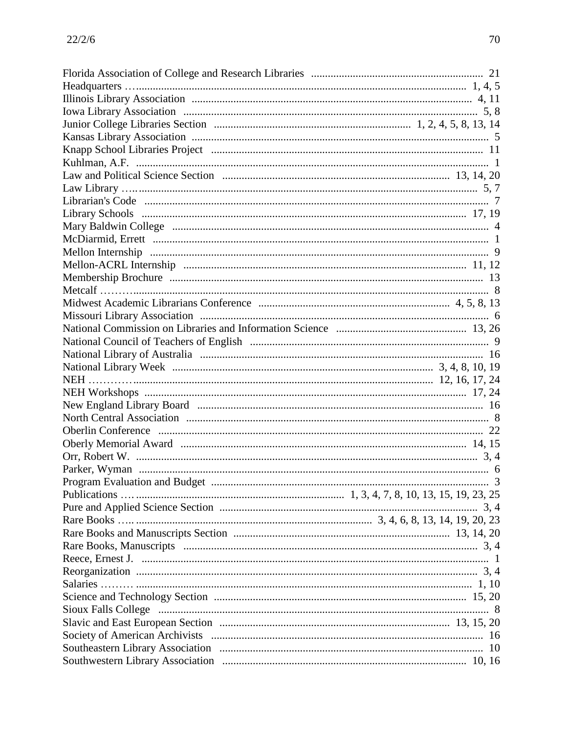Florida Association of College and Research Libraries ........ 21
Headquarters ........ 1, 4, 5
Illinois Library Association ........ 4, 11
Iowa Library Association ........ 5, 8
Junior College Libraries Section ........ 1, 2, 4, 5, 8, 13, 14
Kansas Library Association ........ 5
Knapp School Libraries Project ........ 11
Kuhlman, A.F. ........ 1
Law and Political Science Section ........ 13, 14, 20
Law Library ........ 5, 7
Librarian's Code ........ 7
Library Schools ........ 17, 19
Mary Baldwin College ........ 4
McDiarmid, Errett ........ 1
Mellon Internship ........ 9
Mellon-ACRL Internship ........ 11, 12
Membership Brochure ........ 13
Metcalf ........ 8
Midwest Academic Librarians Conference ........ 4, 5, 8, 13
Missouri Library Association ........ 6
National Commission on Libraries and Information Science ........ 13, 26
National Council of Teachers of English ........ 9
National Library of Australia ........ 16
National Library Week ........ 3, 4, 8, 10, 19
NEH ........ 12, 16, 17, 24
NEH Workshops ........ 17, 24
New England Library Board ........ 16
North Central Association ........ 8
Oberlin Conference ........ 22
Oberly Memorial Award ........ 14, 15
Orr, Robert W. ........ 3, 4
Parker, Wyman ........ 6
Program Evaluation and Budget ........ 3
Publications ........ 1, 3, 4, 7, 8, 10, 13, 15, 19, 23, 25
Pure and Applied Science Section ........ 3, 4
Rare Books ........ 3, 4, 6, 8, 13, 14, 19, 20, 23
Rare Books and Manuscripts Section ........ 13, 14, 20
Rare Books, Manuscripts ........ 3, 4
Reece, Ernest J. ........ 1
Reorganization ........ 3, 4
Salaries ........ 1, 10
Science and Technology Section ........ 15, 20
Sioux Falls College ........ 8
Slavic and East European Section ........ 13, 15, 20
Society of American Archivists ........ 16
Southeastern Library Association ........ 10
Southwestern Library Association ........ 10, 16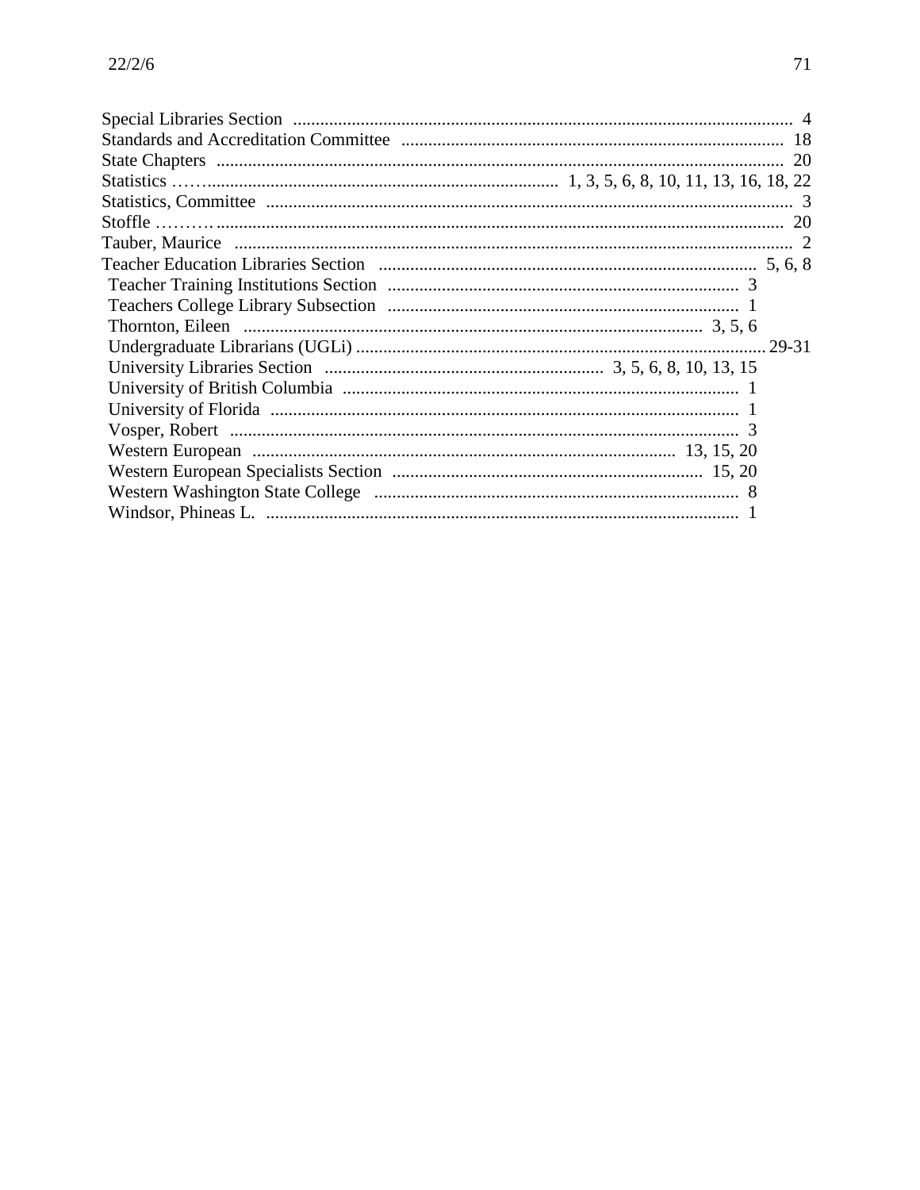Special Libraries Section .......... 4
Standards and Accreditation Committee .......... 18
State Chapters .......... 20
Statistics .......... 1, 3, 5, 6, 8, 10, 11, 13, 16, 18, 22
Statistics, Committee .......... 3
Stoffle .......... 20
Tauber, Maurice .......... 2
Teacher Education Libraries Section .......... 5, 6, 8
Teacher Training Institutions Section .......... 3
Teachers College Library Subsection .......... 1
Thornton, Eileen .......... 3, 5, 6
Undergraduate Librarians (UGLi) .......... 29-31
University Libraries Section .......... 3, 5, 6, 8, 10, 13, 15
University of British Columbia .......... 1
University of Florida .......... 1
Vosper, Robert .......... 3
Western European .......... 13, 15, 20
Western European Specialists Section .......... 15, 20
Western Washington State College .......... 8
Windsor, Phineas L. .......... 1